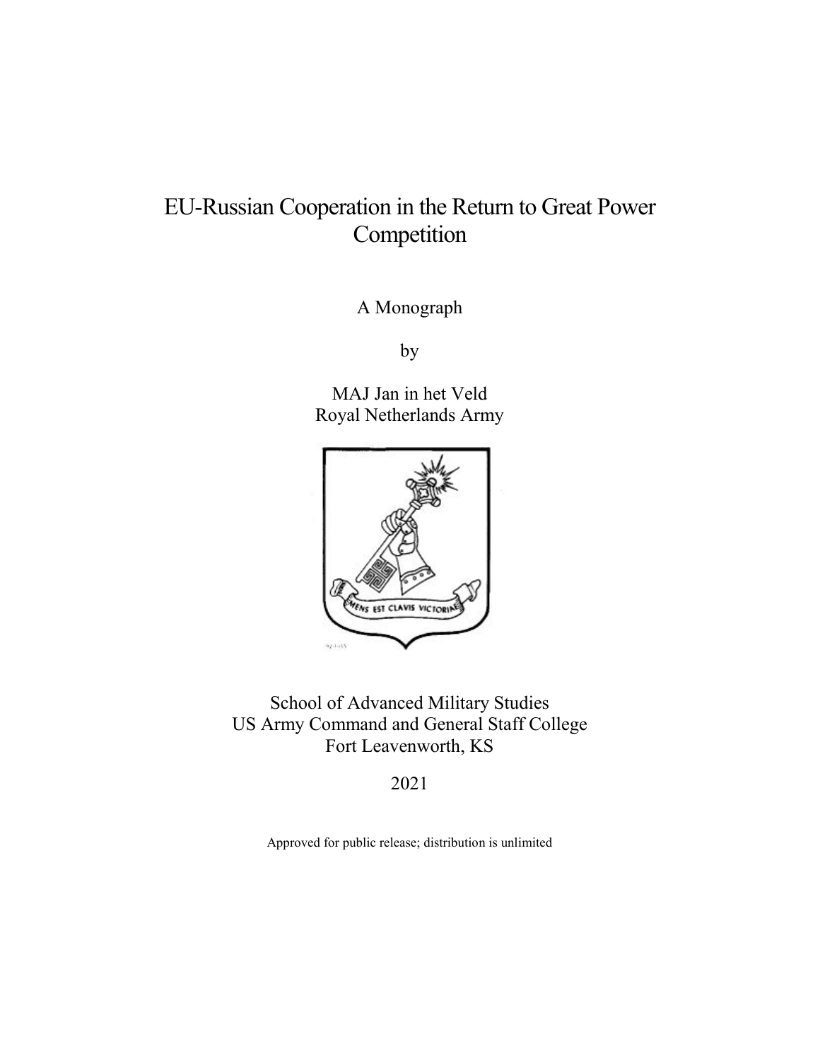# EU-Russian Cooperation in the Return to Great Power Competition

A Monograph

by

MAJ Jan in het Veld
Royal Netherlands Army

School of Advanced Military Studies
US Army Command and General Staff College
Fort Leavenworth, KS

2021

Approved for public release; distribution is unlimited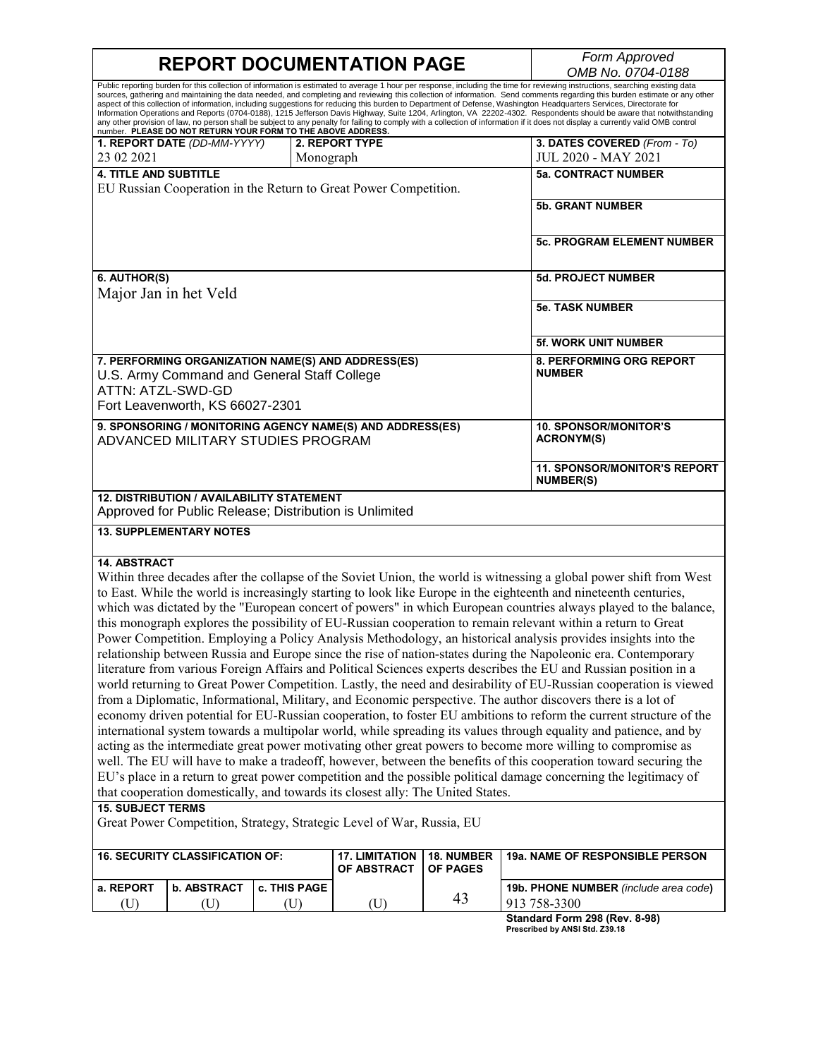# REPORT DOCUMENTATION PAGE

*Form Approved*
*OMB No. 0704-0188*

Public reporting burden for this collection of information is estimated to average 1 hour per response, including the time for reviewing instructions, searching existing data sources, gathering and maintaining the data needed, and completing and reviewing this collection of information. Send comments regarding this burden estimate or any other aspect of this collection of information, including suggestions for reducing this burden to Department of Defense, Washington Headquarters Services, Directorate for Information Operations and Reports (0704-0188), 1215 Jefferson Davis Highway, Suite 1204, Arlington, VA 22202-4302. Respondents should be aware that notwithstanding any other provision of law, no person shall be subject to any penalty for failing to comply with a collection of information if it does not display a currently valid OMB control number. **PLEASE DO NOT RETURN YOUR FORM TO THE ABOVE ADDRESS.**

| **1. REPORT DATE** *(DD-MM-YYYY)* | **2. REPORT TYPE** | **3. DATES COVERED** *(From - To)* |
|---|---|---|
| 23 02 2021 | Monograph | JUL 2020 - MAY 2021 |

**4. TITLE AND SUBTITLE**
EU Russian Cooperation in the Return to Great Power Competition.

**5a. CONTRACT NUMBER**

**5b. GRANT NUMBER**

**5c. PROGRAM ELEMENT NUMBER**

**6. AUTHOR(S)**
Major Jan in het Veld

**5d. PROJECT NUMBER**

**5e. TASK NUMBER**

**5f. WORK UNIT NUMBER**

**7. PERFORMING ORGANIZATION NAME(S) AND ADDRESS(ES)**
U.S. Army Command and General Staff College
ATTN: ATZL-SWD-GD
Fort Leavenworth, KS 66027-2301

**8. PERFORMING ORG REPORT NUMBER**

**9. SPONSORING / MONITORING AGENCY NAME(S) AND ADDRESS(ES)**
ADVANCED MILITARY STUDIES PROGRAM

**10. SPONSOR/MONITOR'S ACRONYM(S)**

**11. SPONSOR/MONITOR'S REPORT NUMBER(S)**

**12. DISTRIBUTION / AVAILABILITY STATEMENT**
Approved for Public Release; Distribution is Unlimited

**13. SUPPLEMENTARY NOTES**

**14. ABSTRACT**
Within three decades after the collapse of the Soviet Union, the world is witnessing a global power shift from West to East. While the world is increasingly starting to look like Europe in the eighteenth and nineteenth centuries, which was dictated by the "European concert of powers" in which European countries always played to the balance, this monograph explores the possibility of EU-Russian cooperation to remain relevant within a return to Great Power Competition. Employing a Policy Analysis Methodology, an historical analysis provides insights into the relationship between Russia and Europe since the rise of nation-states during the Napoleonic era. Contemporary literature from various Foreign Affairs and Political Sciences experts describes the EU and Russian position in a world returning to Great Power Competition. Lastly, the need and desirability of EU-Russian cooperation is viewed from a Diplomatic, Informational, Military, and Economic perspective. The author discovers there is a lot of economy driven potential for EU-Russian cooperation, to foster EU ambitions to reform the current structure of the international system towards a multipolar world, while spreading its values through equality and patience, and by acting as the intermediate great power motivating other great powers to become more willing to compromise as well. The EU will have to make a tradeoff, however, between the benefits of this cooperation toward securing the EU's place in a return to great power competition and the possible political damage concerning the legitimacy of that cooperation domestically, and towards its closest ally: The United States.

**15. SUBJECT TERMS**
Great Power Competition, Strategy, Strategic Level of War, Russia, EU

| **16. SECURITY CLASSIFICATION OF:** | | | **17. LIMITATION OF ABSTRACT** | **18. NUMBER OF PAGES** | **19a. NAME OF RESPONSIBLE PERSON** |
|---|---|---|---|---|---|
| **a. REPORT** | **b. ABSTRACT** | **c. THIS PAGE** | | | **19b. PHONE NUMBER** *(include area code)* |
| (U) | (U) | (U) | (U) | 43 | 913 758-3300 |

**Standard Form 298 (Rev. 8-98)**
**Prescribed by ANSI Std. Z39.18**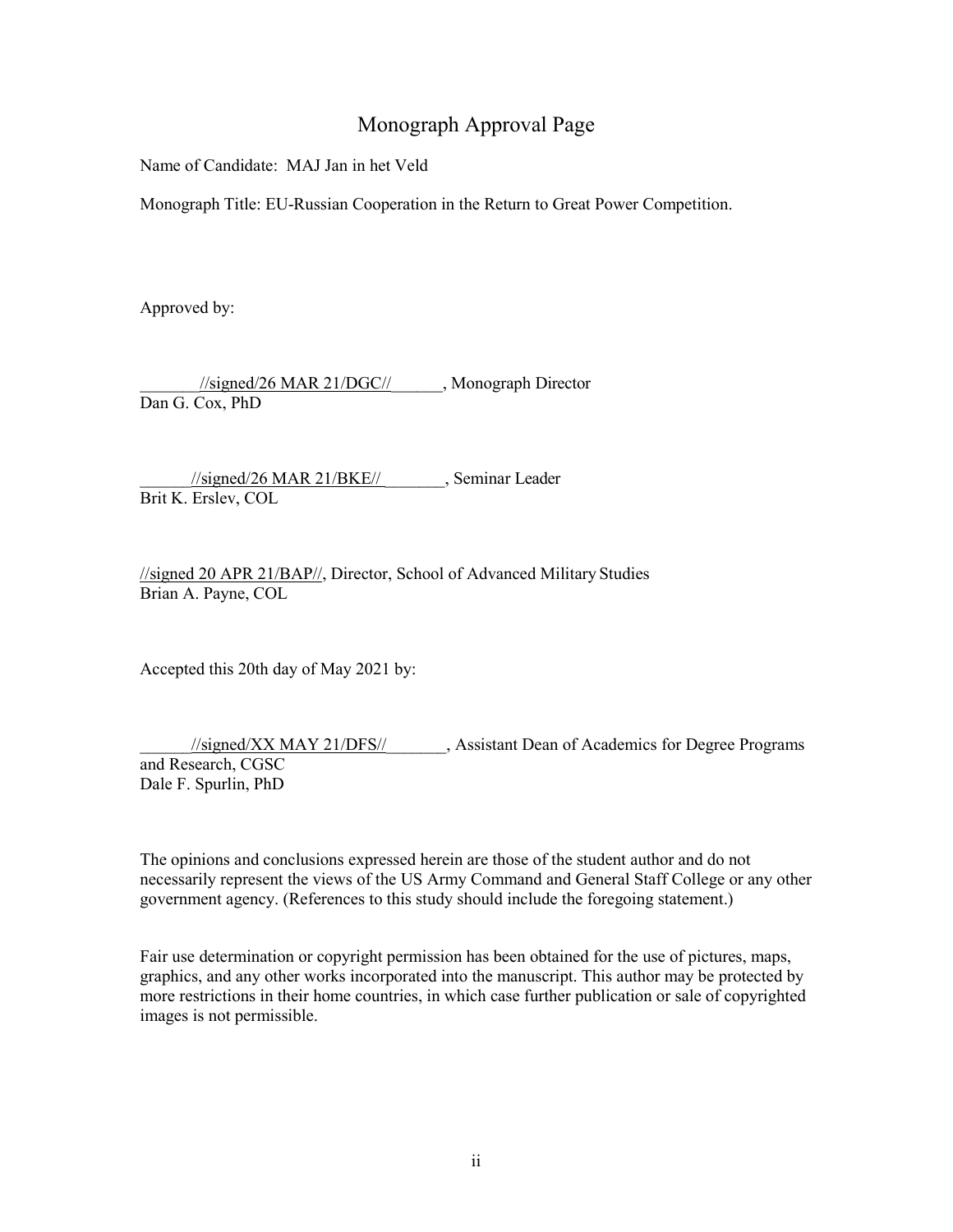# Monograph Approval Page

Name of Candidate: MAJ Jan in het Veld

Monograph Title: EU-Russian Cooperation in the Return to Great Power Competition.

Approved by:

_______//signed/26 MAR 21/DGC//______, Monograph Director
Dan G. Cox, PhD

______//signed/26 MAR 21/BKE//_______, Seminar Leader
Brit K. Erslev, COL

//signed 20 APR 21/BAP//, Director, School of Advanced Military Studies
Brian A. Payne, COL

Accepted this 20th day of May 2021 by:

______//signed/XX MAY 21/DFS//_______, Assistant Dean of Academics for Degree Programs and Research, CGSC
Dale F. Spurlin, PhD

The opinions and conclusions expressed herein are those of the student author and do not necessarily represent the views of the US Army Command and General Staff College or any other government agency. (References to this study should include the foregoing statement.)

Fair use determination or copyright permission has been obtained for the use of pictures, maps, graphics, and any other works incorporated into the manuscript. This author may be protected by more restrictions in their home countries, in which case further publication or sale of copyrighted images is not permissible.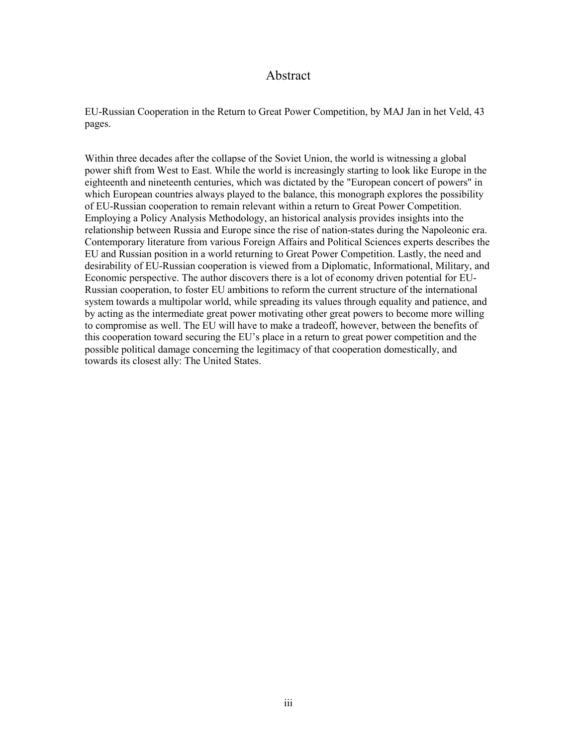# Abstract

EU-Russian Cooperation in the Return to Great Power Competition, by MAJ Jan in het Veld, 43 pages.

Within three decades after the collapse of the Soviet Union, the world is witnessing a global power shift from West to East. While the world is increasingly starting to look like Europe in the eighteenth and nineteenth centuries, which was dictated by the "European concert of powers" in which European countries always played to the balance, this monograph explores the possibility of EU-Russian cooperation to remain relevant within a return to Great Power Competition. Employing a Policy Analysis Methodology, an historical analysis provides insights into the relationship between Russia and Europe since the rise of nation-states during the Napoleonic era. Contemporary literature from various Foreign Affairs and Political Sciences experts describes the EU and Russian position in a world returning to Great Power Competition. Lastly, the need and desirability of EU-Russian cooperation is viewed from a Diplomatic, Informational, Military, and Economic perspective. The author discovers there is a lot of economy driven potential for EU-Russian cooperation, to foster EU ambitions to reform the current structure of the international system towards a multipolar world, while spreading its values through equality and patience, and by acting as the intermediate great power motivating other great powers to become more willing to compromise as well. The EU will have to make a tradeoff, however, between the benefits of this cooperation toward securing the EU's place in a return to great power competition and the possible political damage concerning the legitimacy of that cooperation domestically, and towards its closest ally: The United States.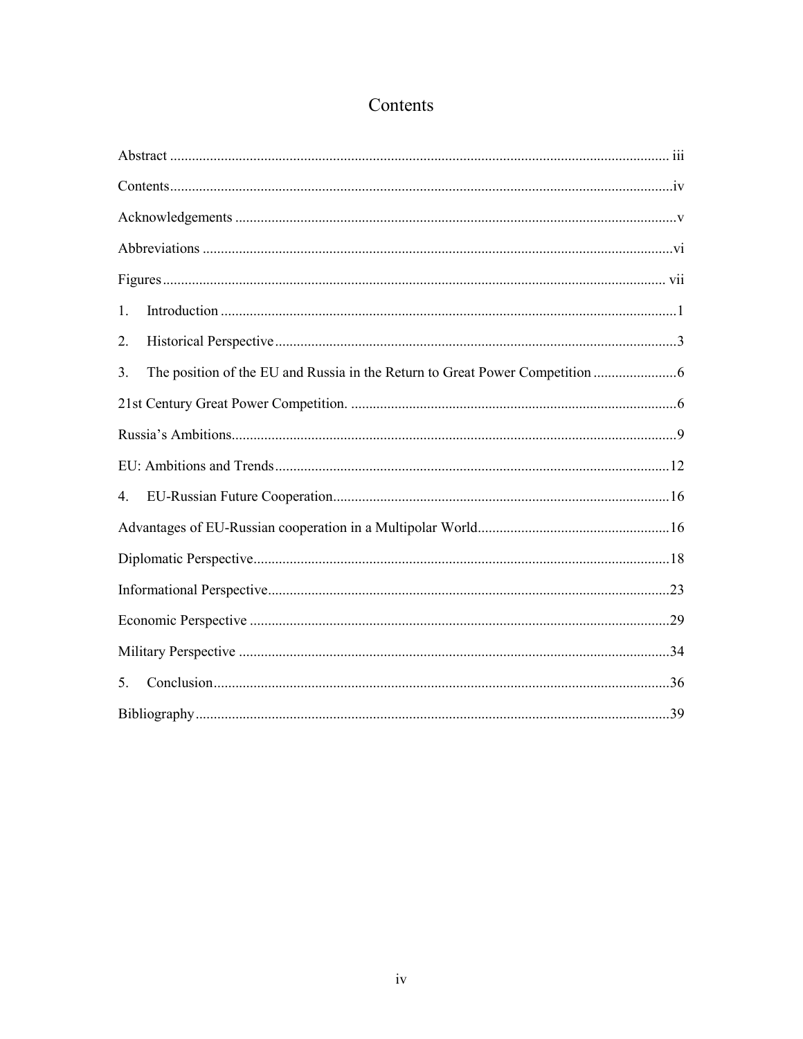# Contents

Abstract ........................................................................................................................ iii

Contents........................................................................................................................iv

Acknowledgements ........................................................................................................v

Abbreviations ...............................................................................................................vi

Figures ......................................................................................................................... vii

1. Introduction ..............................................................................................................1

2. Historical Perspective ..............................................................................................3

3. The position of the EU and Russia in the Return to Great Power Competition .......................6

21st Century Great Power Competition. ..........................................................................6

Russia's Ambitions..........................................................................................................9

EU: Ambitions and Trends.............................................................................................12

4. EU-Russian Future Cooperation.............................................................................16

Advantages of EU-Russian cooperation in a Multipolar World.....................................................16

Diplomatic Perspective..................................................................................................18

Informational Perspective..............................................................................................23

Economic Perspective ...................................................................................................29

Military Perspective ......................................................................................................34

5. Conclusion...............................................................................................................36

Bibliography..................................................................................................................39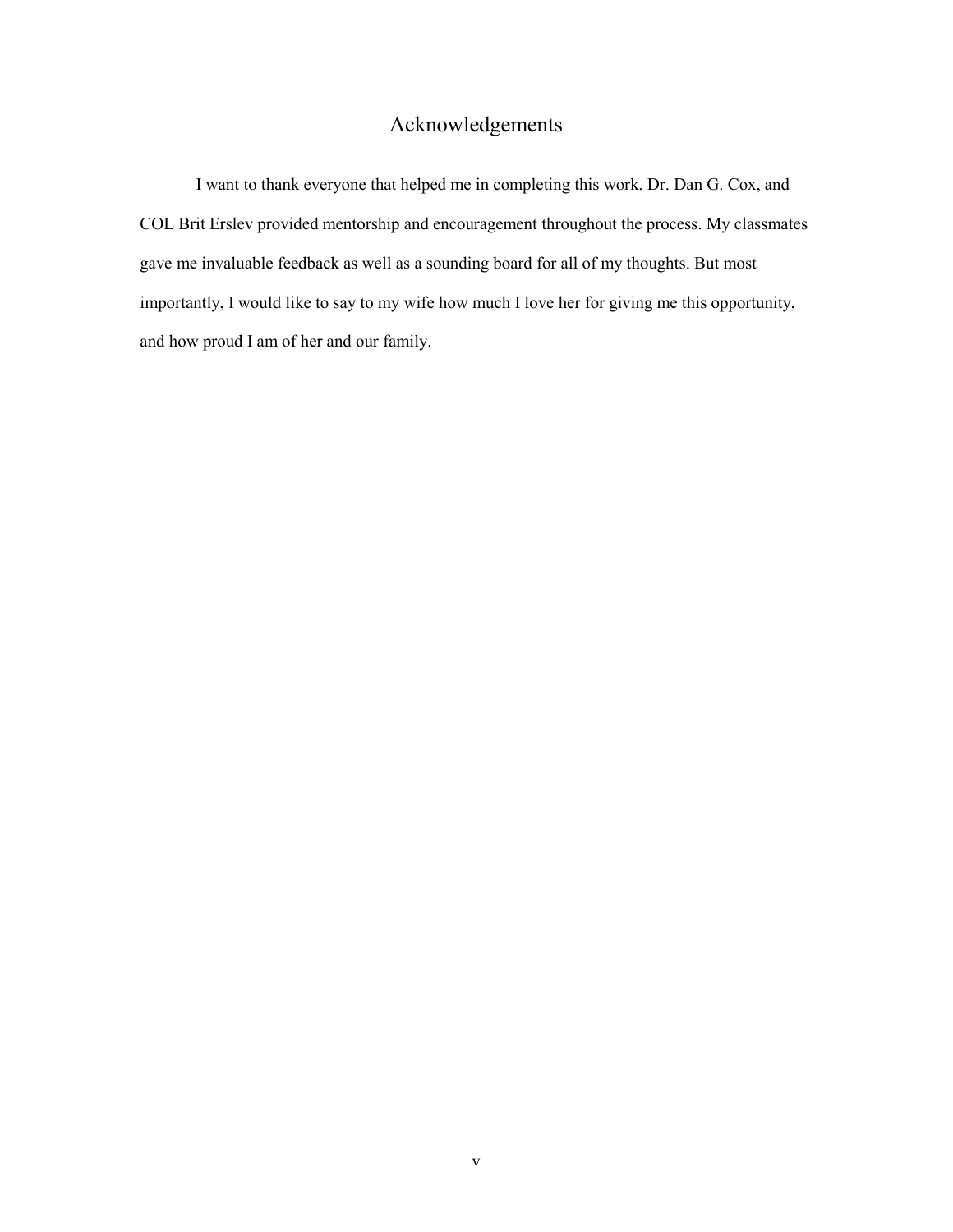# Acknowledgements

I want to thank everyone that helped me in completing this work. Dr. Dan G. Cox, and COL Brit Erslev provided mentorship and encouragement throughout the process. My classmates gave me invaluable feedback as well as a sounding board for all of my thoughts. But most importantly, I would like to say to my wife how much I love her for giving me this opportunity, and how proud I am of her and our family.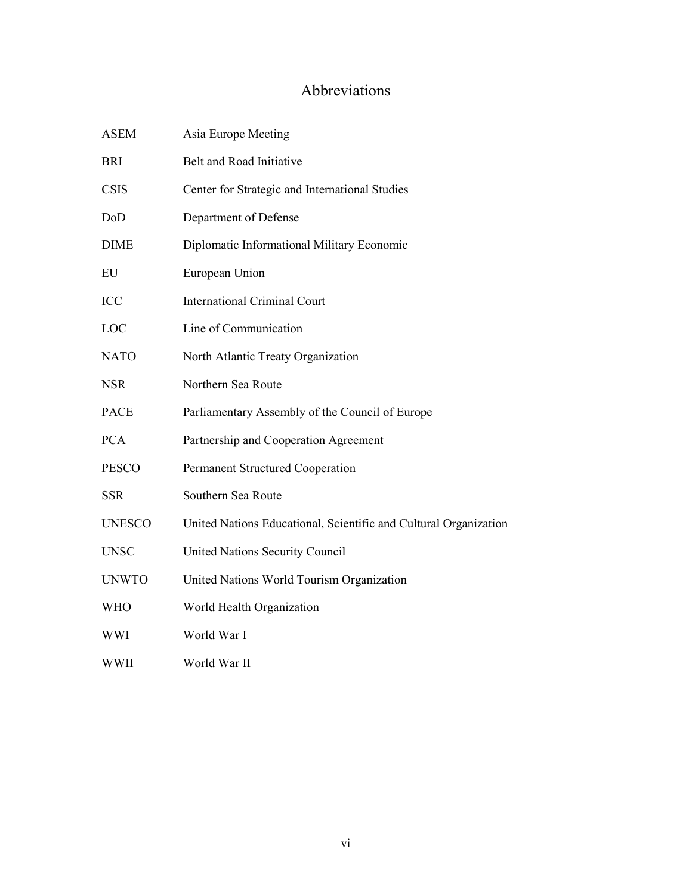# Abbreviations

| | |
|---|---|
| ASEM | Asia Europe Meeting |
| BRI | Belt and Road Initiative |
| CSIS | Center for Strategic and International Studies |
| DoD | Department of Defense |
| DIME | Diplomatic Informational Military Economic |
| EU | European Union |
| ICC | International Criminal Court |
| LOC | Line of Communication |
| NATO | North Atlantic Treaty Organization |
| NSR | Northern Sea Route |
| PACE | Parliamentary Assembly of the Council of Europe |
| PCA | Partnership and Cooperation Agreement |
| PESCO | Permanent Structured Cooperation |
| SSR | Southern Sea Route |
| UNESCO | United Nations Educational, Scientific and Cultural Organization |
| UNSC | United Nations Security Council |
| UNWTO | United Nations World Tourism Organization |
| WHO | World Health Organization |
| WWI | World War I |
| WWII | World War II |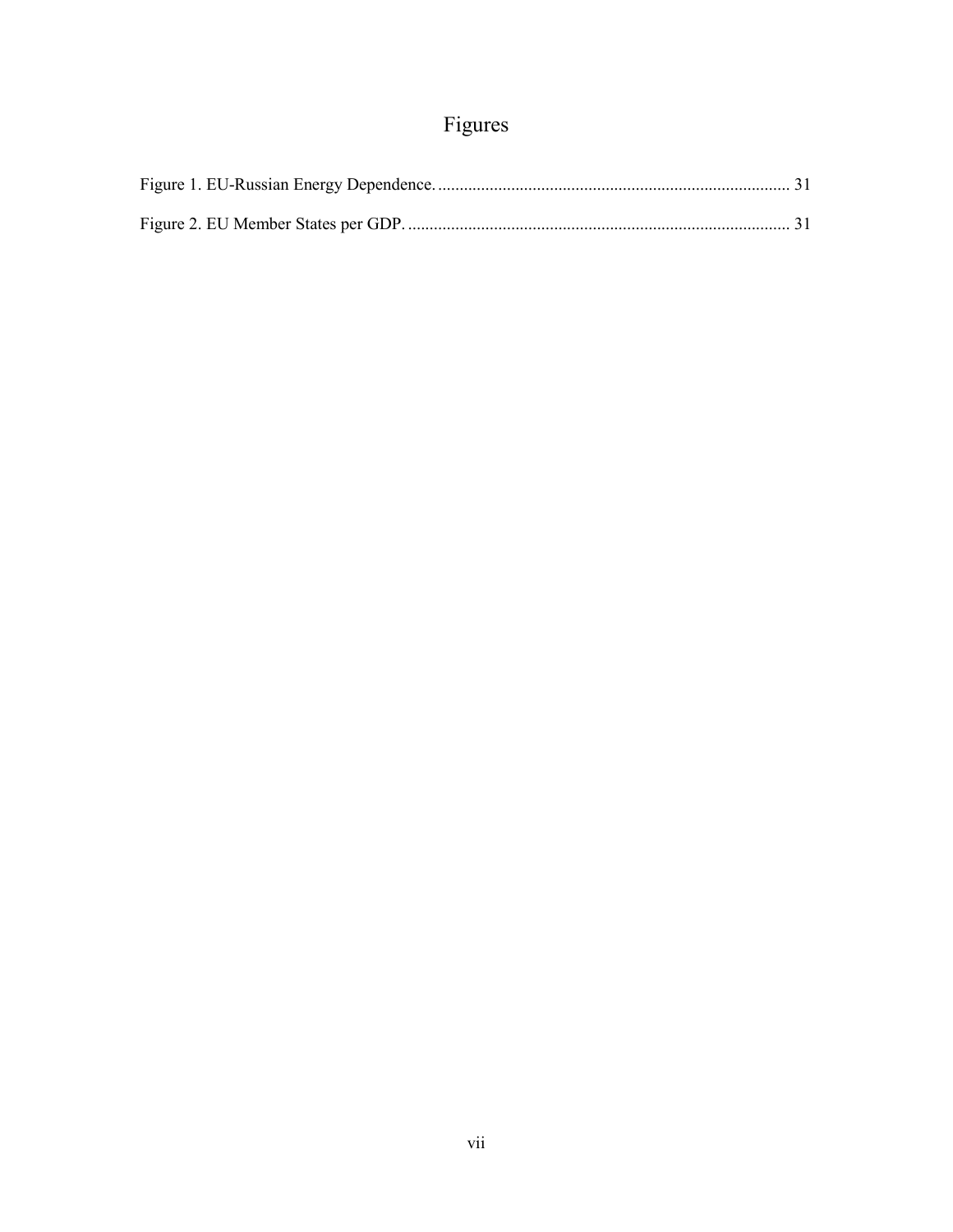# Figures

Figure 1. EU-Russian Energy Dependence. .................................................................................. 31

Figure 2. EU Member States per GDP. ......................................................................................... 31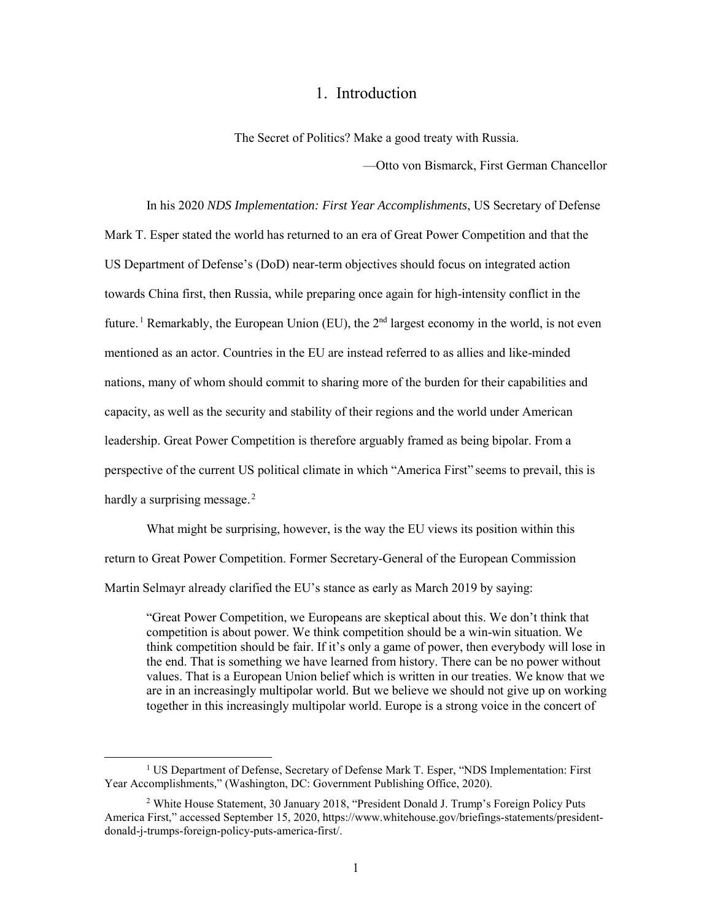# 1. Introduction

The Secret of Politics? Make a good treaty with Russia.

—Otto von Bismarck, First German Chancellor

In his 2020 *NDS Implementation: First Year Accomplishments*, US Secretary of Defense Mark T. Esper stated the world has returned to an era of Great Power Competition and that the US Department of Defense's (DoD) near-term objectives should focus on integrated action towards China first, then Russia, while preparing once again for high-intensity conflict in the future.[1] Remarkably, the European Union (EU), the 2nd largest economy in the world, is not even mentioned as an actor. Countries in the EU are instead referred to as allies and like-minded nations, many of whom should commit to sharing more of the burden for their capabilities and capacity, as well as the security and stability of their regions and the world under American leadership. Great Power Competition is therefore arguably framed as being bipolar. From a perspective of the current US political climate in which "America First" seems to prevail, this is hardly a surprising message.[2]

What might be surprising, however, is the way the EU views its position within this return to Great Power Competition. Former Secretary-General of the European Commission Martin Selmayr already clarified the EU's stance as early as March 2019 by saying:

> "Great Power Competition, we Europeans are skeptical about this. We don't think that competition is about power. We think competition should be a win-win situation. We think competition should be fair. If it's only a game of power, then everybody will lose in the end. That is something we have learned from history. There can be no power without values. That is a European Union belief which is written in our treaties. We know that we are in an increasingly multipolar world. But we believe we should not give up on working together in this increasingly multipolar world. Europe is a strong voice in the concert of

[1] US Department of Defense, Secretary of Defense Mark T. Esper, "NDS Implementation: First Year Accomplishments," (Washington, DC: Government Publishing Office, 2020).

[2] White House Statement, 30 January 2018, "President Donald J. Trump's Foreign Policy Puts America First," accessed September 15, 2020, https://www.whitehouse.gov/briefings-statements/president-donald-j-trumps-foreign-policy-puts-america-first/.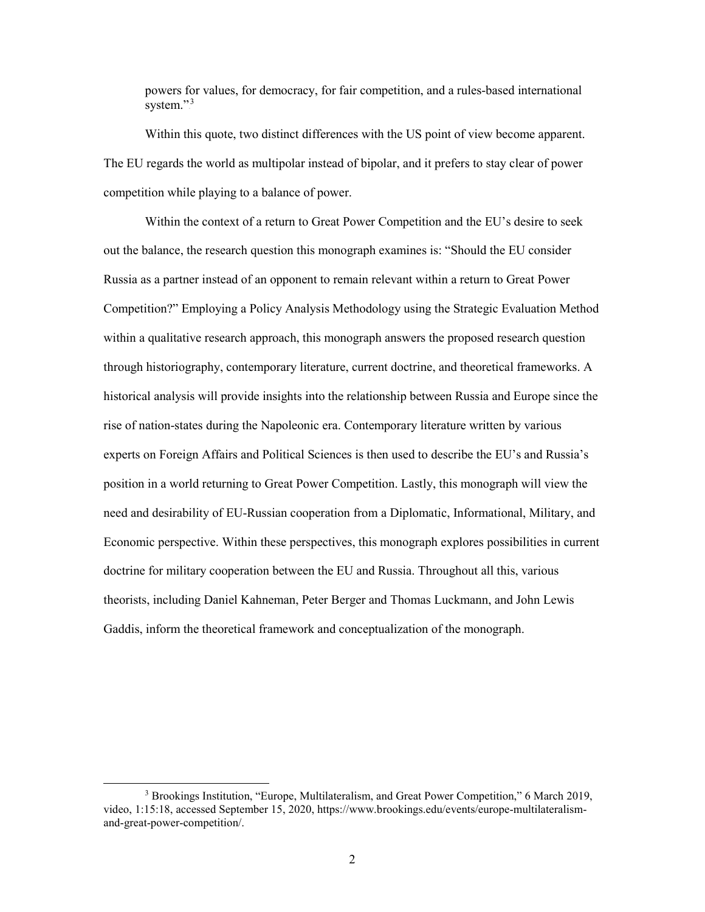> powers for values, for democracy, for fair competition, and a rules-based international system."[3]

Within this quote, two distinct differences with the US point of view become apparent. The EU regards the world as multipolar instead of bipolar, and it prefers to stay clear of power competition while playing to a balance of power.

Within the context of a return to Great Power Competition and the EU's desire to seek out the balance, the research question this monograph examines is: "Should the EU consider Russia as a partner instead of an opponent to remain relevant within a return to Great Power Competition?" Employing a Policy Analysis Methodology using the Strategic Evaluation Method within a qualitative research approach, this monograph answers the proposed research question through historiography, contemporary literature, current doctrine, and theoretical frameworks. A historical analysis will provide insights into the relationship between Russia and Europe since the rise of nation-states during the Napoleonic era. Contemporary literature written by various experts on Foreign Affairs and Political Sciences is then used to describe the EU's and Russia's position in a world returning to Great Power Competition. Lastly, this monograph will view the need and desirability of EU-Russian cooperation from a Diplomatic, Informational, Military, and Economic perspective. Within these perspectives, this monograph explores possibilities in current doctrine for military cooperation between the EU and Russia. Throughout all this, various theorists, including Daniel Kahneman, Peter Berger and Thomas Luckmann, and John Lewis Gaddis, inform the theoretical framework and conceptualization of the monograph.

---

[3] Brookings Institution, "Europe, Multilateralism, and Great Power Competition," 6 March 2019, video, 1:15:18, accessed September 15, 2020, https://www.brookings.edu/events/europe-multilateralism-and-great-power-competition/.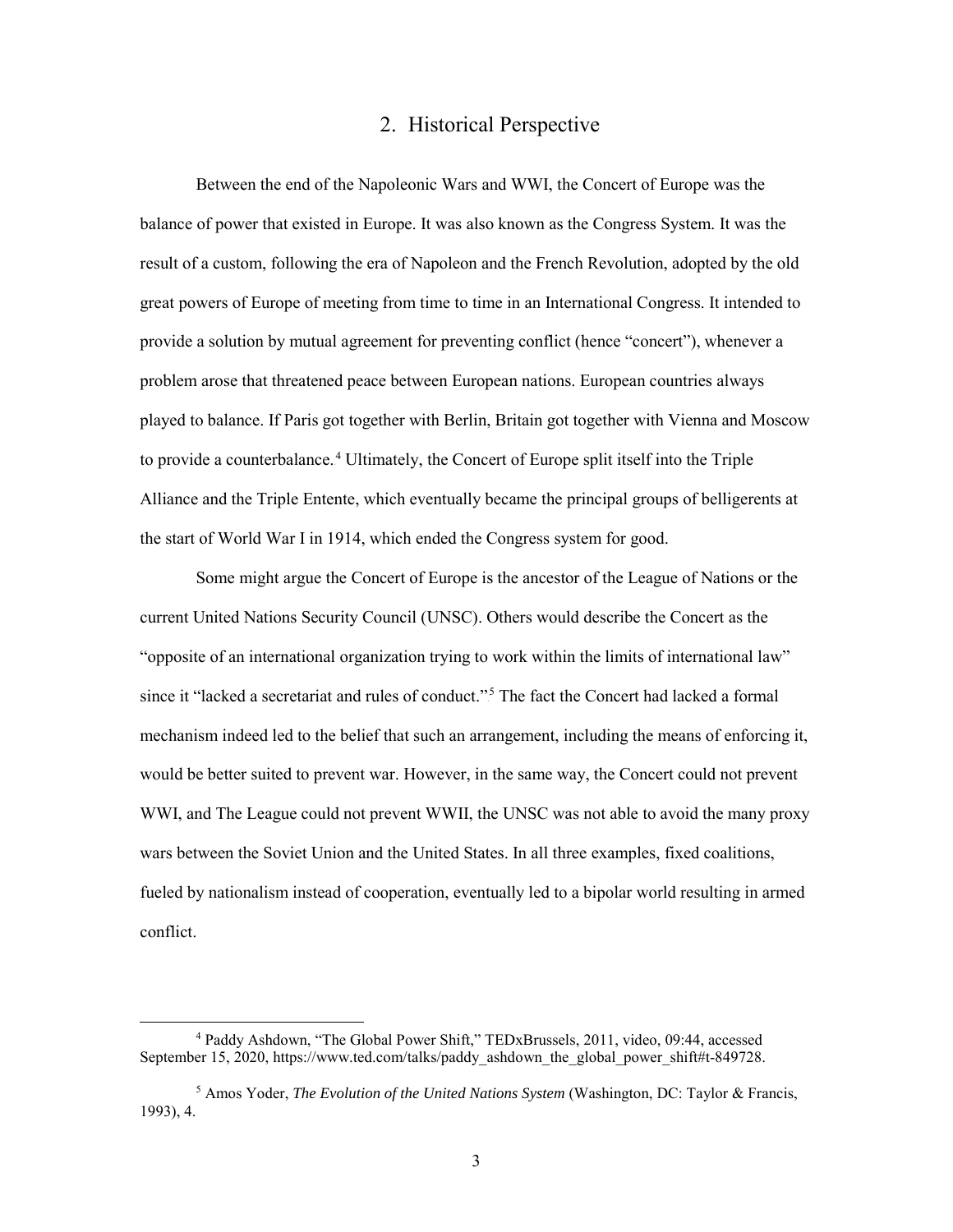## 2. Historical Perspective

Between the end of the Napoleonic Wars and WWI, the Concert of Europe was the balance of power that existed in Europe. It was also known as the Congress System. It was the result of a custom, following the era of Napoleon and the French Revolution, adopted by the old great powers of Europe of meeting from time to time in an International Congress. It intended to provide a solution by mutual agreement for preventing conflict (hence "concert"), whenever a problem arose that threatened peace between European nations. European countries always played to balance. If Paris got together with Berlin, Britain got together with Vienna and Moscow to provide a counterbalance.[4] Ultimately, the Concert of Europe split itself into the Triple Alliance and the Triple Entente, which eventually became the principal groups of belligerents at the start of World War I in 1914, which ended the Congress system for good.

Some might argue the Concert of Europe is the ancestor of the League of Nations or the current United Nations Security Council (UNSC). Others would describe the Concert as the "opposite of an international organization trying to work within the limits of international law" since it "lacked a secretariat and rules of conduct."[5] The fact the Concert had lacked a formal mechanism indeed led to the belief that such an arrangement, including the means of enforcing it, would be better suited to prevent war. However, in the same way, the Concert could not prevent WWI, and The League could not prevent WWII, the UNSC was not able to avoid the many proxy wars between the Soviet Union and the United States. In all three examples, fixed coalitions, fueled by nationalism instead of cooperation, eventually led to a bipolar world resulting in armed conflict.

---

[4] Paddy Ashdown, "The Global Power Shift," TEDxBrussels, 2011, video, 09:44, accessed September 15, 2020, https://www.ted.com/talks/paddy_ashdown_the_global_power_shift#t-849728.

[5] Amos Yoder, *The Evolution of the United Nations System* (Washington, DC: Taylor & Francis, 1993), 4.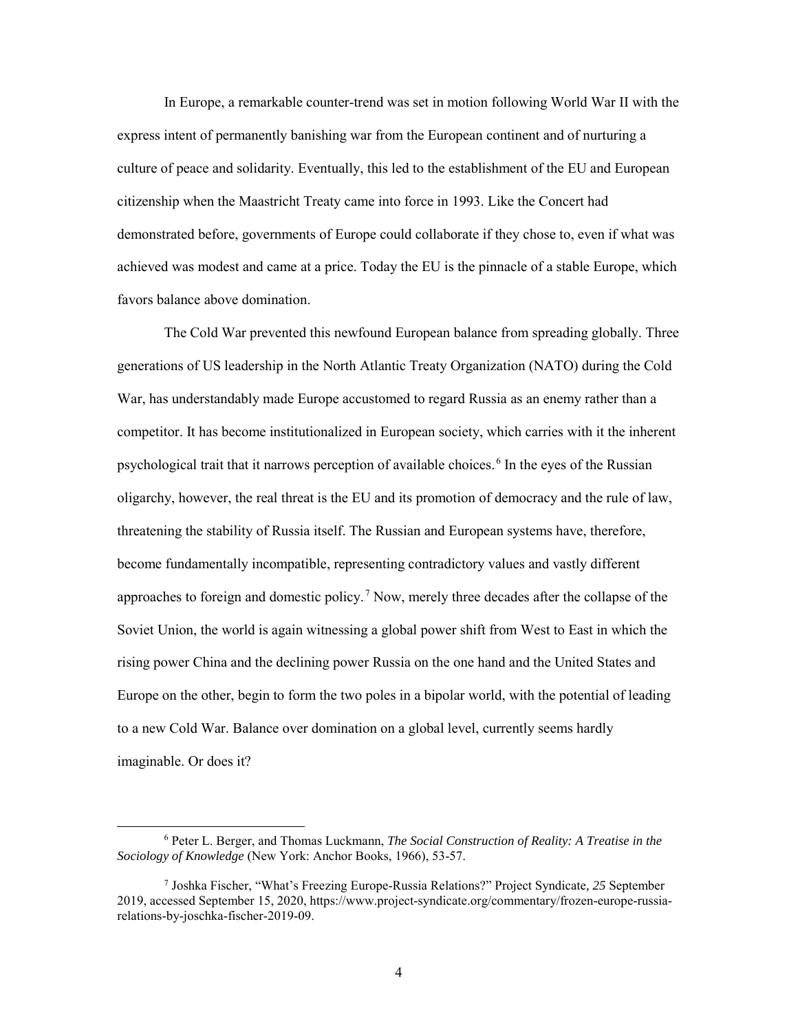In Europe, a remarkable counter-trend was set in motion following World War II with the express intent of permanently banishing war from the European continent and of nurturing a culture of peace and solidarity. Eventually, this led to the establishment of the EU and European citizenship when the Maastricht Treaty came into force in 1993. Like the Concert had demonstrated before, governments of Europe could collaborate if they chose to, even if what was achieved was modest and came at a price. Today the EU is the pinnacle of a stable Europe, which favors balance above domination.

The Cold War prevented this newfound European balance from spreading globally. Three generations of US leadership in the North Atlantic Treaty Organization (NATO) during the Cold War, has understandably made Europe accustomed to regard Russia as an enemy rather than a competitor. It has become institutionalized in European society, which carries with it the inherent psychological trait that it narrows perception of available choices.[6] In the eyes of the Russian oligarchy, however, the real threat is the EU and its promotion of democracy and the rule of law, threatening the stability of Russia itself. The Russian and European systems have, therefore, become fundamentally incompatible, representing contradictory values and vastly different approaches to foreign and domestic policy.[7] Now, merely three decades after the collapse of the Soviet Union, the world is again witnessing a global power shift from West to East in which the rising power China and the declining power Russia on the one hand and the United States and Europe on the other, begin to form the two poles in a bipolar world, with the potential of leading to a new Cold War. Balance over domination on a global level, currently seems hardly imaginable. Or does it?

---

[6] Peter L. Berger, and Thomas Luckmann, *The Social Construction of Reality: A Treatise in the Sociology of Knowledge* (New York: Anchor Books, 1966), 53-57.

[7] Joshka Fischer, "What's Freezing Europe-Russia Relations?" Project Syndicate*, 25* September 2019, accessed September 15, 2020, https://www.project-syndicate.org/commentary/frozen-europe-russia-relations-by-joschka-fischer-2019-09.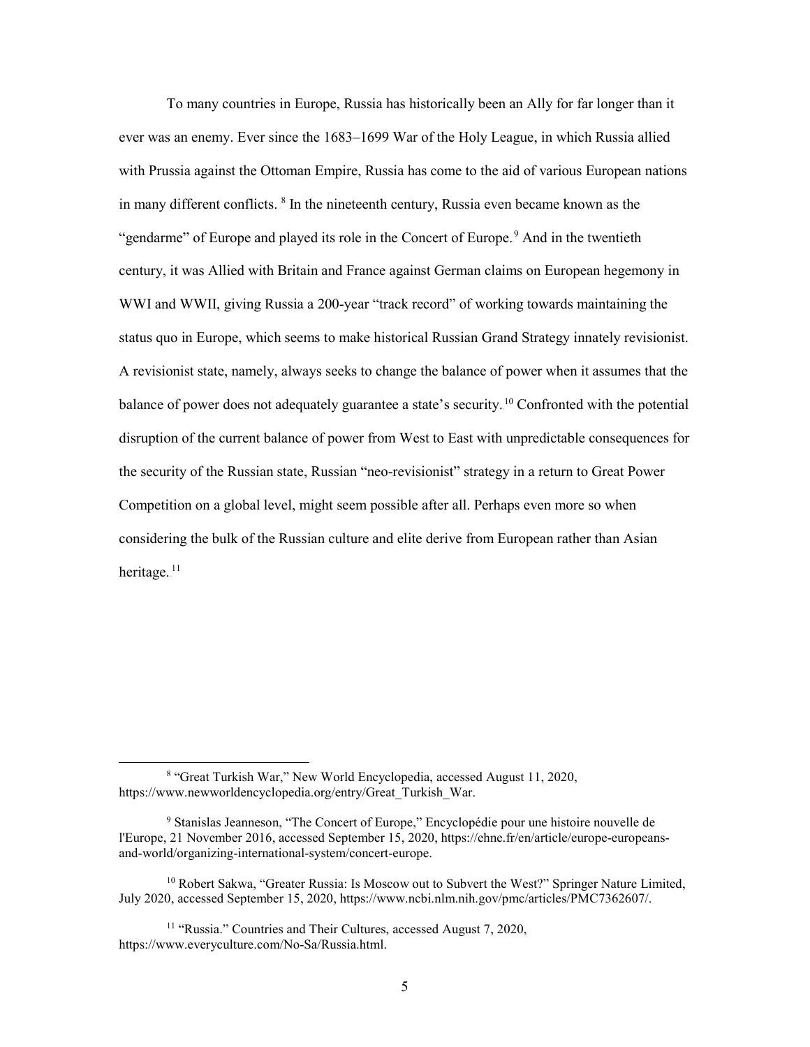To many countries in Europe, Russia has historically been an Ally for far longer than it ever was an enemy. Ever since the 1683–1699 War of the Holy League, in which Russia allied with Prussia against the Ottoman Empire, Russia has come to the aid of various European nations in many different conflicts. [8] In the nineteenth century, Russia even became known as the "gendarme" of Europe and played its role in the Concert of Europe.[9] And in the twentieth century, it was Allied with Britain and France against German claims on European hegemony in WWI and WWII, giving Russia a 200-year "track record" of working towards maintaining the status quo in Europe, which seems to make historical Russian Grand Strategy innately revisionist. A revisionist state, namely, always seeks to change the balance of power when it assumes that the balance of power does not adequately guarantee a state's security.[10] Confronted with the potential disruption of the current balance of power from West to East with unpredictable consequences for the security of the Russian state, Russian "neo-revisionist" strategy in a return to Great Power Competition on a global level, might seem possible after all. Perhaps even more so when considering the bulk of the Russian culture and elite derive from European rather than Asian heritage.[11]

---

[8] "Great Turkish War," New World Encyclopedia, accessed August 11, 2020, https://www.newworldencyclopedia.org/entry/Great_Turkish_War.

[9] Stanislas Jeanneson, "The Concert of Europe," Encyclopédie pour une histoire nouvelle de l'Europe, 21 November 2016, accessed September 15, 2020, https://ehne.fr/en/article/europe-europeans-and-world/organizing-international-system/concert-europe.

[10] Robert Sakwa, "Greater Russia: Is Moscow out to Subvert the West?" Springer Nature Limited, July 2020, accessed September 15, 2020, https://www.ncbi.nlm.nih.gov/pmc/articles/PMC7362607/.

[11] "Russia." Countries and Their Cultures, accessed August 7, 2020, https://www.everyculture.com/No-Sa/Russia.html.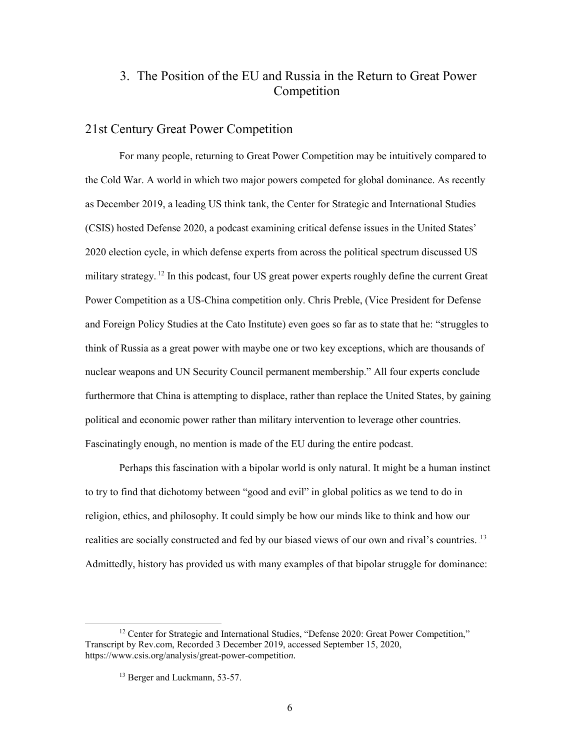## 3. The Position of the EU and Russia in the Return to Great Power Competition

### 21st Century Great Power Competition

For many people, returning to Great Power Competition may be intuitively compared to the Cold War. A world in which two major powers competed for global dominance. As recently as December 2019, a leading US think tank, the Center for Strategic and International Studies (CSIS) hosted Defense 2020, a podcast examining critical defense issues in the United States' 2020 election cycle, in which defense experts from across the political spectrum discussed US military strategy.[12] In this podcast, four US great power experts roughly define the current Great Power Competition as a US-China competition only. Chris Preble, (Vice President for Defense and Foreign Policy Studies at the Cato Institute) even goes so far as to state that he: "struggles to think of Russia as a great power with maybe one or two key exceptions, which are thousands of nuclear weapons and UN Security Council permanent membership." All four experts conclude furthermore that China is attempting to displace, rather than replace the United States, by gaining political and economic power rather than military intervention to leverage other countries. Fascinatingly enough, no mention is made of the EU during the entire podcast.

Perhaps this fascination with a bipolar world is only natural. It might be a human instinct to try to find that dichotomy between "good and evil" in global politics as we tend to do in religion, ethics, and philosophy. It could simply be how our minds like to think and how our realities are socially constructed and fed by our biased views of our own and rival's countries.[13] Admittedly, history has provided us with many examples of that bipolar struggle for dominance:

---

[12] Center for Strategic and International Studies, "Defense 2020: Great Power Competition," Transcript by Rev.com, Recorded 3 December 2019, accessed September 15, 2020, https://www.csis.org/analysis/great-power-competition.

[13] Berger and Luckmann, 53-57.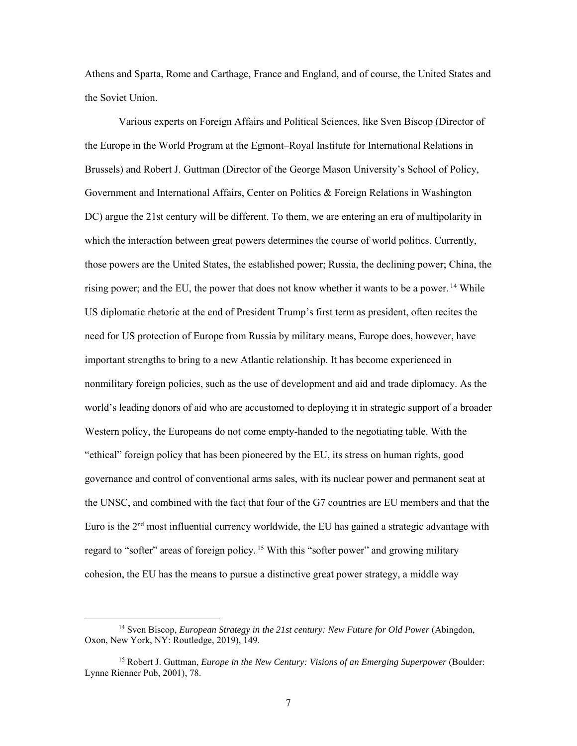Athens and Sparta, Rome and Carthage, France and England, and of course, the United States and the Soviet Union.

Various experts on Foreign Affairs and Political Sciences, like Sven Biscop (Director of the Europe in the World Program at the Egmont–Royal Institute for International Relations in Brussels) and Robert J. Guttman (Director of the George Mason University's School of Policy, Government and International Affairs, Center on Politics & Foreign Relations in Washington DC) argue the 21st century will be different. To them, we are entering an era of multipolarity in which the interaction between great powers determines the course of world politics. Currently, those powers are the United States, the established power; Russia, the declining power; China, the rising power; and the EU, the power that does not know whether it wants to be a power.[14] While US diplomatic rhetoric at the end of President Trump's first term as president, often recites the need for US protection of Europe from Russia by military means, Europe does, however, have important strengths to bring to a new Atlantic relationship. It has become experienced in nonmilitary foreign policies, such as the use of development and aid and trade diplomacy. As the world's leading donors of aid who are accustomed to deploying it in strategic support of a broader Western policy, the Europeans do not come empty-handed to the negotiating table. With the "ethical" foreign policy that has been pioneered by the EU, its stress on human rights, good governance and control of conventional arms sales, with its nuclear power and permanent seat at the UNSC, and combined with the fact that four of the G7 countries are EU members and that the Euro is the 2nd most influential currency worldwide, the EU has gained a strategic advantage with regard to "softer" areas of foreign policy.[15] With this "softer power" and growing military cohesion, the EU has the means to pursue a distinctive great power strategy, a middle way

[14] Sven Biscop, *European Strategy in the 21st century: New Future for Old Power* (Abingdon, Oxon, New York, NY: Routledge, 2019), 149.

[15] Robert J. Guttman, *Europe in the New Century: Visions of an Emerging Superpower* (Boulder: Lynne Rienner Pub, 2001), 78.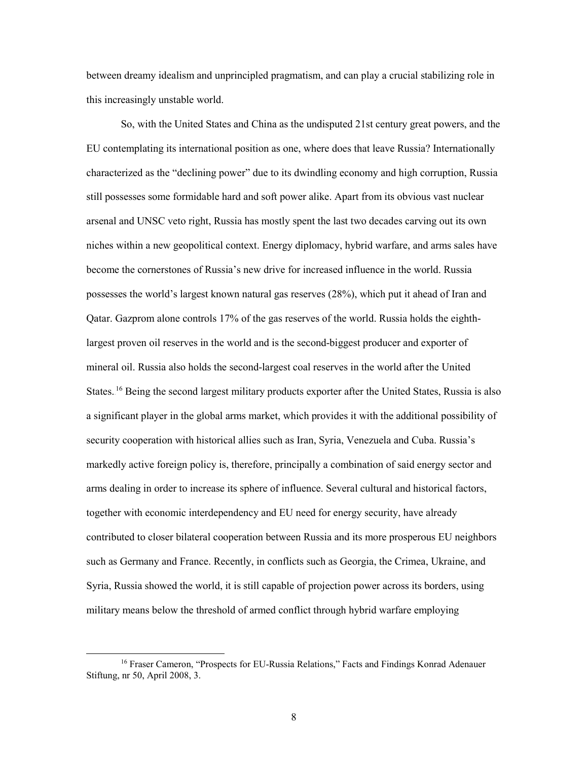between dreamy idealism and unprincipled pragmatism, and can play a crucial stabilizing role in this increasingly unstable world.

So, with the United States and China as the undisputed 21st century great powers, and the EU contemplating its international position as one, where does that leave Russia? Internationally characterized as the "declining power" due to its dwindling economy and high corruption, Russia still possesses some formidable hard and soft power alike. Apart from its obvious vast nuclear arsenal and UNSC veto right, Russia has mostly spent the last two decades carving out its own niches within a new geopolitical context. Energy diplomacy, hybrid warfare, and arms sales have become the cornerstones of Russia's new drive for increased influence in the world. Russia possesses the world's largest known natural gas reserves (28%), which put it ahead of Iran and Qatar. Gazprom alone controls 17% of the gas reserves of the world. Russia holds the eighth-largest proven oil reserves in the world and is the second-biggest producer and exporter of mineral oil. Russia also holds the second-largest coal reserves in the world after the United States.[16] Being the second largest military products exporter after the United States, Russia is also a significant player in the global arms market, which provides it with the additional possibility of security cooperation with historical allies such as Iran, Syria, Venezuela and Cuba. Russia's markedly active foreign policy is, therefore, principally a combination of said energy sector and arms dealing in order to increase its sphere of influence. Several cultural and historical factors, together with economic interdependency and EU need for energy security, have already contributed to closer bilateral cooperation between Russia and its more prosperous EU neighbors such as Germany and France. Recently, in conflicts such as Georgia, the Crimea, Ukraine, and Syria, Russia showed the world, it is still capable of projection power across its borders, using military means below the threshold of armed conflict through hybrid warfare employing

[16] Fraser Cameron, "Prospects for EU-Russia Relations," Facts and Findings Konrad Adenauer Stiftung, nr 50, April 2008, 3.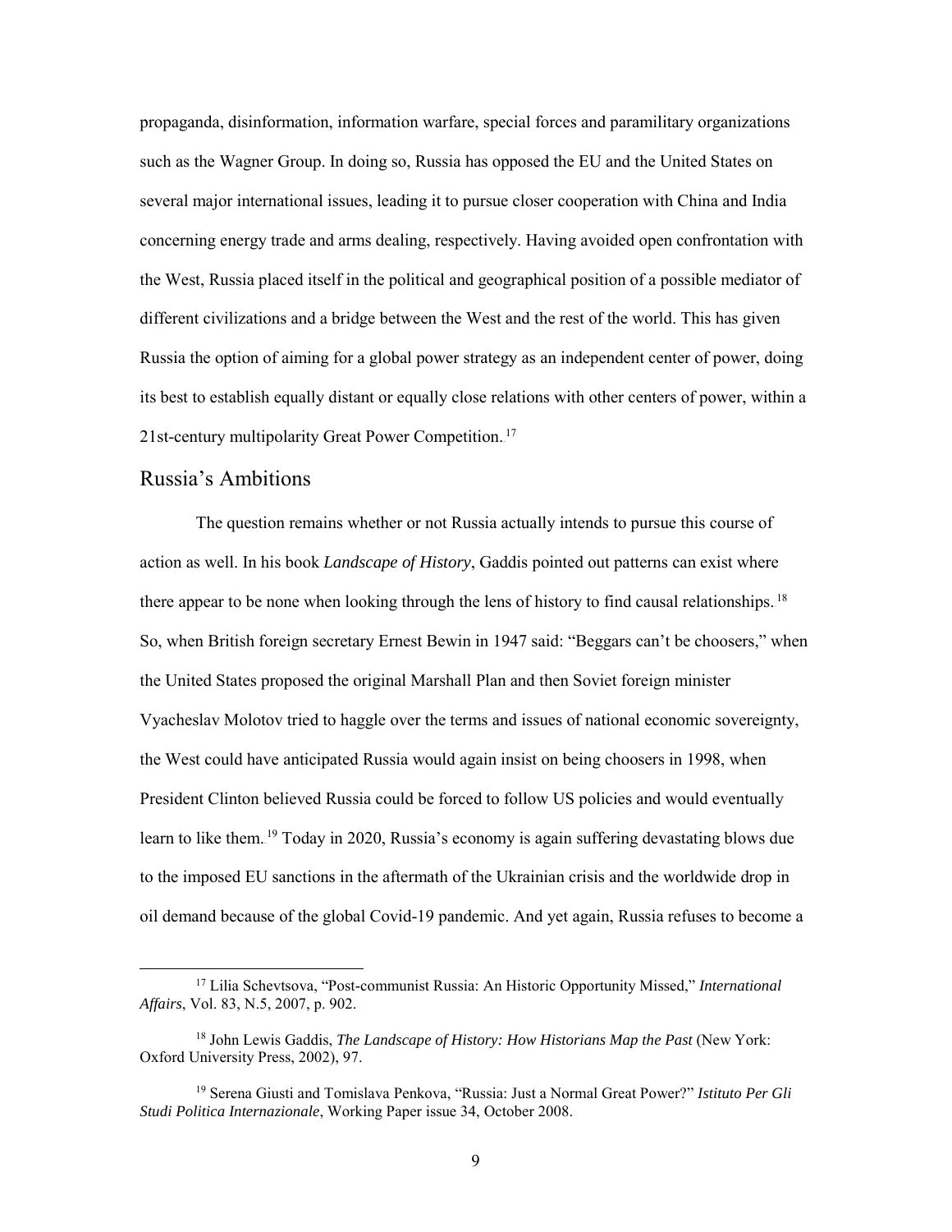propaganda, disinformation, information warfare, special forces and paramilitary organizations such as the Wagner Group. In doing so, Russia has opposed the EU and the United States on several major international issues, leading it to pursue closer cooperation with China and India concerning energy trade and arms dealing, respectively. Having avoided open confrontation with the West, Russia placed itself in the political and geographical position of a possible mediator of different civilizations and a bridge between the West and the rest of the world. This has given Russia the option of aiming for a global power strategy as an independent center of power, doing its best to establish equally distant or equally close relations with other centers of power, within a 21st-century multipolarity Great Power Competition.[17]

## Russia's Ambitions

The question remains whether or not Russia actually intends to pursue this course of action as well. In his book *Landscape of History*, Gaddis pointed out patterns can exist where there appear to be none when looking through the lens of history to find causal relationships.[18] So, when British foreign secretary Ernest Bewin in 1947 said: "Beggars can't be choosers," when the United States proposed the original Marshall Plan and then Soviet foreign minister Vyacheslav Molotov tried to haggle over the terms and issues of national economic sovereignty, the West could have anticipated Russia would again insist on being choosers in 1998, when President Clinton believed Russia could be forced to follow US policies and would eventually learn to like them.[19] Today in 2020, Russia's economy is again suffering devastating blows due to the imposed EU sanctions in the aftermath of the Ukrainian crisis and the worldwide drop in oil demand because of the global Covid-19 pandemic. And yet again, Russia refuses to become a

---

[17] Lilia Schevtsova, "Post-communist Russia: An Historic Opportunity Missed," *International Affairs*, Vol. 83, N.5, 2007, p. 902.

[18] John Lewis Gaddis, *The Landscape of History: How Historians Map the Past* (New York: Oxford University Press, 2002), 97.

[19] Serena Giusti and Tomislava Penkova, "Russia: Just a Normal Great Power?" *Istituto Per Gli Studi Politica Internazionale*, Working Paper issue 34, October 2008.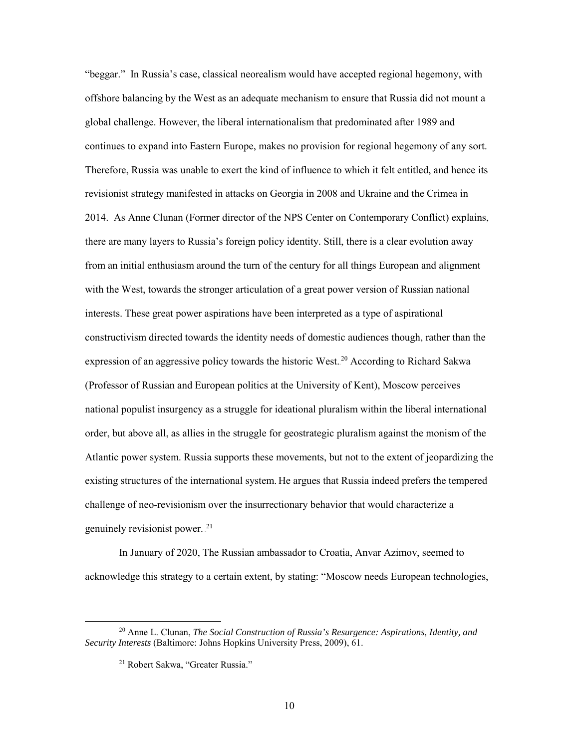"beggar." In Russia's case, classical neorealism would have accepted regional hegemony, with offshore balancing by the West as an adequate mechanism to ensure that Russia did not mount a global challenge. However, the liberal internationalism that predominated after 1989 and continues to expand into Eastern Europe, makes no provision for regional hegemony of any sort. Therefore, Russia was unable to exert the kind of influence to which it felt entitled, and hence its revisionist strategy manifested in attacks on Georgia in 2008 and Ukraine and the Crimea in 2014. As Anne Clunan (Former director of the NPS Center on Contemporary Conflict) explains, there are many layers to Russia's foreign policy identity. Still, there is a clear evolution away from an initial enthusiasm around the turn of the century for all things European and alignment with the West, towards the stronger articulation of a great power version of Russian national interests. These great power aspirations have been interpreted as a type of aspirational constructivism directed towards the identity needs of domestic audiences though, rather than the expression of an aggressive policy towards the historic West.[20] According to Richard Sakwa (Professor of Russian and European politics at the University of Kent), Moscow perceives national populist insurgency as a struggle for ideational pluralism within the liberal international order, but above all, as allies in the struggle for geostrategic pluralism against the monism of the Atlantic power system. Russia supports these movements, but not to the extent of jeopardizing the existing structures of the international system. He argues that Russia indeed prefers the tempered challenge of neo-revisionism over the insurrectionary behavior that would characterize a genuinely revisionist power.[21]

In January of 2020, The Russian ambassador to Croatia, Anvar Azimov, seemed to acknowledge this strategy to a certain extent, by stating: "Moscow needs European technologies,

---

[20] Anne L. Clunan, *The Social Construction of Russia's Resurgence: Aspirations, Identity, and Security Interests* (Baltimore: Johns Hopkins University Press, 2009), 61.

[21] Robert Sakwa, "Greater Russia."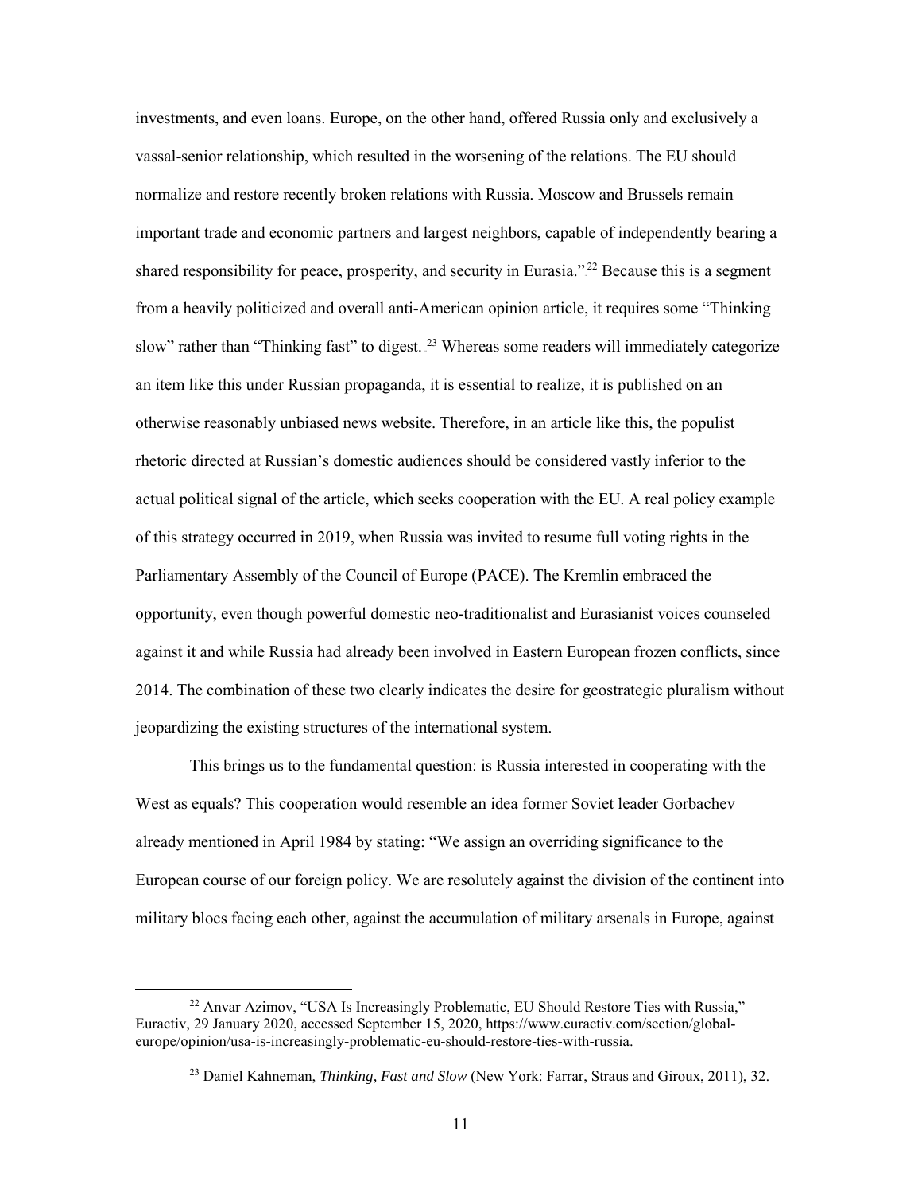investments, and even loans. Europe, on the other hand, offered Russia only and exclusively a vassal-senior relationship, which resulted in the worsening of the relations. The EU should normalize and restore recently broken relations with Russia. Moscow and Brussels remain important trade and economic partners and largest neighbors, capable of independently bearing a shared responsibility for peace, prosperity, and security in Eurasia."[22] Because this is a segment from a heavily politicized and overall anti-American opinion article, it requires some "Thinking slow" rather than "Thinking fast" to digest.[23] Whereas some readers will immediately categorize an item like this under Russian propaganda, it is essential to realize, it is published on an otherwise reasonably unbiased news website. Therefore, in an article like this, the populist rhetoric directed at Russian's domestic audiences should be considered vastly inferior to the actual political signal of the article, which seeks cooperation with the EU. A real policy example of this strategy occurred in 2019, when Russia was invited to resume full voting rights in the Parliamentary Assembly of the Council of Europe (PACE). The Kremlin embraced the opportunity, even though powerful domestic neo-traditionalist and Eurasianist voices counseled against it and while Russia had already been involved in Eastern European frozen conflicts, since 2014. The combination of these two clearly indicates the desire for geostrategic pluralism without jeopardizing the existing structures of the international system.

This brings us to the fundamental question: is Russia interested in cooperating with the West as equals? This cooperation would resemble an idea former Soviet leader Gorbachev already mentioned in April 1984 by stating: "We assign an overriding significance to the European course of our foreign policy. We are resolutely against the division of the continent into military blocs facing each other, against the accumulation of military arsenals in Europe, against

---

[22] Anvar Azimov, "USA Is Increasingly Problematic, EU Should Restore Ties with Russia," Euractiv, 29 January 2020, accessed September 15, 2020, https://www.euractiv.com/section/global-europe/opinion/usa-is-increasingly-problematic-eu-should-restore-ties-with-russia.

[23] Daniel Kahneman, *Thinking, Fast and Slow* (New York: Farrar, Straus and Giroux, 2011), 32.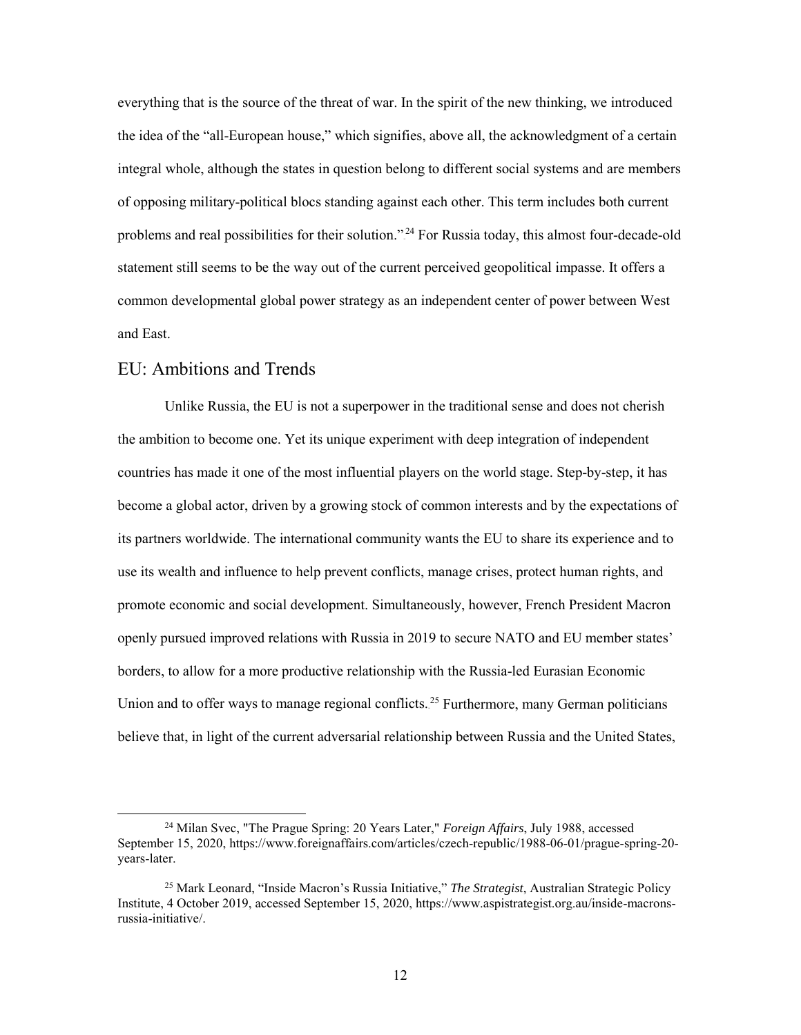everything that is the source of the threat of war. In the spirit of the new thinking, we introduced the idea of the "all-European house," which signifies, above all, the acknowledgment of a certain integral whole, although the states in question belong to different social systems and are members of opposing military-political blocs standing against each other. This term includes both current problems and real possibilities for their solution."[24] For Russia today, this almost four-decade-old statement still seems to be the way out of the current perceived geopolitical impasse. It offers a common developmental global power strategy as an independent center of power between West and East.

## EU: Ambitions and Trends

Unlike Russia, the EU is not a superpower in the traditional sense and does not cherish the ambition to become one. Yet its unique experiment with deep integration of independent countries has made it one of the most influential players on the world stage. Step-by-step, it has become a global actor, driven by a growing stock of common interests and by the expectations of its partners worldwide. The international community wants the EU to share its experience and to use its wealth and influence to help prevent conflicts, manage crises, protect human rights, and promote economic and social development. Simultaneously, however, French President Macron openly pursued improved relations with Russia in 2019 to secure NATO and EU member states' borders, to allow for a more productive relationship with the Russia-led Eurasian Economic Union and to offer ways to manage regional conflicts.[25] Furthermore, many German politicians believe that, in light of the current adversarial relationship between Russia and the United States,

---

[24] Milan Svec, "The Prague Spring: 20 Years Later," *Foreign Affairs*, July 1988, accessed September 15, 2020, https://www.foreignaffairs.com/articles/czech-republic/1988-06-01/prague-spring-20-years-later.

[25] Mark Leonard, "Inside Macron's Russia Initiative," *The Strategist*, Australian Strategic Policy Institute, 4 October 2019, accessed September 15, 2020, https://www.aspistrategist.org.au/inside-macrons-russia-initiative/.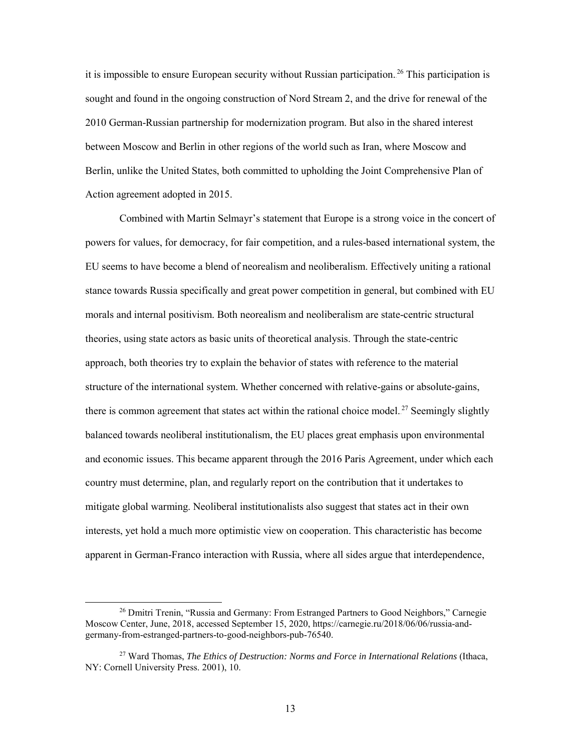it is impossible to ensure European security without Russian participation.[26] This participation is sought and found in the ongoing construction of Nord Stream 2, and the drive for renewal of the 2010 German-Russian partnership for modernization program. But also in the shared interest between Moscow and Berlin in other regions of the world such as Iran, where Moscow and Berlin, unlike the United States, both committed to upholding the Joint Comprehensive Plan of Action agreement adopted in 2015.

Combined with Martin Selmayr's statement that Europe is a strong voice in the concert of powers for values, for democracy, for fair competition, and a rules-based international system, the EU seems to have become a blend of neorealism and neoliberalism. Effectively uniting a rational stance towards Russia specifically and great power competition in general, but combined with EU morals and internal positivism. Both neorealism and neoliberalism are state-centric structural theories, using state actors as basic units of theoretical analysis. Through the state-centric approach, both theories try to explain the behavior of states with reference to the material structure of the international system. Whether concerned with relative-gains or absolute-gains, there is common agreement that states act within the rational choice model.[27] Seemingly slightly balanced towards neoliberal institutionalism, the EU places great emphasis upon environmental and economic issues. This became apparent through the 2016 Paris Agreement, under which each country must determine, plan, and regularly report on the contribution that it undertakes to mitigate global warming. Neoliberal institutionalists also suggest that states act in their own interests, yet hold a much more optimistic view on cooperation. This characteristic has become apparent in German-Franco interaction with Russia, where all sides argue that interdependence,

---

[26] Dmitri Trenin, "Russia and Germany: From Estranged Partners to Good Neighbors," Carnegie Moscow Center, June, 2018, accessed September 15, 2020, https://carnegie.ru/2018/06/06/russia-and-germany-from-estranged-partners-to-good-neighbors-pub-76540.

[27] Ward Thomas, *The Ethics of Destruction: Norms and Force in International Relations* (Ithaca, NY: Cornell University Press. 2001), 10.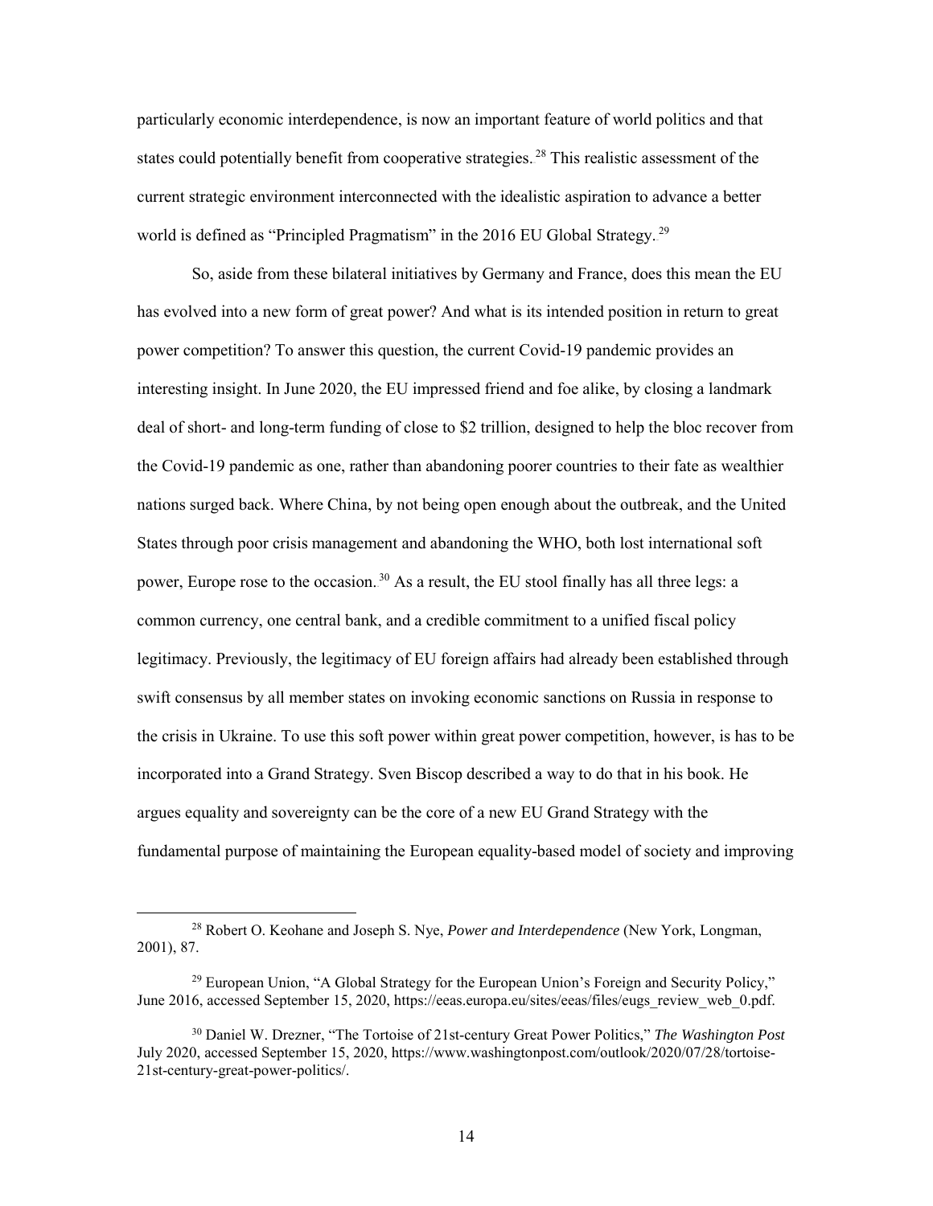particularly economic interdependence, is now an important feature of world politics and that states could potentially benefit from cooperative strategies.[28] This realistic assessment of the current strategic environment interconnected with the idealistic aspiration to advance a better world is defined as "Principled Pragmatism" in the 2016 EU Global Strategy.[29]

So, aside from these bilateral initiatives by Germany and France, does this mean the EU has evolved into a new form of great power? And what is its intended position in return to great power competition? To answer this question, the current Covid-19 pandemic provides an interesting insight. In June 2020, the EU impressed friend and foe alike, by closing a landmark deal of short- and long-term funding of close to $2 trillion, designed to help the bloc recover from the Covid-19 pandemic as one, rather than abandoning poorer countries to their fate as wealthier nations surged back. Where China, by not being open enough about the outbreak, and the United States through poor crisis management and abandoning the WHO, both lost international soft power, Europe rose to the occasion.[30] As a result, the EU stool finally has all three legs: a common currency, one central bank, and a credible commitment to a unified fiscal policy legitimacy. Previously, the legitimacy of EU foreign affairs had already been established through swift consensus by all member states on invoking economic sanctions on Russia in response to the crisis in Ukraine. To use this soft power within great power competition, however, is has to be incorporated into a Grand Strategy. Sven Biscop described a way to do that in his book. He argues equality and sovereignty can be the core of a new EU Grand Strategy with the fundamental purpose of maintaining the European equality-based model of society and improving

---

[28] Robert O. Keohane and Joseph S. Nye, *Power and Interdependence* (New York, Longman, 2001), 87.

[29] European Union, "A Global Strategy for the European Union's Foreign and Security Policy," June 2016, accessed September 15, 2020, https://eeas.europa.eu/sites/eeas/files/eugs_review_web_0.pdf.

[30] Daniel W. Drezner, "The Tortoise of 21st-century Great Power Politics," *The Washington Post* July 2020, accessed September 15, 2020, https://www.washingtonpost.com/outlook/2020/07/28/tortoise-21st-century-great-power-politics/.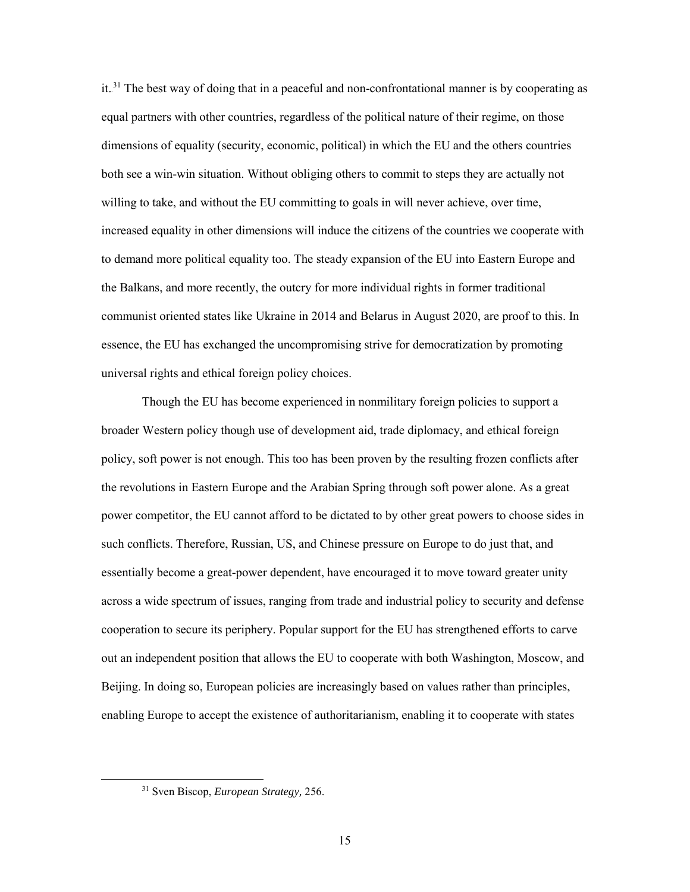it.[31] The best way of doing that in a peaceful and non-confrontational manner is by cooperating as equal partners with other countries, regardless of the political nature of their regime, on those dimensions of equality (security, economic, political) in which the EU and the others countries both see a win-win situation. Without obliging others to commit to steps they are actually not willing to take, and without the EU committing to goals in will never achieve, over time, increased equality in other dimensions will induce the citizens of the countries we cooperate with to demand more political equality too. The steady expansion of the EU into Eastern Europe and the Balkans, and more recently, the outcry for more individual rights in former traditional communist oriented states like Ukraine in 2014 and Belarus in August 2020, are proof to this. In essence, the EU has exchanged the uncompromising strive for democratization by promoting universal rights and ethical foreign policy choices.

Though the EU has become experienced in nonmilitary foreign policies to support a broader Western policy though use of development aid, trade diplomacy, and ethical foreign policy, soft power is not enough. This too has been proven by the resulting frozen conflicts after the revolutions in Eastern Europe and the Arabian Spring through soft power alone. As a great power competitor, the EU cannot afford to be dictated to by other great powers to choose sides in such conflicts. Therefore, Russian, US, and Chinese pressure on Europe to do just that, and essentially become a great-power dependent, have encouraged it to move toward greater unity across a wide spectrum of issues, ranging from trade and industrial policy to security and defense cooperation to secure its periphery. Popular support for the EU has strengthened efforts to carve out an independent position that allows the EU to cooperate with both Washington, Moscow, and Beijing. In doing so, European policies are increasingly based on values rather than principles, enabling Europe to accept the existence of authoritarianism, enabling it to cooperate with states

[31] Sven Biscop, *European Strategy,* 256.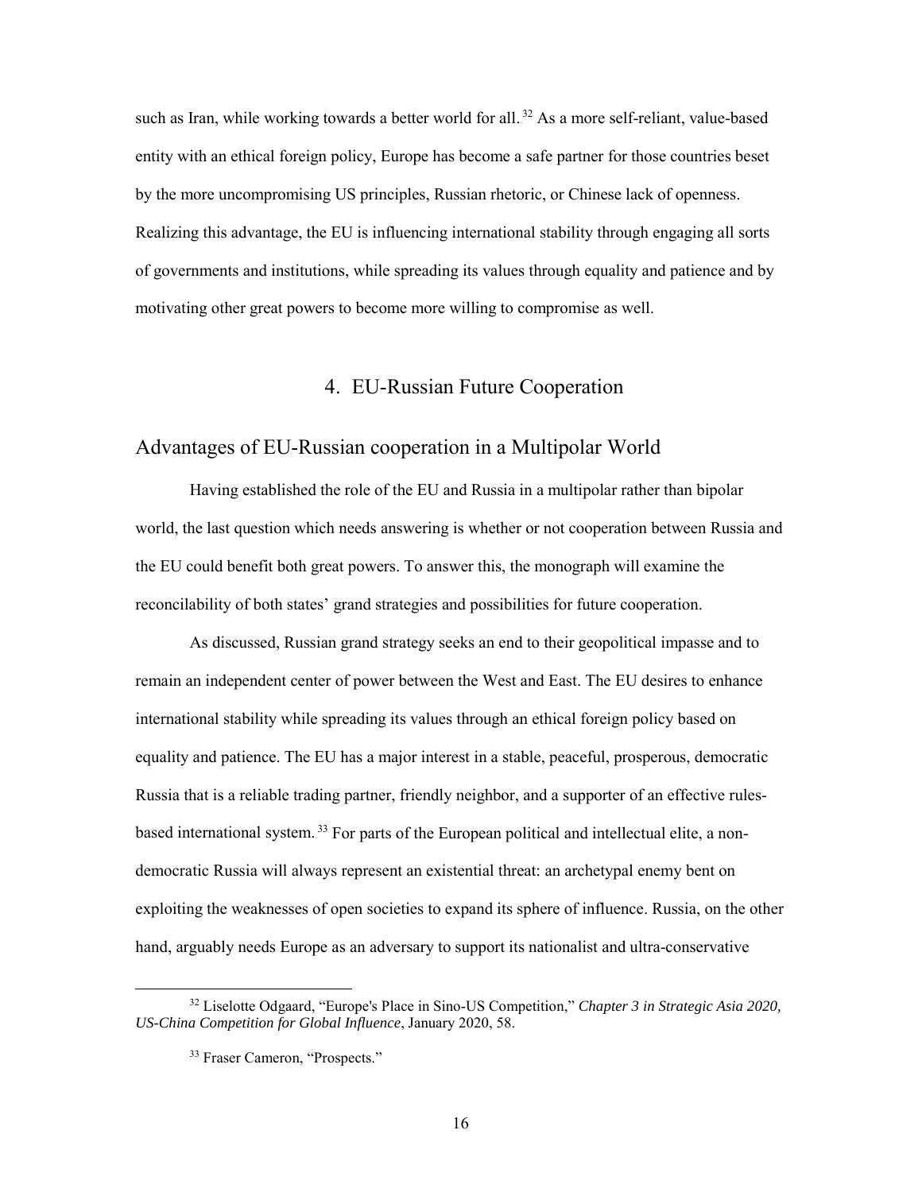such as Iran, while working towards a better world for all.[32] As a more self-reliant, value-based entity with an ethical foreign policy, Europe has become a safe partner for those countries beset by the more uncompromising US principles, Russian rhetoric, or Chinese lack of openness. Realizing this advantage, the EU is influencing international stability through engaging all sorts of governments and institutions, while spreading its values through equality and patience and by motivating other great powers to become more willing to compromise as well.

# 4. EU-Russian Future Cooperation

## Advantages of EU-Russian cooperation in a Multipolar World

Having established the role of the EU and Russia in a multipolar rather than bipolar world, the last question which needs answering is whether or not cooperation between Russia and the EU could benefit both great powers. To answer this, the monograph will examine the reconcilability of both states' grand strategies and possibilities for future cooperation.

As discussed, Russian grand strategy seeks an end to their geopolitical impasse and to remain an independent center of power between the West and East. The EU desires to enhance international stability while spreading its values through an ethical foreign policy based on equality and patience. The EU has a major interest in a stable, peaceful, prosperous, democratic Russia that is a reliable trading partner, friendly neighbor, and a supporter of an effective rules-based international system.[33] For parts of the European political and intellectual elite, a non-democratic Russia will always represent an existential threat: an archetypal enemy bent on exploiting the weaknesses of open societies to expand its sphere of influence. Russia, on the other hand, arguably needs Europe as an adversary to support its nationalist and ultra-conservative

---

[32] Liselotte Odgaard, "Europe's Place in Sino-US Competition," *Chapter 3 in Strategic Asia 2020, US-China Competition for Global Influence*, January 2020, 58.

[33] Fraser Cameron, "Prospects."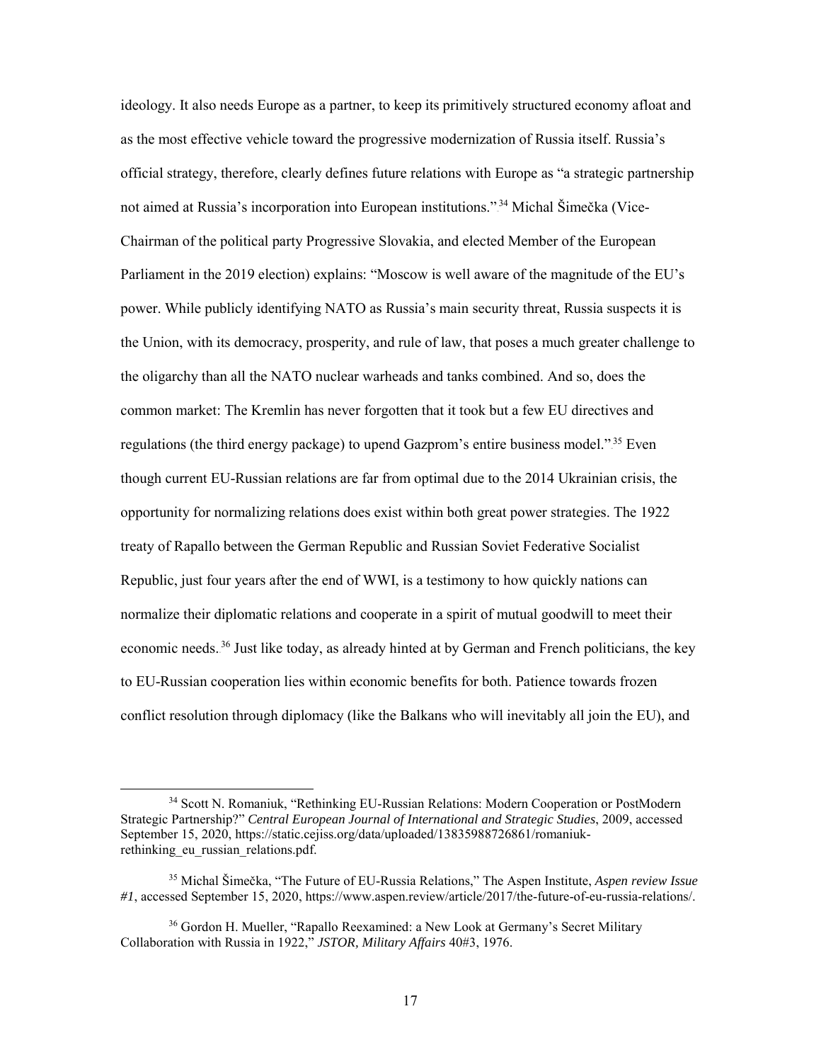ideology. It also needs Europe as a partner, to keep its primitively structured economy afloat and as the most effective vehicle toward the progressive modernization of Russia itself. Russia's official strategy, therefore, clearly defines future relations with Europe as "a strategic partnership not aimed at Russia's incorporation into European institutions."[34] Michal Šimečka (Vice-Chairman of the political party Progressive Slovakia, and elected Member of the European Parliament in the 2019 election) explains: "Moscow is well aware of the magnitude of the EU's power. While publicly identifying NATO as Russia's main security threat, Russia suspects it is the Union, with its democracy, prosperity, and rule of law, that poses a much greater challenge to the oligarchy than all the NATO nuclear warheads and tanks combined. And so, does the common market: The Kremlin has never forgotten that it took but a few EU directives and regulations (the third energy package) to upend Gazprom's entire business model."[35] Even though current EU-Russian relations are far from optimal due to the 2014 Ukrainian crisis, the opportunity for normalizing relations does exist within both great power strategies. The 1922 treaty of Rapallo between the German Republic and Russian Soviet Federative Socialist Republic, just four years after the end of WWI, is a testimony to how quickly nations can normalize their diplomatic relations and cooperate in a spirit of mutual goodwill to meet their economic needs.[36] Just like today, as already hinted at by German and French politicians, the key to EU-Russian cooperation lies within economic benefits for both. Patience towards frozen conflict resolution through diplomacy (like the Balkans who will inevitably all join the EU), and

---

[34] Scott N. Romaniuk, "Rethinking EU-Russian Relations: Modern Cooperation or PostModern Strategic Partnership?" *Central European Journal of International and Strategic Studies*, 2009, accessed September 15, 2020, https://static.cejiss.org/data/uploaded/13835988726861/romaniuk-rethinking_eu_russian_relations.pdf.

[35] Michal Šimečka, "The Future of EU-Russia Relations," The Aspen Institute, *Aspen review Issue #1*, accessed September 15, 2020, https://www.aspen.review/article/2017/the-future-of-eu-russia-relations/.

[36] Gordon H. Mueller, "Rapallo Reexamined: a New Look at Germany's Secret Military Collaboration with Russia in 1922," *JSTOR, Military Affairs* 40#3, 1976.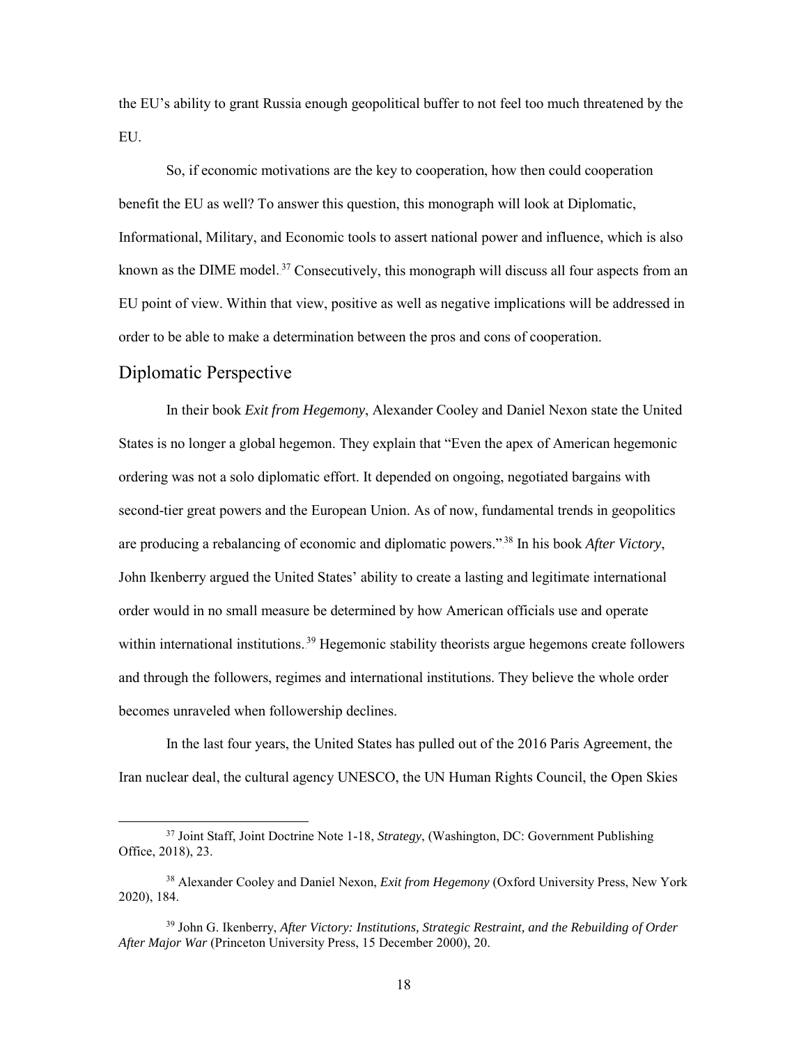the EU's ability to grant Russia enough geopolitical buffer to not feel too much threatened by the EU.

So, if economic motivations are the key to cooperation, how then could cooperation benefit the EU as well? To answer this question, this monograph will look at Diplomatic, Informational, Military, and Economic tools to assert national power and influence, which is also known as the DIME model.[37] Consecutively, this monograph will discuss all four aspects from an EU point of view. Within that view, positive as well as negative implications will be addressed in order to be able to make a determination between the pros and cons of cooperation.

## Diplomatic Perspective

In their book *Exit from Hegemony*, Alexander Cooley and Daniel Nexon state the United States is no longer a global hegemon. They explain that "Even the apex of American hegemonic ordering was not a solo diplomatic effort. It depended on ongoing, negotiated bargains with second-tier great powers and the European Union. As of now, fundamental trends in geopolitics are producing a rebalancing of economic and diplomatic powers."[38] In his book *After Victory*, John Ikenberry argued the United States' ability to create a lasting and legitimate international order would in no small measure be determined by how American officials use and operate within international institutions.[39] Hegemonic stability theorists argue hegemons create followers and through the followers, regimes and international institutions. They believe the whole order becomes unraveled when followership declines.

In the last four years, the United States has pulled out of the 2016 Paris Agreement, the Iran nuclear deal, the cultural agency UNESCO, the UN Human Rights Council, the Open Skies

---

[37] Joint Staff, Joint Doctrine Note 1-18, *Strategy*, (Washington, DC: Government Publishing Office, 2018), 23.

[38] Alexander Cooley and Daniel Nexon, *Exit from Hegemony* (Oxford University Press, New York 2020), 184.

[39] John G. Ikenberry, *After Victory: Institutions, Strategic Restraint, and the Rebuilding of Order After Major War* (Princeton University Press, 15 December 2000), 20.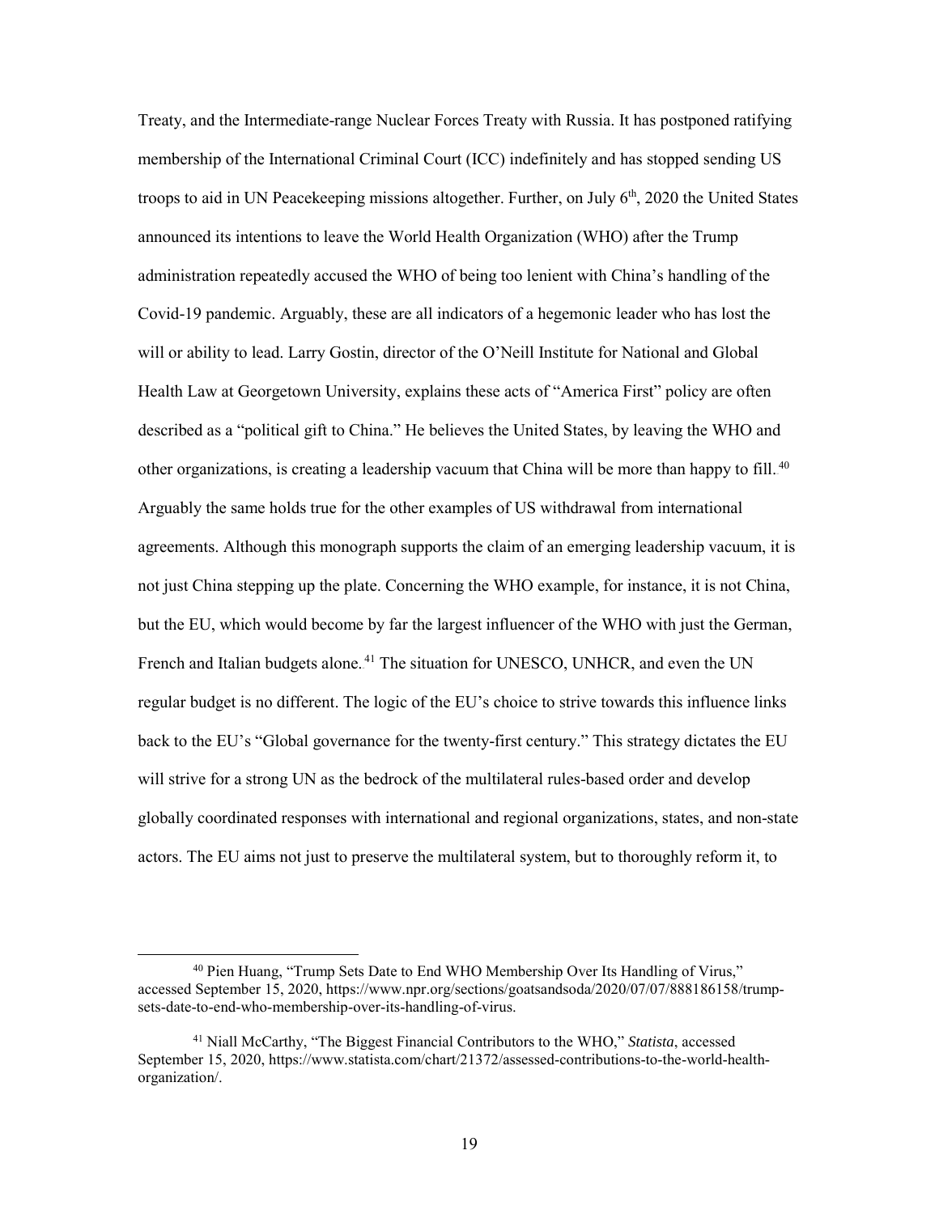Treaty, and the Intermediate-range Nuclear Forces Treaty with Russia. It has postponed ratifying membership of the International Criminal Court (ICC) indefinitely and has stopped sending US troops to aid in UN Peacekeeping missions altogether. Further, on July 6th, 2020 the United States announced its intentions to leave the World Health Organization (WHO) after the Trump administration repeatedly accused the WHO of being too lenient with China's handling of the Covid-19 pandemic. Arguably, these are all indicators of a hegemonic leader who has lost the will or ability to lead. Larry Gostin, director of the O'Neill Institute for National and Global Health Law at Georgetown University, explains these acts of "America First" policy are often described as a "political gift to China." He believes the United States, by leaving the WHO and other organizations, is creating a leadership vacuum that China will be more than happy to fill.[40] Arguably the same holds true for the other examples of US withdrawal from international agreements. Although this monograph supports the claim of an emerging leadership vacuum, it is not just China stepping up the plate. Concerning the WHO example, for instance, it is not China, but the EU, which would become by far the largest influencer of the WHO with just the German, French and Italian budgets alone.[41] The situation for UNESCO, UNHCR, and even the UN regular budget is no different. The logic of the EU's choice to strive towards this influence links back to the EU's "Global governance for the twenty-first century." This strategy dictates the EU will strive for a strong UN as the bedrock of the multilateral rules-based order and develop globally coordinated responses with international and regional organizations, states, and non-state actors. The EU aims not just to preserve the multilateral system, but to thoroughly reform it, to

---

[40] Pien Huang, "Trump Sets Date to End WHO Membership Over Its Handling of Virus," accessed September 15, 2020, https://www.npr.org/sections/goatsandsoda/2020/07/07/888186158/trump-sets-date-to-end-who-membership-over-its-handling-of-virus.

[41] Niall McCarthy, "The Biggest Financial Contributors to the WHO," *Statista*, accessed September 15, 2020, https://www.statista.com/chart/21372/assessed-contributions-to-the-world-health-organization/.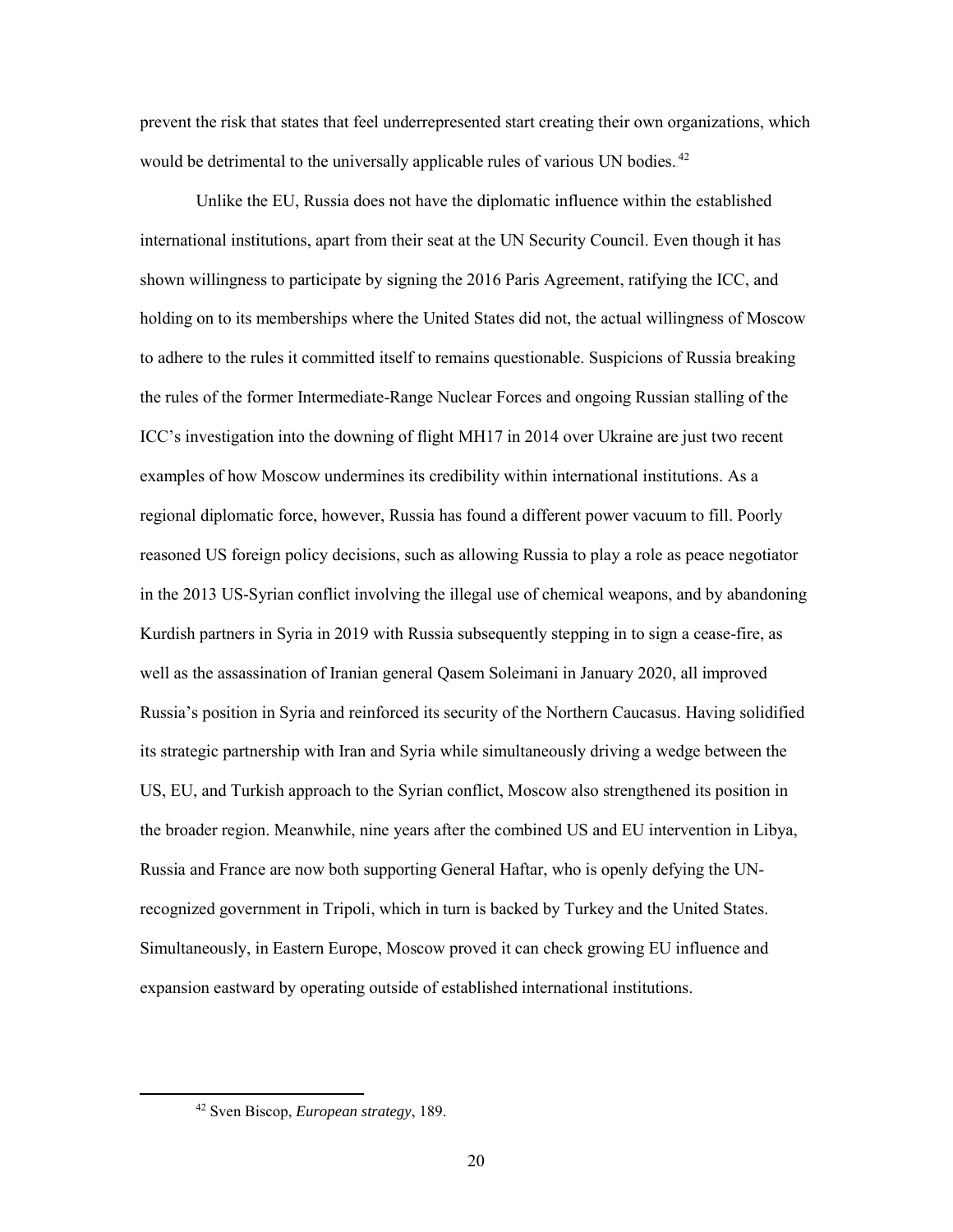prevent the risk that states that feel underrepresented start creating their own organizations, which would be detrimental to the universally applicable rules of various UN bodies.[42]

Unlike the EU, Russia does not have the diplomatic influence within the established international institutions, apart from their seat at the UN Security Council. Even though it has shown willingness to participate by signing the 2016 Paris Agreement, ratifying the ICC, and holding on to its memberships where the United States did not, the actual willingness of Moscow to adhere to the rules it committed itself to remains questionable. Suspicions of Russia breaking the rules of the former Intermediate-Range Nuclear Forces and ongoing Russian stalling of the ICC's investigation into the downing of flight MH17 in 2014 over Ukraine are just two recent examples of how Moscow undermines its credibility within international institutions. As a regional diplomatic force, however, Russia has found a different power vacuum to fill. Poorly reasoned US foreign policy decisions, such as allowing Russia to play a role as peace negotiator in the 2013 US-Syrian conflict involving the illegal use of chemical weapons, and by abandoning Kurdish partners in Syria in 2019 with Russia subsequently stepping in to sign a cease-fire, as well as the assassination of Iranian general Qasem Soleimani in January 2020, all improved Russia's position in Syria and reinforced its security of the Northern Caucasus. Having solidified its strategic partnership with Iran and Syria while simultaneously driving a wedge between the US, EU, and Turkish approach to the Syrian conflict, Moscow also strengthened its position in the broader region. Meanwhile, nine years after the combined US and EU intervention in Libya, Russia and France are now both supporting General Haftar, who is openly defying the UN-recognized government in Tripoli, which in turn is backed by Turkey and the United States. Simultaneously, in Eastern Europe, Moscow proved it can check growing EU influence and expansion eastward by operating outside of established international institutions.

---

[42] Sven Biscop, *European strategy*, 189.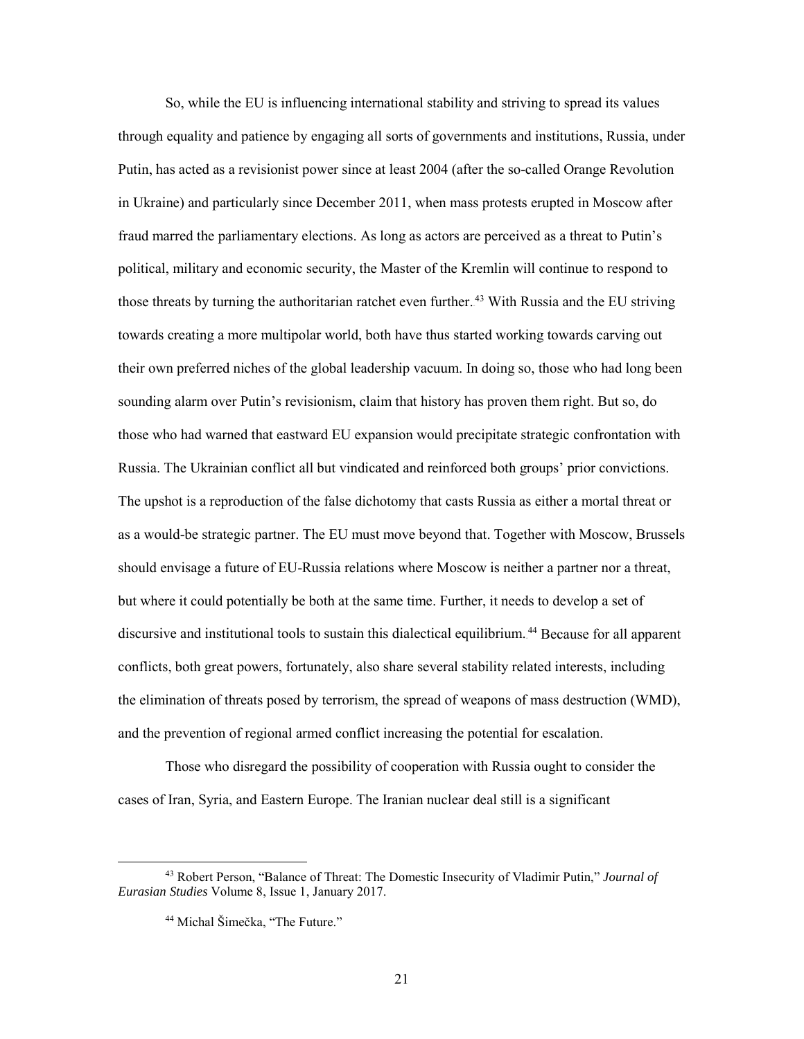So, while the EU is influencing international stability and striving to spread its values through equality and patience by engaging all sorts of governments and institutions, Russia, under Putin, has acted as a revisionist power since at least 2004 (after the so-called Orange Revolution in Ukraine) and particularly since December 2011, when mass protests erupted in Moscow after fraud marred the parliamentary elections. As long as actors are perceived as a threat to Putin's political, military and economic security, the Master of the Kremlin will continue to respond to those threats by turning the authoritarian ratchet even further.[43] With Russia and the EU striving towards creating a more multipolar world, both have thus started working towards carving out their own preferred niches of the global leadership vacuum. In doing so, those who had long been sounding alarm over Putin's revisionism, claim that history has proven them right. But so, do those who had warned that eastward EU expansion would precipitate strategic confrontation with Russia. The Ukrainian conflict all but vindicated and reinforced both groups' prior convictions. The upshot is a reproduction of the false dichotomy that casts Russia as either a mortal threat or as a would-be strategic partner. The EU must move beyond that. Together with Moscow, Brussels should envisage a future of EU-Russia relations where Moscow is neither a partner nor a threat, but where it could potentially be both at the same time. Further, it needs to develop a set of discursive and institutional tools to sustain this dialectical equilibrium.[44] Because for all apparent conflicts, both great powers, fortunately, also share several stability related interests, including the elimination of threats posed by terrorism, the spread of weapons of mass destruction (WMD), and the prevention of regional armed conflict increasing the potential for escalation.

Those who disregard the possibility of cooperation with Russia ought to consider the cases of Iran, Syria, and Eastern Europe. The Iranian nuclear deal still is a significant

---

[43] Robert Person, "Balance of Threat: The Domestic Insecurity of Vladimir Putin," *Journal of Eurasian Studies* Volume 8, Issue 1, January 2017.

[44] Michal Šimečka, "The Future."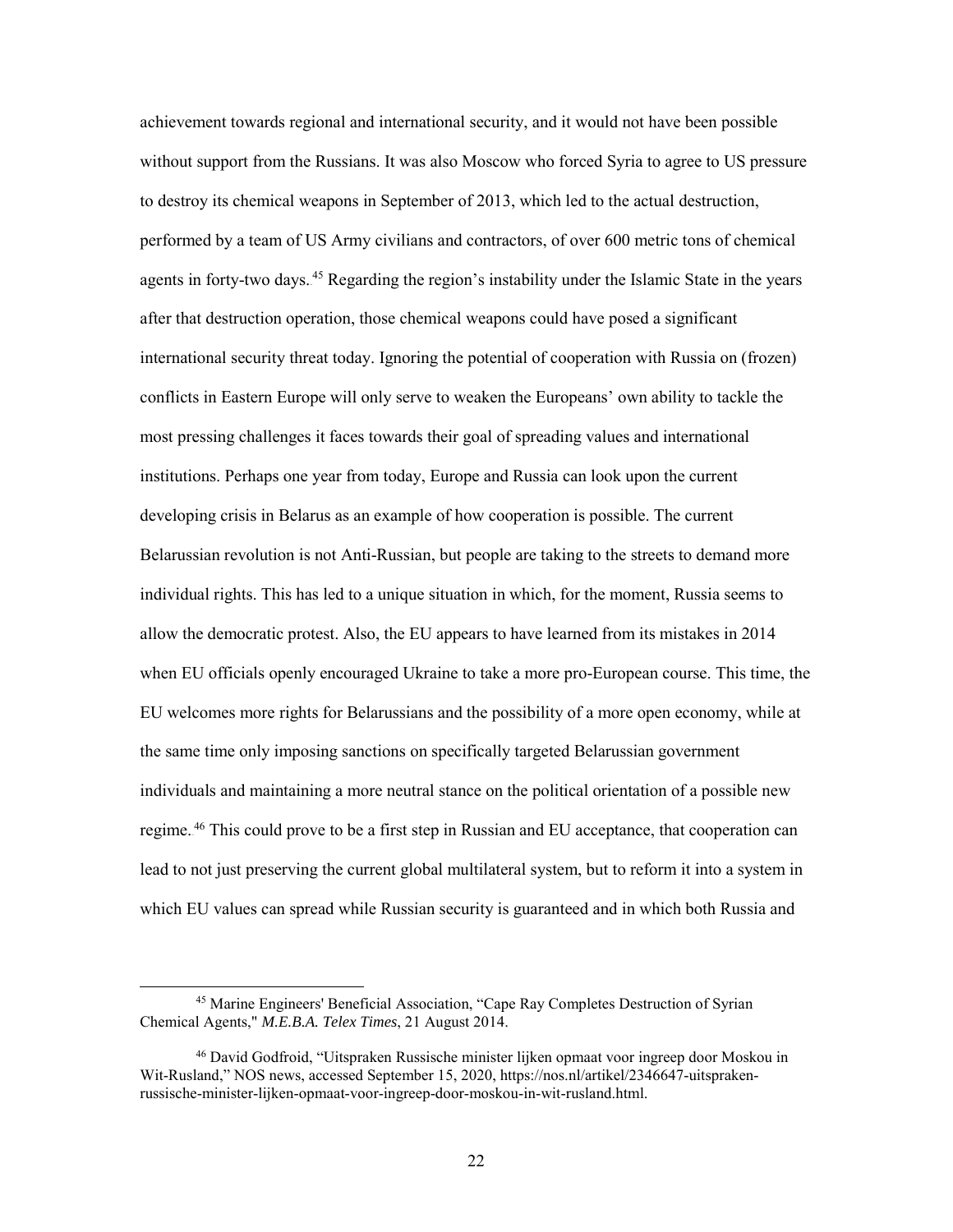achievement towards regional and international security, and it would not have been possible without support from the Russians. It was also Moscow who forced Syria to agree to US pressure to destroy its chemical weapons in September of 2013, which led to the actual destruction, performed by a team of US Army civilians and contractors, of over 600 metric tons of chemical agents in forty-two days.[45] Regarding the region's instability under the Islamic State in the years after that destruction operation, those chemical weapons could have posed a significant international security threat today. Ignoring the potential of cooperation with Russia on (frozen) conflicts in Eastern Europe will only serve to weaken the Europeans' own ability to tackle the most pressing challenges it faces towards their goal of spreading values and international institutions. Perhaps one year from today, Europe and Russia can look upon the current developing crisis in Belarus as an example of how cooperation is possible. The current Belarussian revolution is not Anti-Russian, but people are taking to the streets to demand more individual rights. This has led to a unique situation in which, for the moment, Russia seems to allow the democratic protest. Also, the EU appears to have learned from its mistakes in 2014 when EU officials openly encouraged Ukraine to take a more pro-European course. This time, the EU welcomes more rights for Belarussians and the possibility of a more open economy, while at the same time only imposing sanctions on specifically targeted Belarussian government individuals and maintaining a more neutral stance on the political orientation of a possible new regime.[46] This could prove to be a first step in Russian and EU acceptance, that cooperation can lead to not just preserving the current global multilateral system, but to reform it into a system in which EU values can spread while Russian security is guaranteed and in which both Russia and

---

[45] Marine Engineers' Beneficial Association, "Cape Ray Completes Destruction of Syrian Chemical Agents," *M.E.B.A. Telex Times*, 21 August 2014.

[46] David Godfroid, "Uitspraken Russische minister lijken opmaat voor ingreep door Moskou in Wit-Rusland," NOS news, accessed September 15, 2020, https://nos.nl/artikel/2346647-uitspraken-russische-minister-lijken-opmaat-voor-ingreep-door-moskou-in-wit-rusland.html.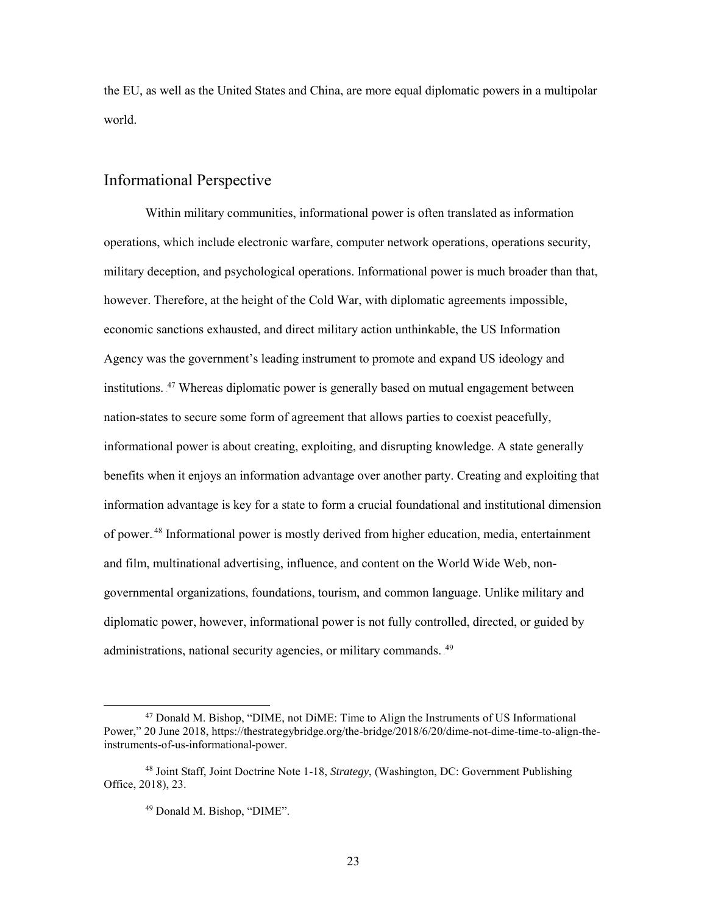the EU, as well as the United States and China, are more equal diplomatic powers in a multipolar world.

## Informational Perspective

Within military communities, informational power is often translated as information operations, which include electronic warfare, computer network operations, operations security, military deception, and psychological operations. Informational power is much broader than that, however. Therefore, at the height of the Cold War, with diplomatic agreements impossible, economic sanctions exhausted, and direct military action unthinkable, the US Information Agency was the government's leading instrument to promote and expand US ideology and institutions.[47] Whereas diplomatic power is generally based on mutual engagement between nation-states to secure some form of agreement that allows parties to coexist peacefully, informational power is about creating, exploiting, and disrupting knowledge. A state generally benefits when it enjoys an information advantage over another party. Creating and exploiting that information advantage is key for a state to form a crucial foundational and institutional dimension of power.[48] Informational power is mostly derived from higher education, media, entertainment and film, multinational advertising, influence, and content on the World Wide Web, non-governmental organizations, foundations, tourism, and common language. Unlike military and diplomatic power, however, informational power is not fully controlled, directed, or guided by administrations, national security agencies, or military commands.[49]

---

[47] Donald M. Bishop, "DIME, not DiME: Time to Align the Instruments of US Informational Power," 20 June 2018, https://thestrategybridge.org/the-bridge/2018/6/20/dime-not-dime-time-to-align-the-instruments-of-us-informational-power.

[48] Joint Staff, Joint Doctrine Note 1-18, *Strategy*, (Washington, DC: Government Publishing Office, 2018), 23.

[49] Donald M. Bishop, "DIME".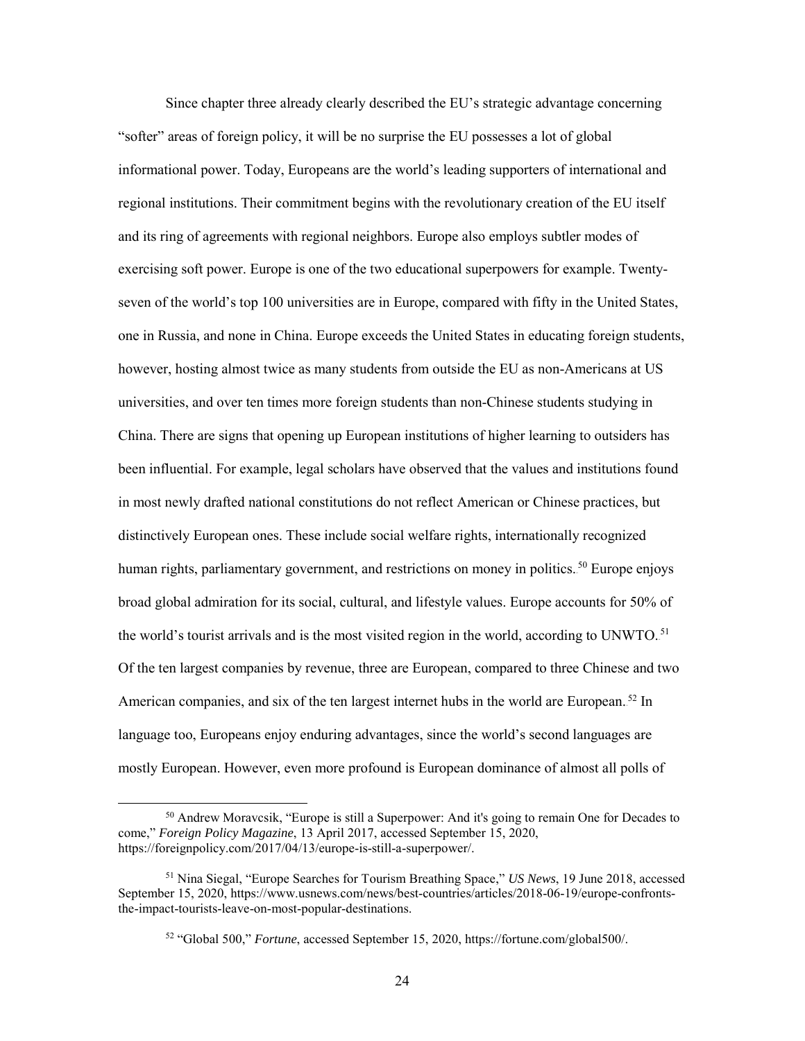Since chapter three already clearly described the EU's strategic advantage concerning "softer" areas of foreign policy, it will be no surprise the EU possesses a lot of global informational power. Today, Europeans are the world's leading supporters of international and regional institutions. Their commitment begins with the revolutionary creation of the EU itself and its ring of agreements with regional neighbors. Europe also employs subtler modes of exercising soft power. Europe is one of the two educational superpowers for example. Twenty-seven of the world's top 100 universities are in Europe, compared with fifty in the United States, one in Russia, and none in China. Europe exceeds the United States in educating foreign students, however, hosting almost twice as many students from outside the EU as non-Americans at US universities, and over ten times more foreign students than non-Chinese students studying in China. There are signs that opening up European institutions of higher learning to outsiders has been influential. For example, legal scholars have observed that the values and institutions found in most newly drafted national constitutions do not reflect American or Chinese practices, but distinctively European ones. These include social welfare rights, internationally recognized human rights, parliamentary government, and restrictions on money in politics.[50] Europe enjoys broad global admiration for its social, cultural, and lifestyle values. Europe accounts for 50% of the world's tourist arrivals and is the most visited region in the world, according to UNWTO.[51] Of the ten largest companies by revenue, three are European, compared to three Chinese and two American companies, and six of the ten largest internet hubs in the world are European.[52] In language too, Europeans enjoy enduring advantages, since the world's second languages are mostly European. However, even more profound is European dominance of almost all polls of

---

[50] Andrew Moravcsik, "Europe is still a Superpower: And it's going to remain One for Decades to come," *Foreign Policy Magazine*, 13 April 2017, accessed September 15, 2020, https://foreignpolicy.com/2017/04/13/europe-is-still-a-superpower/.

[51] Nina Siegal, "Europe Searches for Tourism Breathing Space," *US News*, 19 June 2018, accessed September 15, 2020, https://www.usnews.com/news/best-countries/articles/2018-06-19/europe-confronts-the-impact-tourists-leave-on-most-popular-destinations.

[52] "Global 500," *Fortune*, accessed September 15, 2020, https://fortune.com/global500/.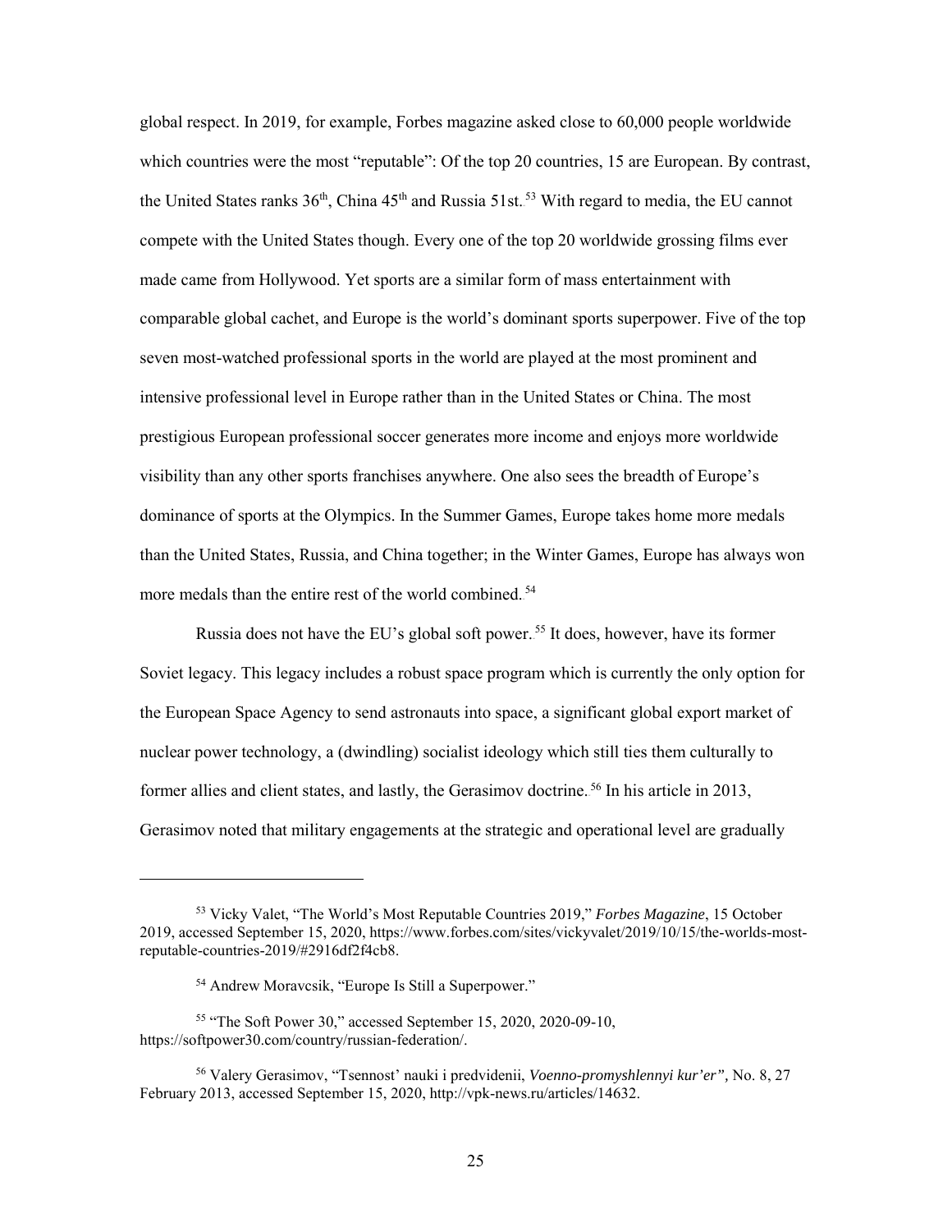global respect. In 2019, for example, Forbes magazine asked close to 60,000 people worldwide which countries were the most "reputable": Of the top 20 countries, 15 are European. By contrast, the United States ranks 36th, China 45th and Russia 51st.[53] With regard to media, the EU cannot compete with the United States though. Every one of the top 20 worldwide grossing films ever made came from Hollywood. Yet sports are a similar form of mass entertainment with comparable global cachet, and Europe is the world's dominant sports superpower. Five of the top seven most-watched professional sports in the world are played at the most prominent and intensive professional level in Europe rather than in the United States or China. The most prestigious European professional soccer generates more income and enjoys more worldwide visibility than any other sports franchises anywhere. One also sees the breadth of Europe's dominance of sports at the Olympics. In the Summer Games, Europe takes home more medals than the United States, Russia, and China together; in the Winter Games, Europe has always won more medals than the entire rest of the world combined.[54]

Russia does not have the EU's global soft power.[55] It does, however, have its former Soviet legacy. This legacy includes a robust space program which is currently the only option for the European Space Agency to send astronauts into space, a significant global export market of nuclear power technology, a (dwindling) socialist ideology which still ties them culturally to former allies and client states, and lastly, the Gerasimov doctrine.[56] In his article in 2013, Gerasimov noted that military engagements at the strategic and operational level are gradually

---

[53] Vicky Valet, "The World's Most Reputable Countries 2019," *Forbes Magazine*, 15 October 2019, accessed September 15, 2020, https://www.forbes.com/sites/vickyvalet/2019/10/15/the-worlds-most-reputable-countries-2019/#2916df2f4cb8.

[54] Andrew Moravcsik, "Europe Is Still a Superpower."

[55] "The Soft Power 30," accessed September 15, 2020, 2020-09-10, https://softpower30.com/country/russian-federation/.

[56] Valery Gerasimov, "Tsennost' nauki i predvidenii, *Voenno-promyshlennyi kur'er",* No. 8, 27 February 2013, accessed September 15, 2020, http://vpk-news.ru/articles/14632.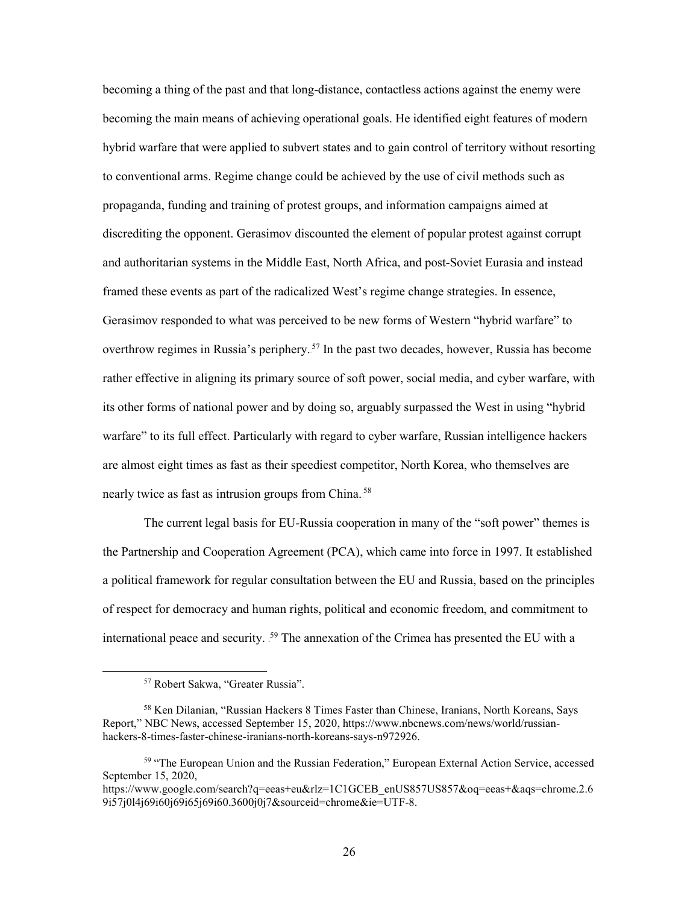becoming a thing of the past and that long-distance, contactless actions against the enemy were becoming the main means of achieving operational goals. He identified eight features of modern hybrid warfare that were applied to subvert states and to gain control of territory without resorting to conventional arms. Regime change could be achieved by the use of civil methods such as propaganda, funding and training of protest groups, and information campaigns aimed at discrediting the opponent. Gerasimov discounted the element of popular protest against corrupt and authoritarian systems in the Middle East, North Africa, and post-Soviet Eurasia and instead framed these events as part of the radicalized West's regime change strategies. In essence, Gerasimov responded to what was perceived to be new forms of Western "hybrid warfare" to overthrow regimes in Russia's periphery.[57] In the past two decades, however, Russia has become rather effective in aligning its primary source of soft power, social media, and cyber warfare, with its other forms of national power and by doing so, arguably surpassed the West in using "hybrid warfare" to its full effect. Particularly with regard to cyber warfare, Russian intelligence hackers are almost eight times as fast as their speediest competitor, North Korea, who themselves are nearly twice as fast as intrusion groups from China.[58]

The current legal basis for EU-Russia cooperation in many of the "soft power" themes is the Partnership and Cooperation Agreement (PCA), which came into force in 1997. It established a political framework for regular consultation between the EU and Russia, based on the principles of respect for democracy and human rights, political and economic freedom, and commitment to international peace and security.[59] The annexation of the Crimea has presented the EU with a

[57] Robert Sakwa, "Greater Russia".

[58] Ken Dilanian, "Russian Hackers 8 Times Faster than Chinese, Iranians, North Koreans, Says Report," NBC News, accessed September 15, 2020, https://www.nbcnews.com/news/world/russian-hackers-8-times-faster-chinese-iranians-north-koreans-says-n972926.

[59] "The European Union and the Russian Federation," European External Action Service, accessed September 15, 2020, https://www.google.com/search?q=eeas+eu&rlz=1C1GCEB_enUS857US857&oq=eeas+&aqs=chrome.2.69i57j0l4j69i60j69i65j69i60.3600j0j7&sourceid=chrome&ie=UTF-8.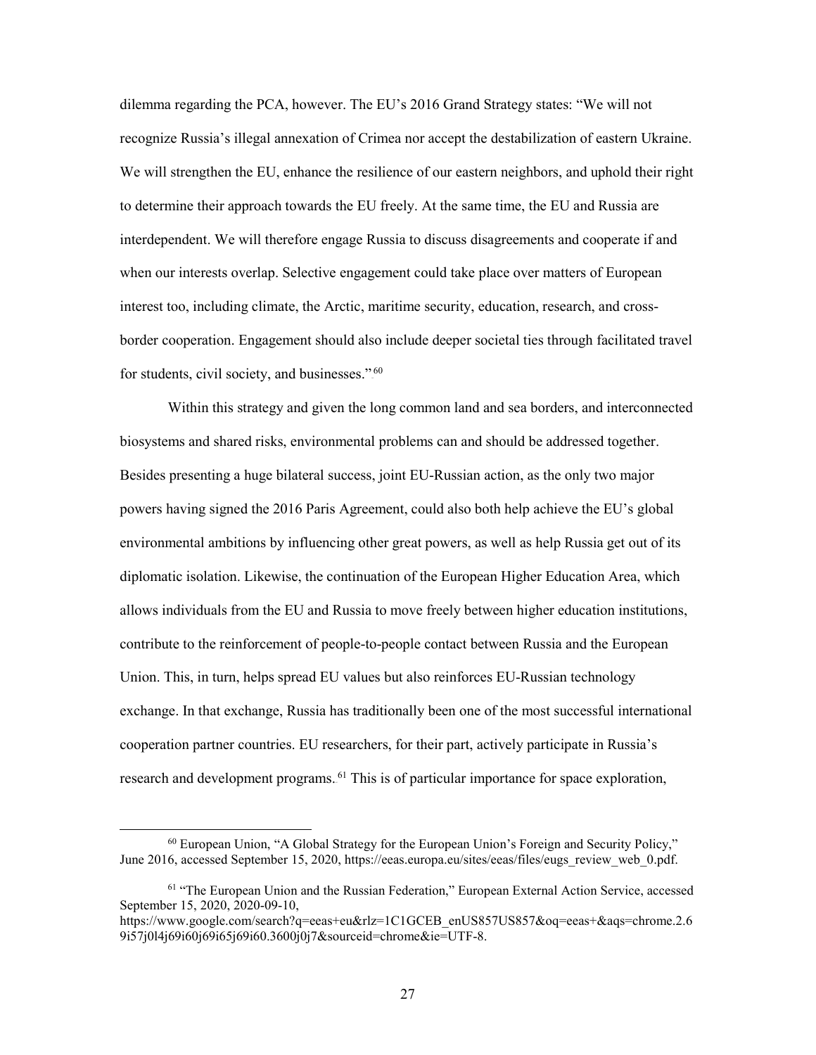dilemma regarding the PCA, however. The EU's 2016 Grand Strategy states: "We will not recognize Russia's illegal annexation of Crimea nor accept the destabilization of eastern Ukraine. We will strengthen the EU, enhance the resilience of our eastern neighbors, and uphold their right to determine their approach towards the EU freely. At the same time, the EU and Russia are interdependent. We will therefore engage Russia to discuss disagreements and cooperate if and when our interests overlap. Selective engagement could take place over matters of European interest too, including climate, the Arctic, maritime security, education, research, and cross-border cooperation. Engagement should also include deeper societal ties through facilitated travel for students, civil society, and businesses."[60]

Within this strategy and given the long common land and sea borders, and interconnected biosystems and shared risks, environmental problems can and should be addressed together. Besides presenting a huge bilateral success, joint EU-Russian action, as the only two major powers having signed the 2016 Paris Agreement, could also both help achieve the EU's global environmental ambitions by influencing other great powers, as well as help Russia get out of its diplomatic isolation. Likewise, the continuation of the European Higher Education Area, which allows individuals from the EU and Russia to move freely between higher education institutions, contribute to the reinforcement of people-to-people contact between Russia and the European Union. This, in turn, helps spread EU values but also reinforces EU-Russian technology exchange. In that exchange, Russia has traditionally been one of the most successful international cooperation partner countries. EU researchers, for their part, actively participate in Russia's research and development programs.[61] This is of particular importance for space exploration,

---

[60] European Union, "A Global Strategy for the European Union's Foreign and Security Policy," June 2016, accessed September 15, 2020, https://eeas.europa.eu/sites/eeas/files/eugs_review_web_0.pdf.

[61] "The European Union and the Russian Federation," European External Action Service, accessed September 15, 2020, 2020-09-10, https://www.google.com/search?q=eeas+eu&rlz=1C1GCEB_enUS857US857&oq=eeas+&aqs=chrome.2.69i57j0l4j69i60j69i65j69i60.3600j0j7&sourceid=chrome&ie=UTF-8.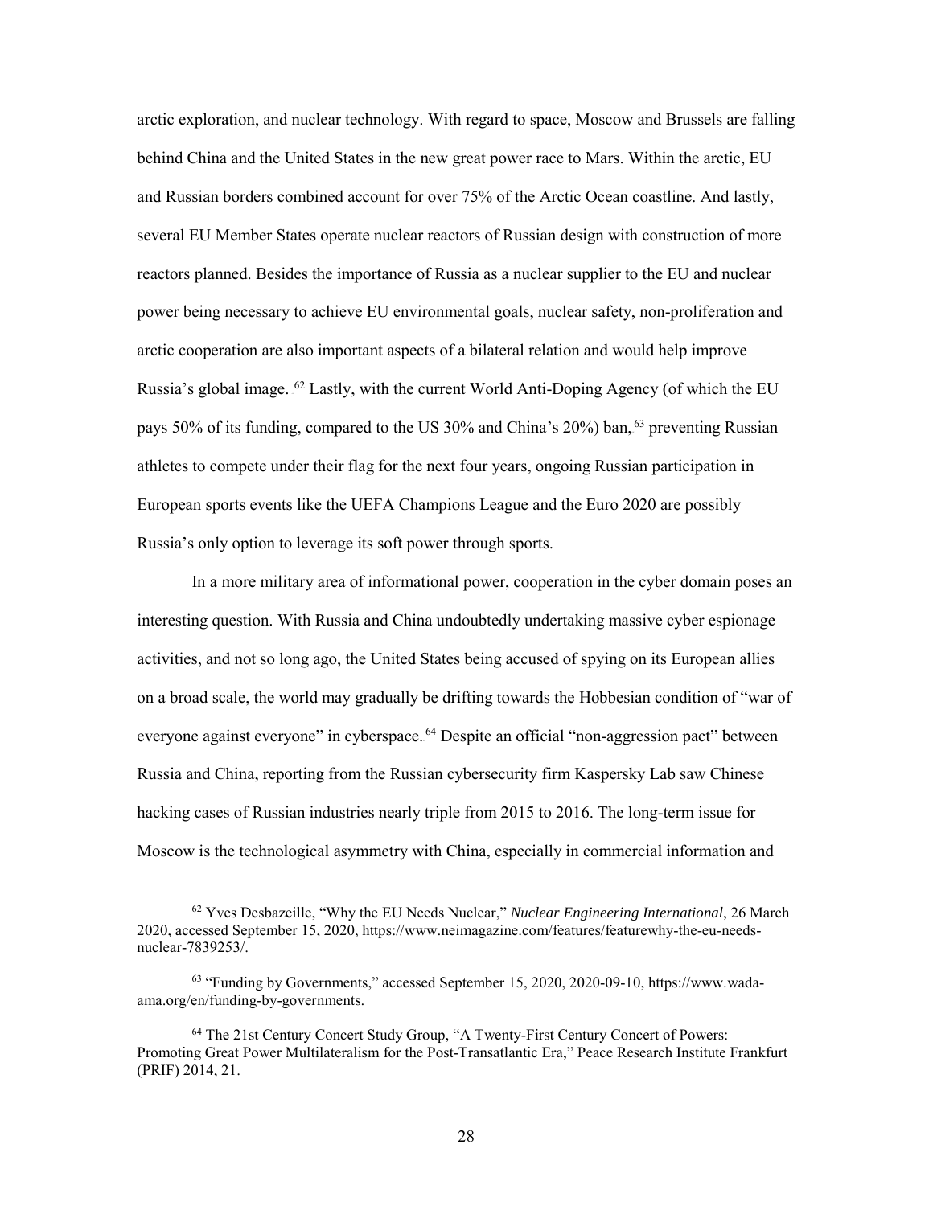arctic exploration, and nuclear technology. With regard to space, Moscow and Brussels are falling behind China and the United States in the new great power race to Mars. Within the arctic, EU and Russian borders combined account for over 75% of the Arctic Ocean coastline. And lastly, several EU Member States operate nuclear reactors of Russian design with construction of more reactors planned. Besides the importance of Russia as a nuclear supplier to the EU and nuclear power being necessary to achieve EU environmental goals, nuclear safety, non-proliferation and arctic cooperation are also important aspects of a bilateral relation and would help improve Russia's global image. [62] Lastly, with the current World Anti-Doping Agency (of which the EU pays 50% of its funding, compared to the US 30% and China's 20%) ban, [63] preventing Russian athletes to compete under their flag for the next four years, ongoing Russian participation in European sports events like the UEFA Champions League and the Euro 2020 are possibly Russia's only option to leverage its soft power through sports.

In a more military area of informational power, cooperation in the cyber domain poses an interesting question. With Russia and China undoubtedly undertaking massive cyber espionage activities, and not so long ago, the United States being accused of spying on its European allies on a broad scale, the world may gradually be drifting towards the Hobbesian condition of "war of everyone against everyone" in cyberspace. [64] Despite an official "non-aggression pact" between Russia and China, reporting from the Russian cybersecurity firm Kaspersky Lab saw Chinese hacking cases of Russian industries nearly triple from 2015 to 2016. The long-term issue for Moscow is the technological asymmetry with China, especially in commercial information and

---

[62] Yves Desbazeille, "Why the EU Needs Nuclear," *Nuclear Engineering International*, 26 March 2020, accessed September 15, 2020, https://www.neimagazine.com/features/featurewhy-the-eu-needs-nuclear-7839253/.

[63] "Funding by Governments," accessed September 15, 2020, 2020-09-10, https://www.wada-ama.org/en/funding-by-governments.

[64] The 21st Century Concert Study Group, "A Twenty-First Century Concert of Powers: Promoting Great Power Multilateralism for the Post-Transatlantic Era," Peace Research Institute Frankfurt (PRIF) 2014, 21.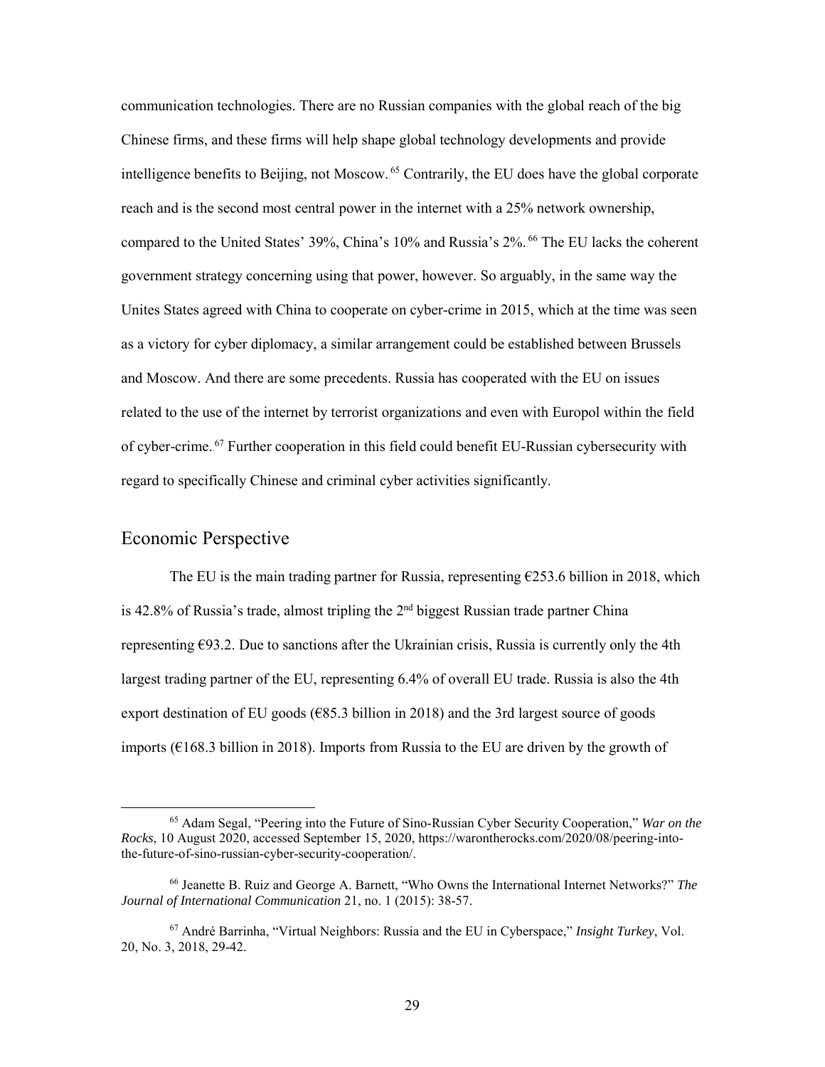communication technologies. There are no Russian companies with the global reach of the big Chinese firms, and these firms will help shape global technology developments and provide intelligence benefits to Beijing, not Moscow.[65] Contrarily, the EU does have the global corporate reach and is the second most central power in the internet with a 25% network ownership, compared to the United States' 39%, China's 10% and Russia's 2%.[66] The EU lacks the coherent government strategy concerning using that power, however. So arguably, in the same way the Unites States agreed with China to cooperate on cyber-crime in 2015, which at the time was seen as a victory for cyber diplomacy, a similar arrangement could be established between Brussels and Moscow. And there are some precedents. Russia has cooperated with the EU on issues related to the use of the internet by terrorist organizations and even with Europol within the field of cyber-crime.[67] Further cooperation in this field could benefit EU-Russian cybersecurity with regard to specifically Chinese and criminal cyber activities significantly.

## Economic Perspective

The EU is the main trading partner for Russia, representing €253.6 billion in 2018, which is 42.8% of Russia's trade, almost tripling the 2nd biggest Russian trade partner China representing €93.2. Due to sanctions after the Ukrainian crisis, Russia is currently only the 4th largest trading partner of the EU, representing 6.4% of overall EU trade. Russia is also the 4th export destination of EU goods (€85.3 billion in 2018) and the 3rd largest source of goods imports (€168.3 billion in 2018). Imports from Russia to the EU are driven by the growth of

---

[65] Adam Segal, "Peering into the Future of Sino-Russian Cyber Security Cooperation," *War on the Rocks*, 10 August 2020, accessed September 15, 2020, https://warontherocks.com/2020/08/peering-into-the-future-of-sino-russian-cyber-security-cooperation/.

[66] Jeanette B. Ruiz and George A. Barnett, "Who Owns the International Internet Networks?" *The Journal of International Communication* 21, no. 1 (2015): 38-57.

[67] André Barrinha, "Virtual Neighbors: Russia and the EU in Cyberspace," *Insight Turkey*, Vol. 20, No. 3, 2018, 29-42.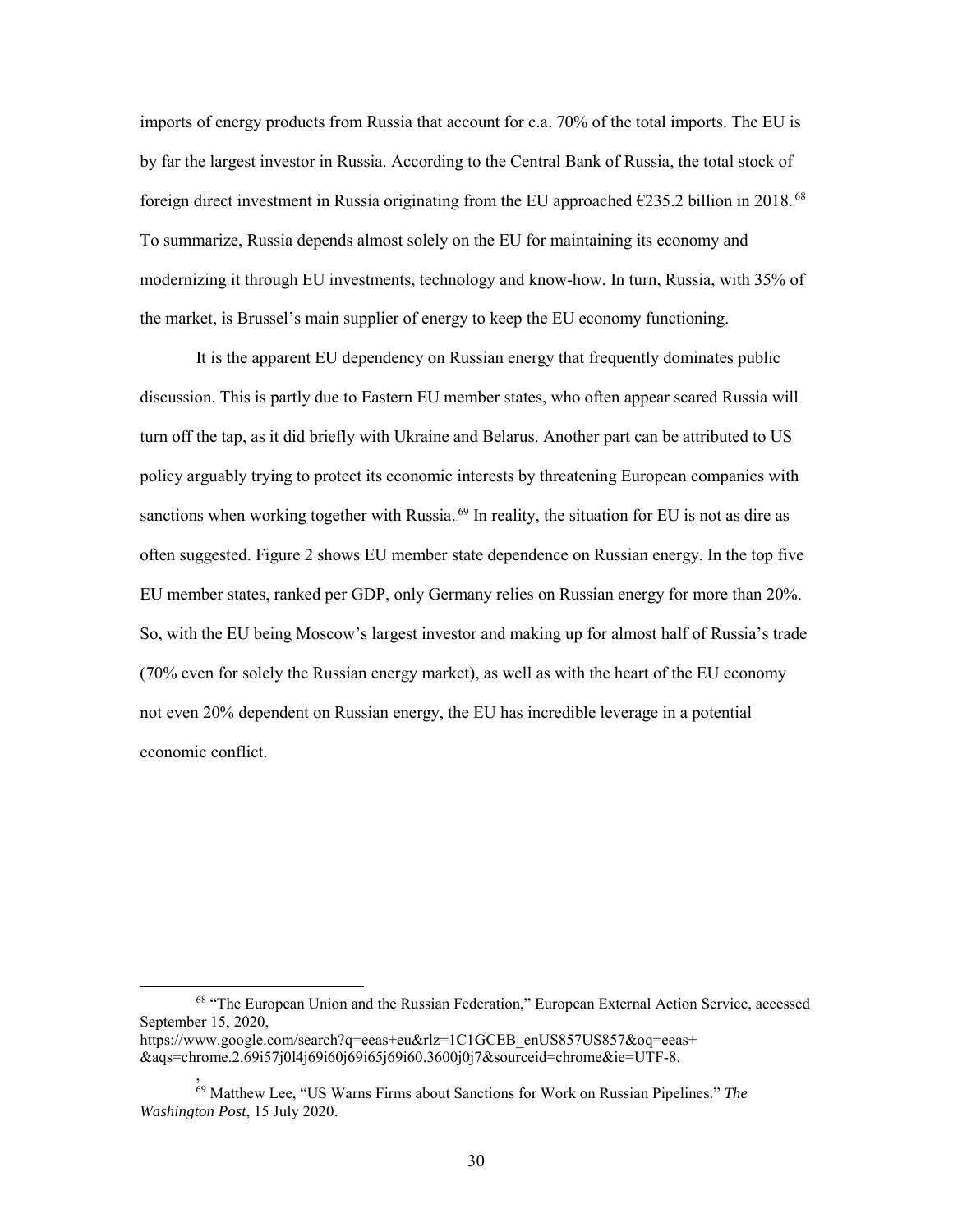imports of energy products from Russia that account for c.a. 70% of the total imports. The EU is by far the largest investor in Russia. According to the Central Bank of Russia, the total stock of foreign direct investment in Russia originating from the EU approached €235.2 billion in 2018.[68] To summarize, Russia depends almost solely on the EU for maintaining its economy and modernizing it through EU investments, technology and know-how. In turn, Russia, with 35% of the market, is Brussel's main supplier of energy to keep the EU economy functioning.

It is the apparent EU dependency on Russian energy that frequently dominates public discussion. This is partly due to Eastern EU member states, who often appear scared Russia will turn off the tap, as it did briefly with Ukraine and Belarus. Another part can be attributed to US policy arguably trying to protect its economic interests by threatening European companies with sanctions when working together with Russia.[69] In reality, the situation for EU is not as dire as often suggested. Figure 2 shows EU member state dependence on Russian energy. In the top five EU member states, ranked per GDP, only Germany relies on Russian energy for more than 20%. So, with the EU being Moscow's largest investor and making up for almost half of Russia's trade (70% even for solely the Russian energy market), as well as with the heart of the EU economy not even 20% dependent on Russian energy, the EU has incredible leverage in a potential economic conflict.

---

[68] "The European Union and the Russian Federation," European External Action Service, accessed September 15, 2020, https://www.google.com/search?q=eeas+eu&rlz=1C1GCEB_enUS857US857&oq=eeas+&aqs=chrome.2.69i57j0l4j69i60j69i65j69i60.3600j0j7&sourceid=chrome&ie=UTF-8.
,

[69] Matthew Lee, "US Warns Firms about Sanctions for Work on Russian Pipelines." *The Washington Post*, 15 July 2020.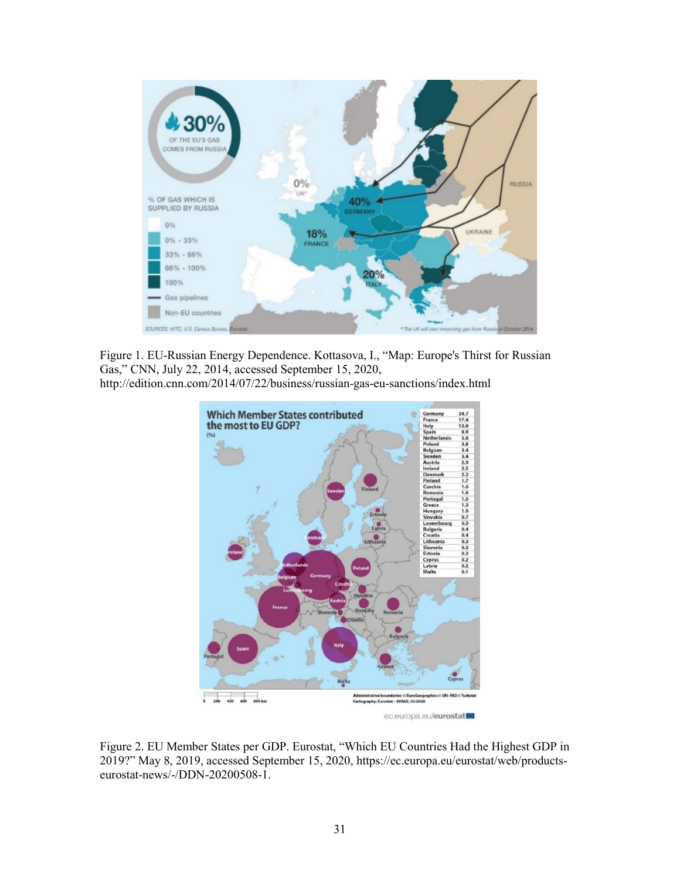Figure 1. EU-Russian Energy Dependence. Kottasova, I., "Map: Europe's Thirst for Russian Gas," CNN, July 22, 2014, accessed September 15, 2020, http://edition.cnn.com/2014/07/22/business/russian-gas-eu-sanctions/index.html

Figure 2. EU Member States per GDP. Eurostat, "Which EU Countries Had the Highest GDP in 2019?" May 8, 2019, accessed September 15, 2020, https://ec.europa.eu/eurostat/web/products-eurostat-news/-/DDN-20200508-1.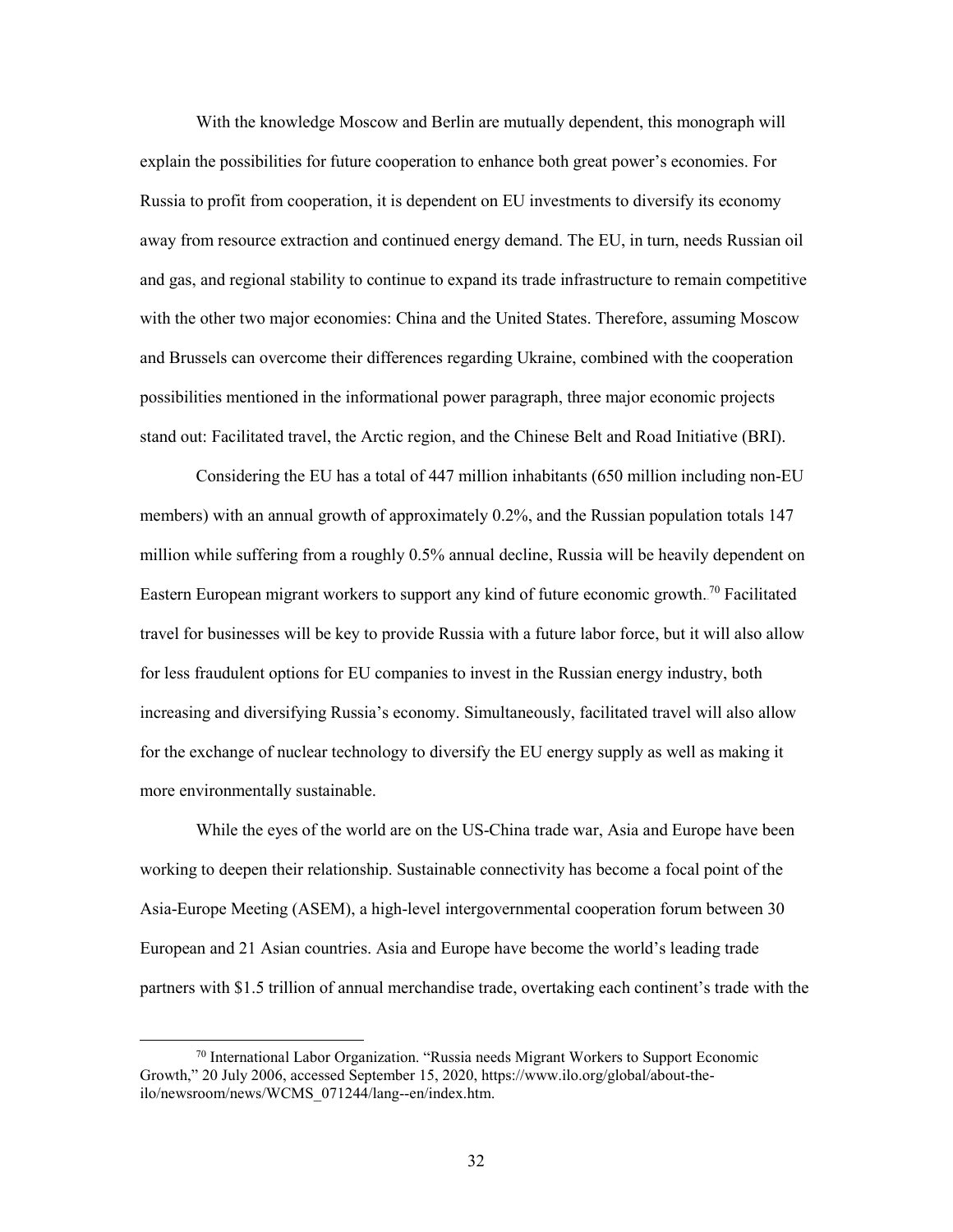With the knowledge Moscow and Berlin are mutually dependent, this monograph will explain the possibilities for future cooperation to enhance both great power's economies. For Russia to profit from cooperation, it is dependent on EU investments to diversify its economy away from resource extraction and continued energy demand. The EU, in turn, needs Russian oil and gas, and regional stability to continue to expand its trade infrastructure to remain competitive with the other two major economies: China and the United States. Therefore, assuming Moscow and Brussels can overcome their differences regarding Ukraine, combined with the cooperation possibilities mentioned in the informational power paragraph, three major economic projects stand out: Facilitated travel, the Arctic region, and the Chinese Belt and Road Initiative (BRI).

Considering the EU has a total of 447 million inhabitants (650 million including non-EU members) with an annual growth of approximately 0.2%, and the Russian population totals 147 million while suffering from a roughly 0.5% annual decline, Russia will be heavily dependent on Eastern European migrant workers to support any kind of future economic growth.[70] Facilitated travel for businesses will be key to provide Russia with a future labor force, but it will also allow for less fraudulent options for EU companies to invest in the Russian energy industry, both increasing and diversifying Russia's economy. Simultaneously, facilitated travel will also allow for the exchange of nuclear technology to diversify the EU energy supply as well as making it more environmentally sustainable.

While the eyes of the world are on the US-China trade war, Asia and Europe have been working to deepen their relationship. Sustainable connectivity has become a focal point of the Asia-Europe Meeting (ASEM), a high-level intergovernmental cooperation forum between 30 European and 21 Asian countries. Asia and Europe have become the world's leading trade partners with $1.5 trillion of annual merchandise trade, overtaking each continent's trade with the

---

[70] International Labor Organization. "Russia needs Migrant Workers to Support Economic Growth," 20 July 2006, accessed September 15, 2020, https://www.ilo.org/global/about-the-ilo/newsroom/news/WCMS_071244/lang--en/index.htm.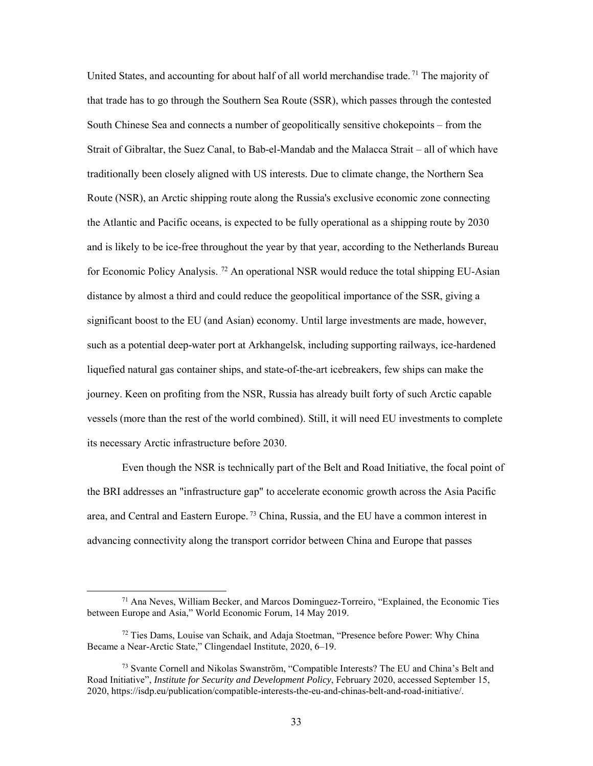United States, and accounting for about half of all world merchandise trade.[71] The majority of that trade has to go through the Southern Sea Route (SSR), which passes through the contested South Chinese Sea and connects a number of geopolitically sensitive chokepoints – from the Strait of Gibraltar, the Suez Canal, to Bab-el-Mandab and the Malacca Strait – all of which have traditionally been closely aligned with US interests. Due to climate change, the Northern Sea Route (NSR), an Arctic shipping route along the Russia's exclusive economic zone connecting the Atlantic and Pacific oceans, is expected to be fully operational as a shipping route by 2030 and is likely to be ice-free throughout the year by that year, according to the Netherlands Bureau for Economic Policy Analysis.[72] An operational NSR would reduce the total shipping EU-Asian distance by almost a third and could reduce the geopolitical importance of the SSR, giving a significant boost to the EU (and Asian) economy. Until large investments are made, however, such as a potential deep-water port at Arkhangelsk, including supporting railways, ice-hardened liquefied natural gas container ships, and state-of-the-art icebreakers, few ships can make the journey. Keen on profiting from the NSR, Russia has already built forty of such Arctic capable vessels (more than the rest of the world combined). Still, it will need EU investments to complete its necessary Arctic infrastructure before 2030.

Even though the NSR is technically part of the Belt and Road Initiative, the focal point of the BRI addresses an "infrastructure gap" to accelerate economic growth across the Asia Pacific area, and Central and Eastern Europe.[73] China, Russia, and the EU have a common interest in advancing connectivity along the transport corridor between China and Europe that passes

---

[71] Ana Neves, William Becker, and Marcos Dominguez-Torreiro, "Explained, the Economic Ties between Europe and Asia," World Economic Forum, 14 May 2019.

[72] Ties Dams, Louise van Schaik, and Adaja Stoetman, "Presence before Power: Why China Became a Near-Arctic State," Clingendael Institute, 2020, 6–19.

[73] Svante Cornell and Nikolas Swanström, "Compatible Interests? The EU and China's Belt and Road Initiative", *Institute for Security and Development Policy*, February 2020, accessed September 15, 2020, https://isdp.eu/publication/compatible-interests-the-eu-and-chinas-belt-and-road-initiative/.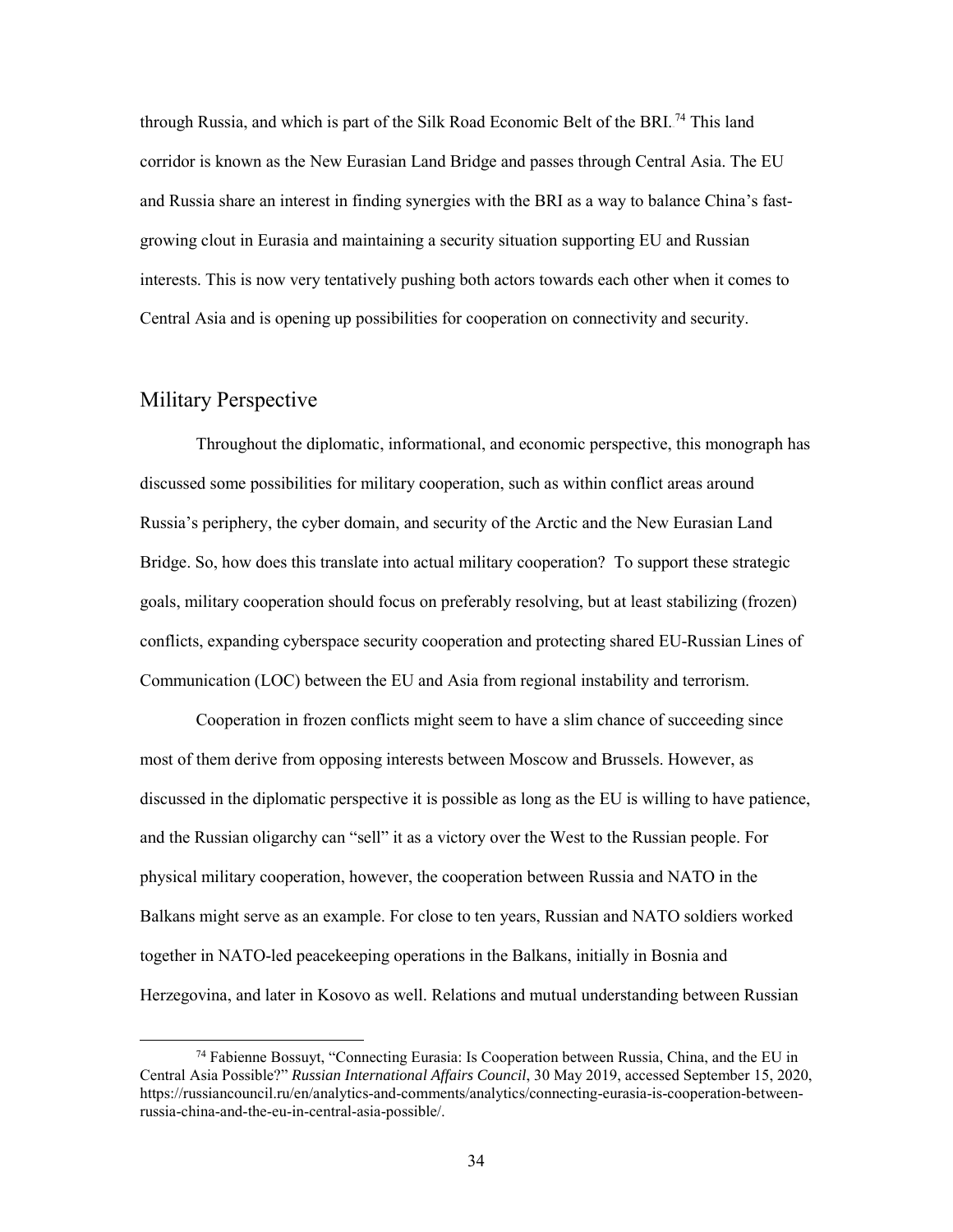through Russia, and which is part of the Silk Road Economic Belt of the BRI.[74] This land corridor is known as the New Eurasian Land Bridge and passes through Central Asia. The EU and Russia share an interest in finding synergies with the BRI as a way to balance China's fast-growing clout in Eurasia and maintaining a security situation supporting EU and Russian interests. This is now very tentatively pushing both actors towards each other when it comes to Central Asia and is opening up possibilities for cooperation on connectivity and security.

## Military Perspective

Throughout the diplomatic, informational, and economic perspective, this monograph has discussed some possibilities for military cooperation, such as within conflict areas around Russia's periphery, the cyber domain, and security of the Arctic and the New Eurasian Land Bridge. So, how does this translate into actual military cooperation? To support these strategic goals, military cooperation should focus on preferably resolving, but at least stabilizing (frozen) conflicts, expanding cyberspace security cooperation and protecting shared EU-Russian Lines of Communication (LOC) between the EU and Asia from regional instability and terrorism.

Cooperation in frozen conflicts might seem to have a slim chance of succeeding since most of them derive from opposing interests between Moscow and Brussels. However, as discussed in the diplomatic perspective it is possible as long as the EU is willing to have patience, and the Russian oligarchy can "sell" it as a victory over the West to the Russian people. For physical military cooperation, however, the cooperation between Russia and NATO in the Balkans might serve as an example. For close to ten years, Russian and NATO soldiers worked together in NATO-led peacekeeping operations in the Balkans, initially in Bosnia and Herzegovina, and later in Kosovo as well. Relations and mutual understanding between Russian

---

[74] Fabienne Bossuyt, "Connecting Eurasia: Is Cooperation between Russia, China, and the EU in Central Asia Possible?" *Russian International Affairs Council*, 30 May 2019, accessed September 15, 2020, https://russiancouncil.ru/en/analytics-and-comments/analytics/connecting-eurasia-is-cooperation-between-russia-china-and-the-eu-in-central-asia-possible/.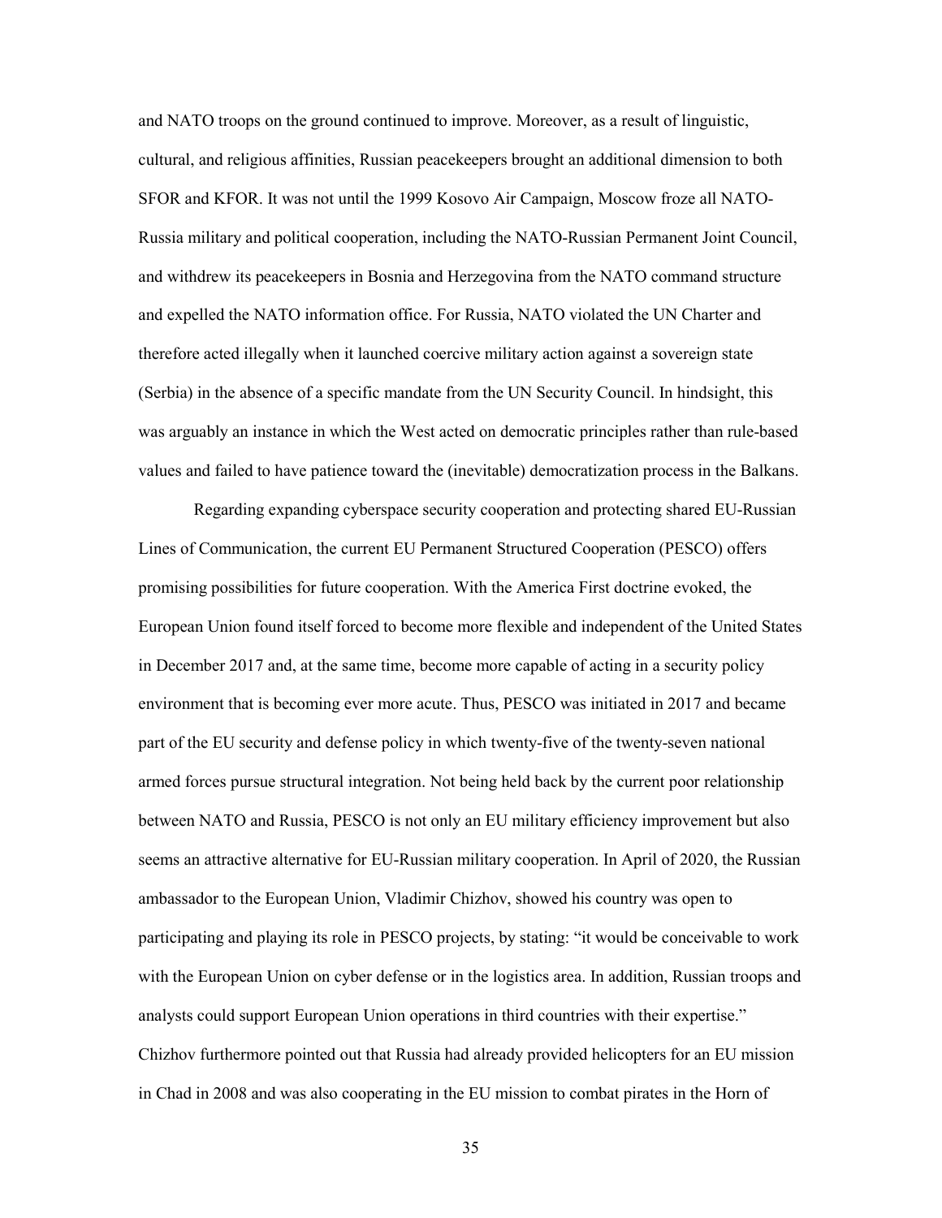and NATO troops on the ground continued to improve. Moreover, as a result of linguistic, cultural, and religious affinities, Russian peacekeepers brought an additional dimension to both SFOR and KFOR. It was not until the 1999 Kosovo Air Campaign, Moscow froze all NATO-Russia military and political cooperation, including the NATO-Russian Permanent Joint Council, and withdrew its peacekeepers in Bosnia and Herzegovina from the NATO command structure and expelled the NATO information office. For Russia, NATO violated the UN Charter and therefore acted illegally when it launched coercive military action against a sovereign state (Serbia) in the absence of a specific mandate from the UN Security Council. In hindsight, this was arguably an instance in which the West acted on democratic principles rather than rule-based values and failed to have patience toward the (inevitable) democratization process in the Balkans.

Regarding expanding cyberspace security cooperation and protecting shared EU-Russian Lines of Communication, the current EU Permanent Structured Cooperation (PESCO) offers promising possibilities for future cooperation. With the America First doctrine evoked, the European Union found itself forced to become more flexible and independent of the United States in December 2017 and, at the same time, become more capable of acting in a security policy environment that is becoming ever more acute. Thus, PESCO was initiated in 2017 and became part of the EU security and defense policy in which twenty-five of the twenty-seven national armed forces pursue structural integration. Not being held back by the current poor relationship between NATO and Russia, PESCO is not only an EU military efficiency improvement but also seems an attractive alternative for EU-Russian military cooperation. In April of 2020, the Russian ambassador to the European Union, Vladimir Chizhov, showed his country was open to participating and playing its role in PESCO projects, by stating: "it would be conceivable to work with the European Union on cyber defense or in the logistics area. In addition, Russian troops and analysts could support European Union operations in third countries with their expertise." Chizhov furthermore pointed out that Russia had already provided helicopters for an EU mission in Chad in 2008 and was also cooperating in the EU mission to combat pirates in the Horn of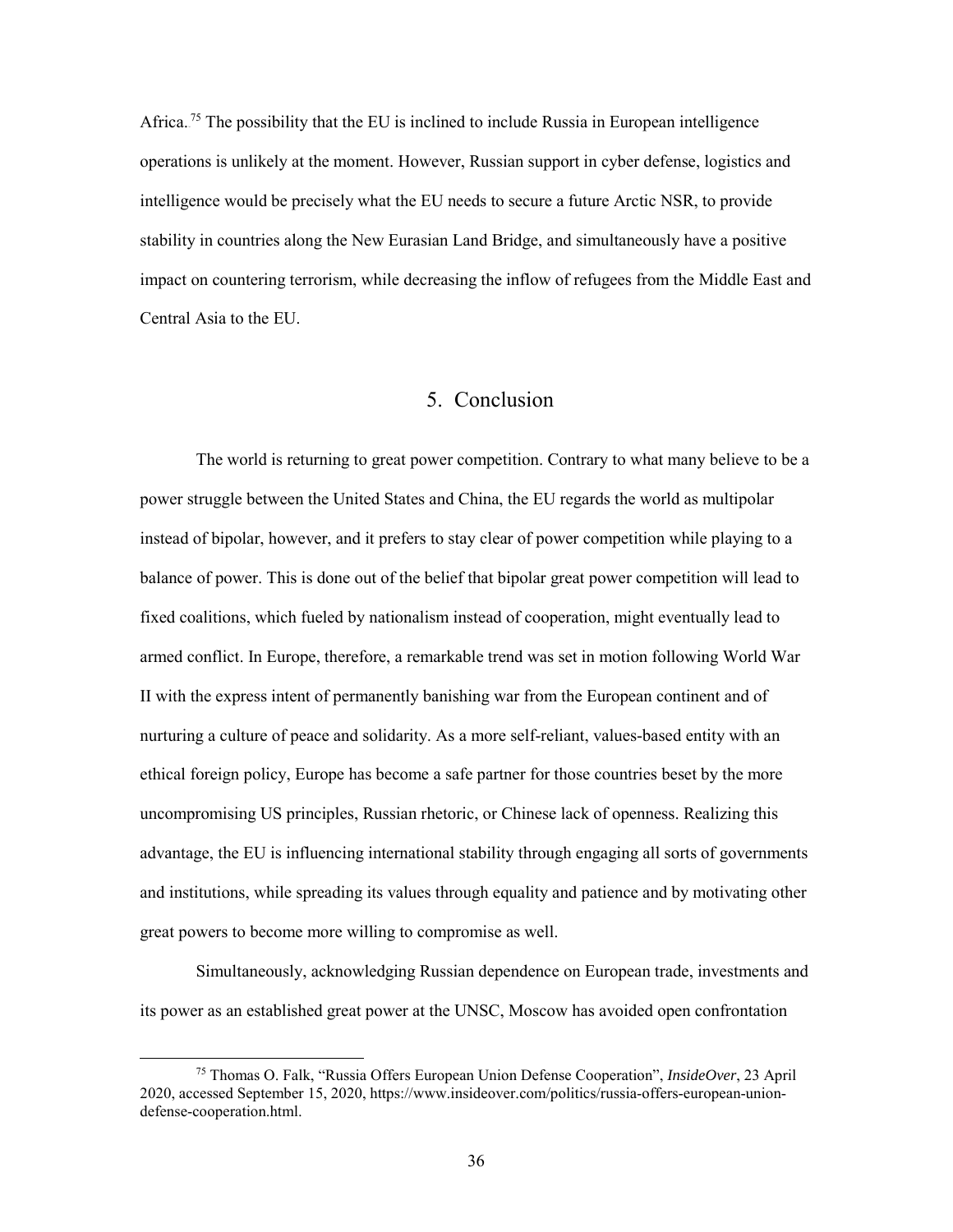Africa.[75] The possibility that the EU is inclined to include Russia in European intelligence operations is unlikely at the moment. However, Russian support in cyber defense, logistics and intelligence would be precisely what the EU needs to secure a future Arctic NSR, to provide stability in countries along the New Eurasian Land Bridge, and simultaneously have a positive impact on countering terrorism, while decreasing the inflow of refugees from the Middle East and Central Asia to the EU.

# 5. Conclusion

The world is returning to great power competition. Contrary to what many believe to be a power struggle between the United States and China, the EU regards the world as multipolar instead of bipolar, however, and it prefers to stay clear of power competition while playing to a balance of power. This is done out of the belief that bipolar great power competition will lead to fixed coalitions, which fueled by nationalism instead of cooperation, might eventually lead to armed conflict. In Europe, therefore, a remarkable trend was set in motion following World War II with the express intent of permanently banishing war from the European continent and of nurturing a culture of peace and solidarity. As a more self-reliant, values-based entity with an ethical foreign policy, Europe has become a safe partner for those countries beset by the more uncompromising US principles, Russian rhetoric, or Chinese lack of openness. Realizing this advantage, the EU is influencing international stability through engaging all sorts of governments and institutions, while spreading its values through equality and patience and by motivating other great powers to become more willing to compromise as well.

Simultaneously, acknowledging Russian dependence on European trade, investments and its power as an established great power at the UNSC, Moscow has avoided open confrontation

---

[75] Thomas O. Falk, "Russia Offers European Union Defense Cooperation", *InsideOver*, 23 April 2020, accessed September 15, 2020, https://www.insideover.com/politics/russia-offers-european-union-defense-cooperation.html.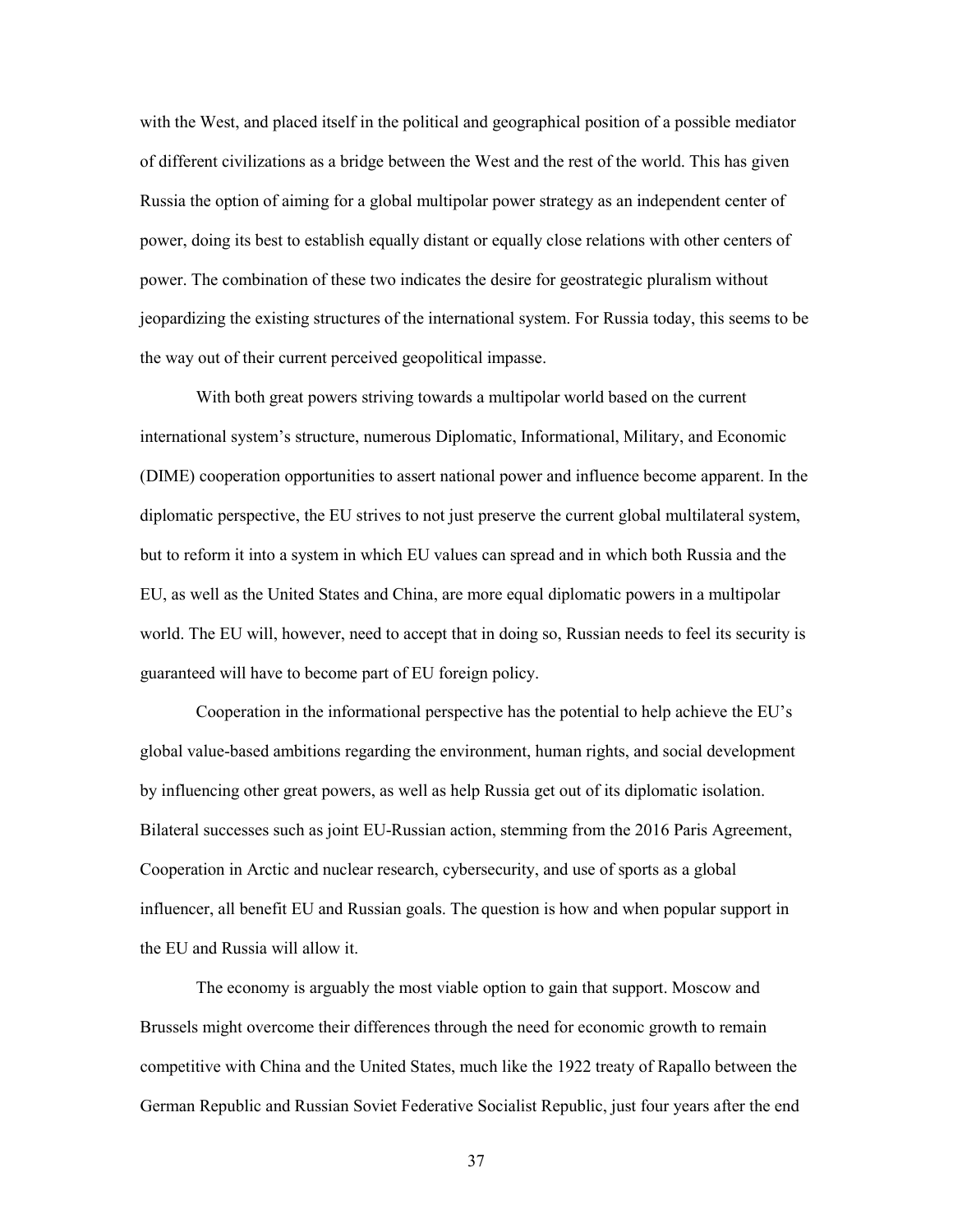with the West, and placed itself in the political and geographical position of a possible mediator of different civilizations as a bridge between the West and the rest of the world. This has given Russia the option of aiming for a global multipolar power strategy as an independent center of power, doing its best to establish equally distant or equally close relations with other centers of power. The combination of these two indicates the desire for geostrategic pluralism without jeopardizing the existing structures of the international system. For Russia today, this seems to be the way out of their current perceived geopolitical impasse.

With both great powers striving towards a multipolar world based on the current international system's structure, numerous Diplomatic, Informational, Military, and Economic (DIME) cooperation opportunities to assert national power and influence become apparent. In the diplomatic perspective, the EU strives to not just preserve the current global multilateral system, but to reform it into a system in which EU values can spread and in which both Russia and the EU, as well as the United States and China, are more equal diplomatic powers in a multipolar world. The EU will, however, need to accept that in doing so, Russian needs to feel its security is guaranteed will have to become part of EU foreign policy.

Cooperation in the informational perspective has the potential to help achieve the EU's global value-based ambitions regarding the environment, human rights, and social development by influencing other great powers, as well as help Russia get out of its diplomatic isolation. Bilateral successes such as joint EU-Russian action, stemming from the 2016 Paris Agreement, Cooperation in Arctic and nuclear research, cybersecurity, and use of sports as a global influencer, all benefit EU and Russian goals. The question is how and when popular support in the EU and Russia will allow it.

The economy is arguably the most viable option to gain that support. Moscow and Brussels might overcome their differences through the need for economic growth to remain competitive with China and the United States, much like the 1922 treaty of Rapallo between the German Republic and Russian Soviet Federative Socialist Republic, just four years after the end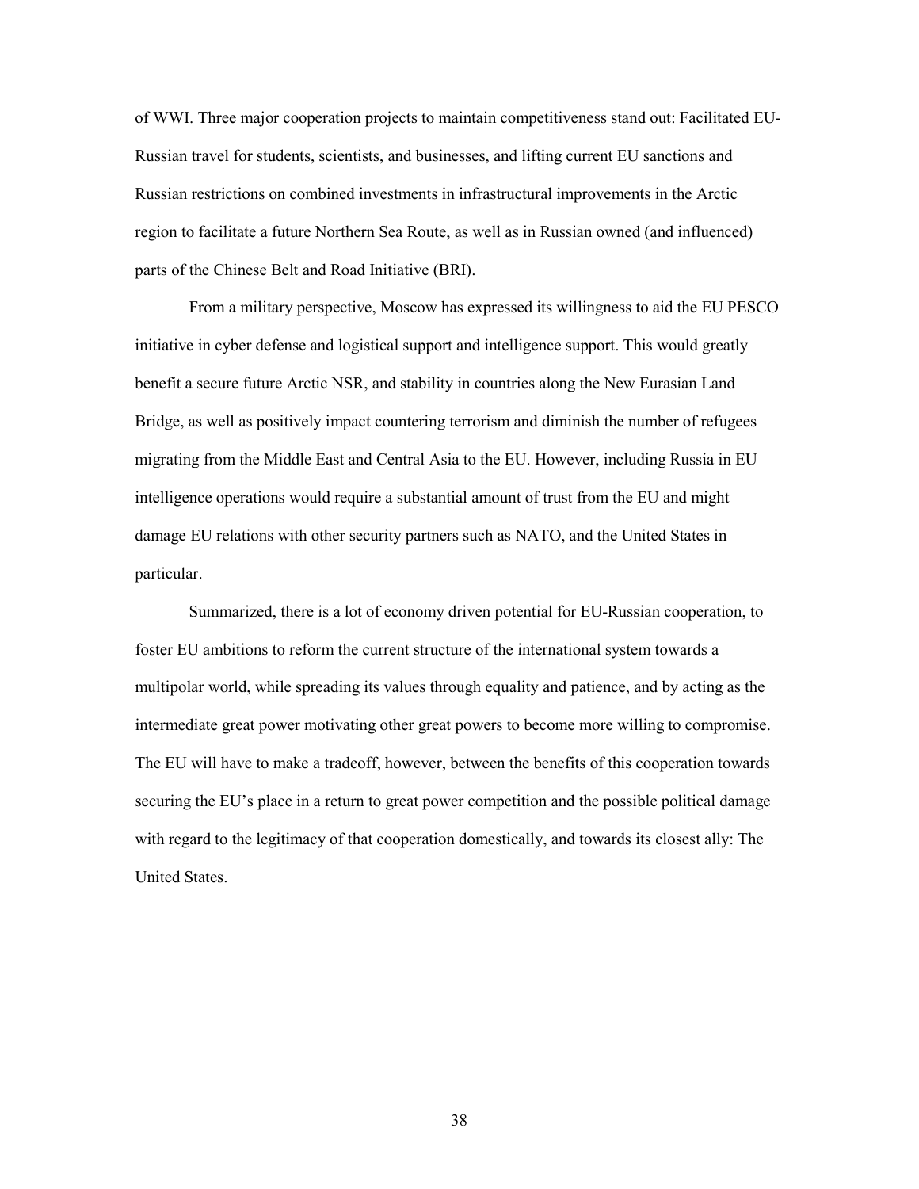of WWI. Three major cooperation projects to maintain competitiveness stand out: Facilitated EU-Russian travel for students, scientists, and businesses, and lifting current EU sanctions and Russian restrictions on combined investments in infrastructural improvements in the Arctic region to facilitate a future Northern Sea Route, as well as in Russian owned (and influenced) parts of the Chinese Belt and Road Initiative (BRI).

From a military perspective, Moscow has expressed its willingness to aid the EU PESCO initiative in cyber defense and logistical support and intelligence support. This would greatly benefit a secure future Arctic NSR, and stability in countries along the New Eurasian Land Bridge, as well as positively impact countering terrorism and diminish the number of refugees migrating from the Middle East and Central Asia to the EU. However, including Russia in EU intelligence operations would require a substantial amount of trust from the EU and might damage EU relations with other security partners such as NATO, and the United States in particular.

Summarized, there is a lot of economy driven potential for EU-Russian cooperation, to foster EU ambitions to reform the current structure of the international system towards a multipolar world, while spreading its values through equality and patience, and by acting as the intermediate great power motivating other great powers to become more willing to compromise. The EU will have to make a tradeoff, however, between the benefits of this cooperation towards securing the EU's place in a return to great power competition and the possible political damage with regard to the legitimacy of that cooperation domestically, and towards its closest ally: The United States.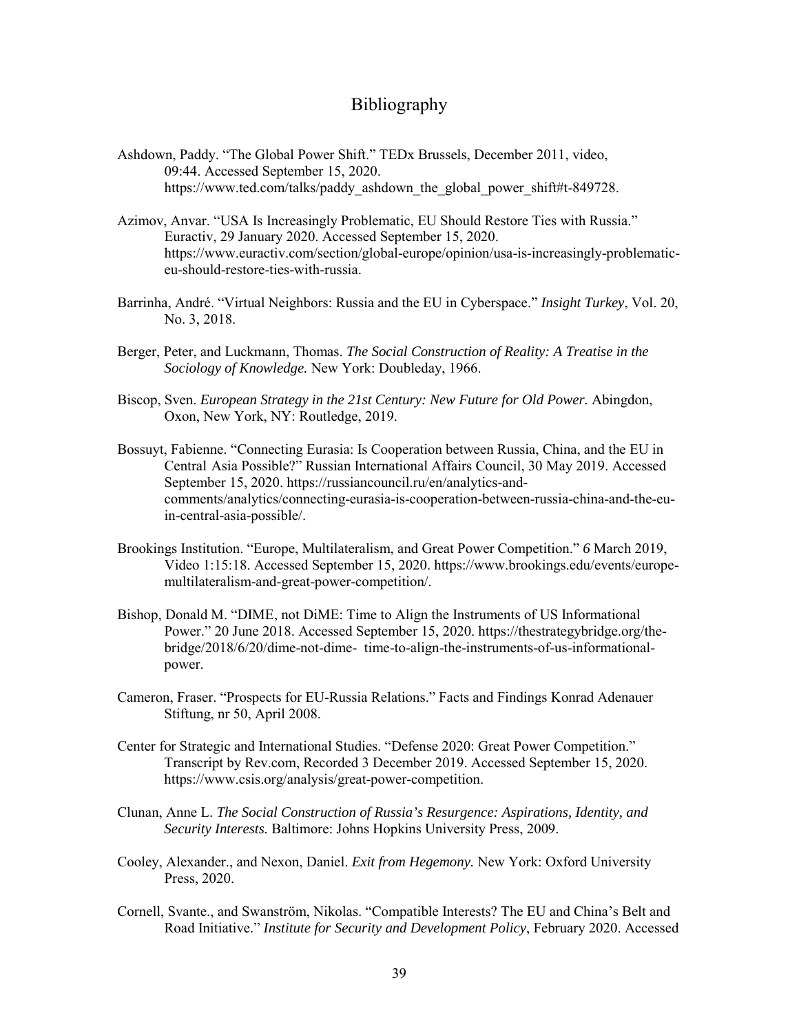# Bibliography

Ashdown, Paddy. "The Global Power Shift." TEDx Brussels, December 2011, video, 09:44. Accessed September 15, 2020. https://www.ted.com/talks/paddy_ashdown_the_global_power_shift#t-849728.

Azimov, Anvar. "USA Is Increasingly Problematic, EU Should Restore Ties with Russia." Euractiv, 29 January 2020. Accessed September 15, 2020. https://www.euractiv.com/section/global-europe/opinion/usa-is-increasingly-problematic-eu-should-restore-ties-with-russia.

Barrinha, André. "Virtual Neighbors: Russia and the EU in Cyberspace." *Insight Turkey*, Vol. 20, No. 3, 2018.

Berger, Peter, and Luckmann, Thomas. *The Social Construction of Reality: A Treatise in the Sociology of Knowledge.* New York: Doubleday, 1966.

Biscop, Sven. *European Strategy in the 21st Century: New Future for Old Power.* Abingdon, Oxon, New York, NY: Routledge, 2019.

Bossuyt, Fabienne. "Connecting Eurasia: Is Cooperation between Russia, China, and the EU in Central Asia Possible?" Russian International Affairs Council, 30 May 2019. Accessed September 15, 2020. https://russiancouncil.ru/en/analytics-and-comments/analytics/connecting-eurasia-is-cooperation-between-russia-china-and-the-eu-in-central-asia-possible/.

Brookings Institution. "Europe, Multilateralism, and Great Power Competition." *6* March 2019, Video 1:15:18. Accessed September 15, 2020. https://www.brookings.edu/events/europe-multilateralism-and-great-power-competition/.

Bishop, Donald M. "DIME, not DiME: Time to Align the Instruments of US Informational Power." 20 June 2018. Accessed September 15, 2020. https://thestrategybridge.org/the-bridge/2018/6/20/dime-not-dime- time-to-align-the-instruments-of-us-informational-power.

Cameron, Fraser. "Prospects for EU-Russia Relations." Facts and Findings Konrad Adenauer Stiftung, nr 50, April 2008.

Center for Strategic and International Studies. "Defense 2020: Great Power Competition." Transcript by Rev.com, Recorded 3 December 2019. Accessed September 15, 2020. https://www.csis.org/analysis/great-power-competition.

Clunan, Anne L. *The Social Construction of Russia's Resurgence: Aspirations, Identity, and Security Interests.* Baltimore: Johns Hopkins University Press, 2009.

Cooley, Alexander., and Nexon, Daniel. *Exit from Hegemony.* New York: Oxford University Press, 2020.

Cornell, Svante., and Swanström, Nikolas. "Compatible Interests? The EU and China's Belt and Road Initiative." *Institute for Security and Development Policy*, February 2020. Accessed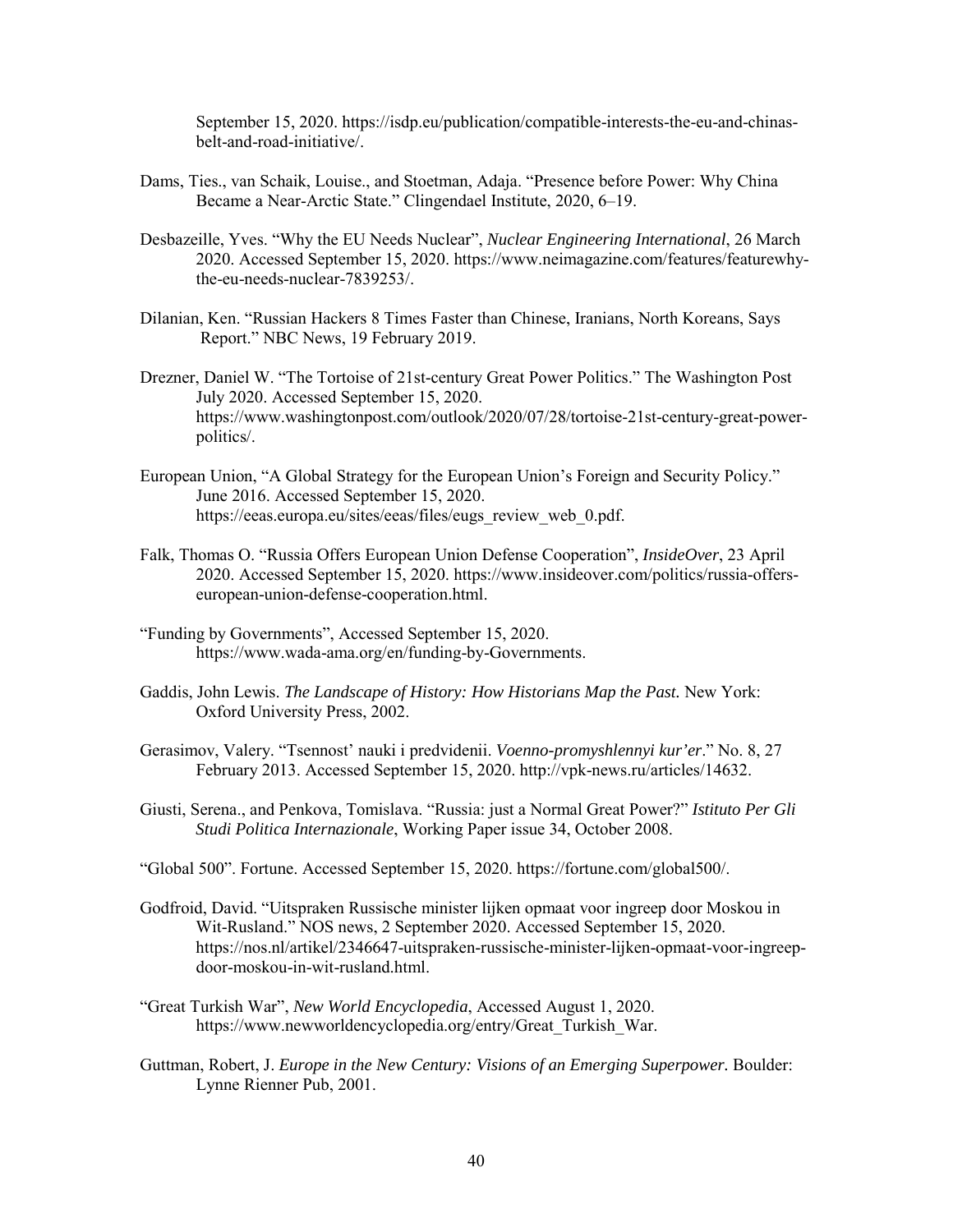September 15, 2020. https://isdp.eu/publication/compatible-interests-the-eu-and-chinas-belt-and-road-initiative/.

Dams, Ties., van Schaik, Louise., and Stoetman, Adaja. "Presence before Power: Why China Became a Near-Arctic State." Clingendael Institute, 2020, 6–19.

Desbazeille, Yves. "Why the EU Needs Nuclear", *Nuclear Engineering International*, 26 March 2020. Accessed September 15, 2020. https://www.neimagazine.com/features/featurewhy-the-eu-needs-nuclear-7839253/.

Dilanian, Ken. "Russian Hackers 8 Times Faster than Chinese, Iranians, North Koreans, Says Report." NBC News, 19 February 2019.

Drezner, Daniel W. "The Tortoise of 21st-century Great Power Politics." The Washington Post July 2020. Accessed September 15, 2020. https://www.washingtonpost.com/outlook/2020/07/28/tortoise-21st-century-great-power-politics/.

European Union, "A Global Strategy for the European Union's Foreign and Security Policy." June 2016. Accessed September 15, 2020. https://eeas.europa.eu/sites/eeas/files/eugs_review_web_0.pdf.

Falk, Thomas O. "Russia Offers European Union Defense Cooperation", *InsideOver*, 23 April 2020. Accessed September 15, 2020. https://www.insideover.com/politics/russia-offers-european-union-defense-cooperation.html.

"Funding by Governments", Accessed September 15, 2020. https://www.wada-ama.org/en/funding-by-Governments.

Gaddis, John Lewis. *The Landscape of History: How Historians Map the Past.* New York: Oxford University Press, 2002.

Gerasimov, Valery. "Tsennost' nauki i predvidenii. *Voenno-promyshlennyi kur'er*." No. 8, 27 February 2013. Accessed September 15, 2020. http://vpk-news.ru/articles/14632.

Giusti, Serena., and Penkova, Tomislava. "Russia: just a Normal Great Power?" *Istituto Per Gli Studi Politica Internazionale*, Working Paper issue 34, October 2008.

"Global 500". Fortune. Accessed September 15, 2020. https://fortune.com/global500/.

Godfroid, David. "Uitspraken Russische minister lijken opmaat voor ingreep door Moskou in Wit-Rusland." NOS news, 2 September 2020. Accessed September 15, 2020. https://nos.nl/artikel/2346647-uitspraken-russische-minister-lijken-opmaat-voor-ingreep-door-moskou-in-wit-rusland.html.

"Great Turkish War", *New World Encyclopedia*, Accessed August 1, 2020. https://www.newworldencyclopedia.org/entry/Great_Turkish_War.

Guttman, Robert, J. *Europe in the New Century: Visions of an Emerging Superpower.* Boulder: Lynne Rienner Pub, 2001.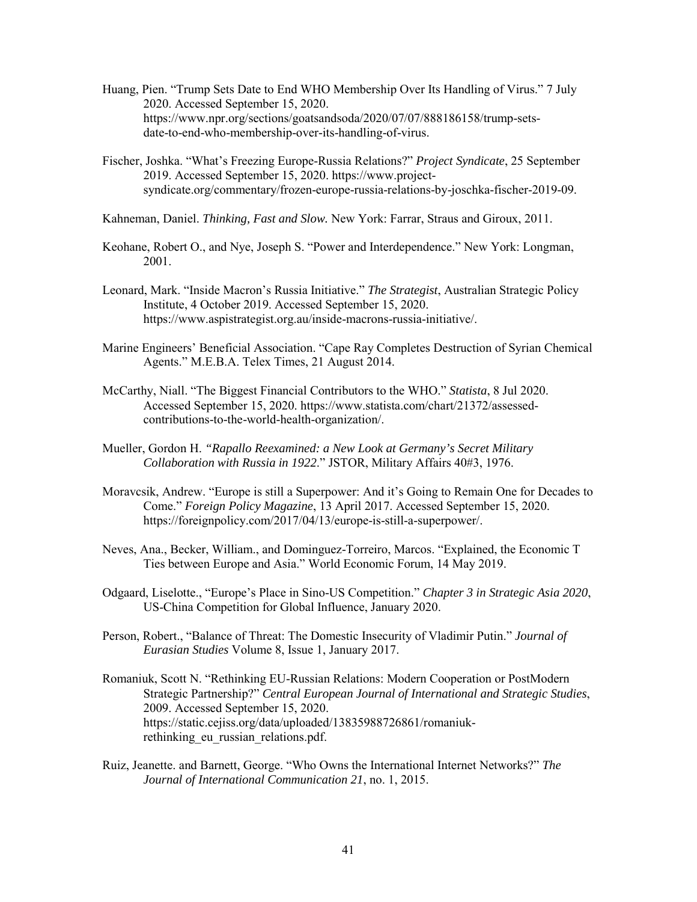Huang, Pien. "Trump Sets Date to End WHO Membership Over Its Handling of Virus." 7 July 2020. Accessed September 15, 2020. https://www.npr.org/sections/goatsandsoda/2020/07/07/888186158/trump-sets-date-to-end-who-membership-over-its-handling-of-virus.

Fischer, Joshka. "What's Freezing Europe-Russia Relations?" *Project Syndicate*, 25 September 2019. Accessed September 15, 2020. https://www.project-syndicate.org/commentary/frozen-europe-russia-relations-by-joschka-fischer-2019-09.

Kahneman, Daniel. *Thinking, Fast and Slow.* New York: Farrar, Straus and Giroux, 2011.

Keohane, Robert O., and Nye, Joseph S. "Power and Interdependence." New York: Longman, 2001.

Leonard, Mark. "Inside Macron's Russia Initiative." *The Strategist*, Australian Strategic Policy Institute, 4 October 2019. Accessed September 15, 2020. https://www.aspistrategist.org.au/inside-macrons-russia-initiative/.

Marine Engineers' Beneficial Association. "Cape Ray Completes Destruction of Syrian Chemical Agents." M.E.B.A. Telex Times, 21 August 2014.

McCarthy, Niall. "The Biggest Financial Contributors to the WHO." *Statista*, 8 Jul 2020. Accessed September 15, 2020. https://www.statista.com/chart/21372/assessed-contributions-to-the-world-health-organization/.

Mueller, Gordon H. *"Rapallo Reexamined: a New Look at Germany's Secret Military Collaboration with Russia in 1922*." JSTOR, Military Affairs 40#3, 1976.

Moravcsik, Andrew. "Europe is still a Superpower: And it's Going to Remain One for Decades to Come." *Foreign Policy Magazine*, 13 April 2017. Accessed September 15, 2020. https://foreignpolicy.com/2017/04/13/europe-is-still-a-superpower/.

Neves, Ana., Becker, William., and Dominguez-Torreiro, Marcos. "Explained, the Economic T Ties between Europe and Asia." World Economic Forum, 14 May 2019.

Odgaard, Liselotte., "Europe's Place in Sino-US Competition." *Chapter 3 in Strategic Asia 2020*, US-China Competition for Global Influence, January 2020.

Person, Robert., "Balance of Threat: The Domestic Insecurity of Vladimir Putin." *Journal of Eurasian Studies* Volume 8, Issue 1, January 2017.

Romaniuk, Scott N. "Rethinking EU-Russian Relations: Modern Cooperation or PostModern Strategic Partnership?" *Central European Journal of International and Strategic Studies*, 2009. Accessed September 15, 2020. https://static.cejiss.org/data/uploaded/13835988726861/romaniuk-rethinking_eu_russian_relations.pdf.

Ruiz, Jeanette. and Barnett, George. "Who Owns the International Internet Networks?" *The Journal of International Communication 21*, no. 1, 2015.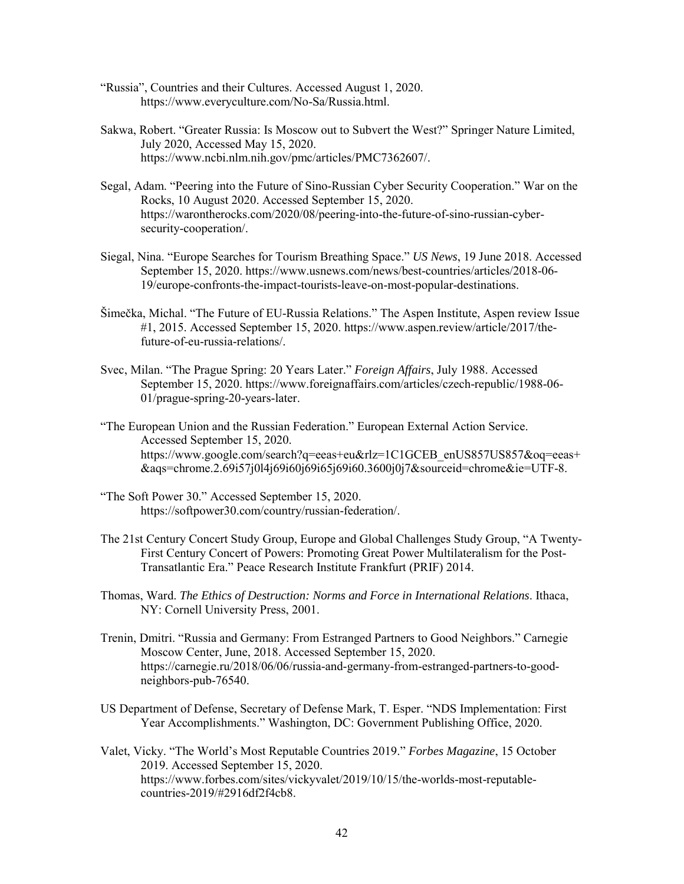"Russia", Countries and their Cultures. Accessed August 1, 2020. https://www.everyculture.com/No-Sa/Russia.html.

Sakwa, Robert. "Greater Russia: Is Moscow out to Subvert the West?" Springer Nature Limited, July 2020, Accessed May 15, 2020. https://www.ncbi.nlm.nih.gov/pmc/articles/PMC7362607/.

Segal, Adam. "Peering into the Future of Sino-Russian Cyber Security Cooperation." War on the Rocks, 10 August 2020. Accessed September 15, 2020. https://warontherocks.com/2020/08/peering-into-the-future-of-sino-russian-cyber-security-cooperation/.

Siegal, Nina. "Europe Searches for Tourism Breathing Space." *US News*, 19 June 2018. Accessed September 15, 2020. https://www.usnews.com/news/best-countries/articles/2018-06-19/europe-confronts-the-impact-tourists-leave-on-most-popular-destinations.

Šimečka, Michal. "The Future of EU-Russia Relations." The Aspen Institute, Aspen review Issue #1, 2015. Accessed September 15, 2020. https://www.aspen.review/article/2017/the-future-of-eu-russia-relations/.

Svec, Milan. "The Prague Spring: 20 Years Later." *Foreign Affairs*, July 1988. Accessed September 15, 2020. https://www.foreignaffairs.com/articles/czech-republic/1988-06-01/prague-spring-20-years-later.

"The European Union and the Russian Federation." European External Action Service. Accessed September 15, 2020. https://www.google.com/search?q=eeas+eu&rlz=1C1GCEB_enUS857US857&oq=eeas+&aqs=chrome.2.69i57j0l4j69i60j69i65j69i60.3600j0j7&sourceid=chrome&ie=UTF-8.

"The Soft Power 30." Accessed September 15, 2020. https://softpower30.com/country/russian-federation/.

The 21st Century Concert Study Group, Europe and Global Challenges Study Group, "A Twenty-First Century Concert of Powers: Promoting Great Power Multilateralism for the Post-Transatlantic Era." Peace Research Institute Frankfurt (PRIF) 2014.

Thomas, Ward. *The Ethics of Destruction: Norms and Force in International Relations*. Ithaca, NY: Cornell University Press, 2001.

Trenin, Dmitri. "Russia and Germany: From Estranged Partners to Good Neighbors." Carnegie Moscow Center, June, 2018. Accessed September 15, 2020. https://carnegie.ru/2018/06/06/russia-and-germany-from-estranged-partners-to-good-neighbors-pub-76540.

US Department of Defense, Secretary of Defense Mark, T. Esper. "NDS Implementation: First Year Accomplishments." Washington, DC: Government Publishing Office, 2020.

Valet, Vicky. "The World's Most Reputable Countries 2019." *Forbes Magazine*, 15 October 2019. Accessed September 15, 2020. https://www.forbes.com/sites/vickyvalet/2019/10/15/the-worlds-most-reputable-countries-2019/#2916df2f4cb8.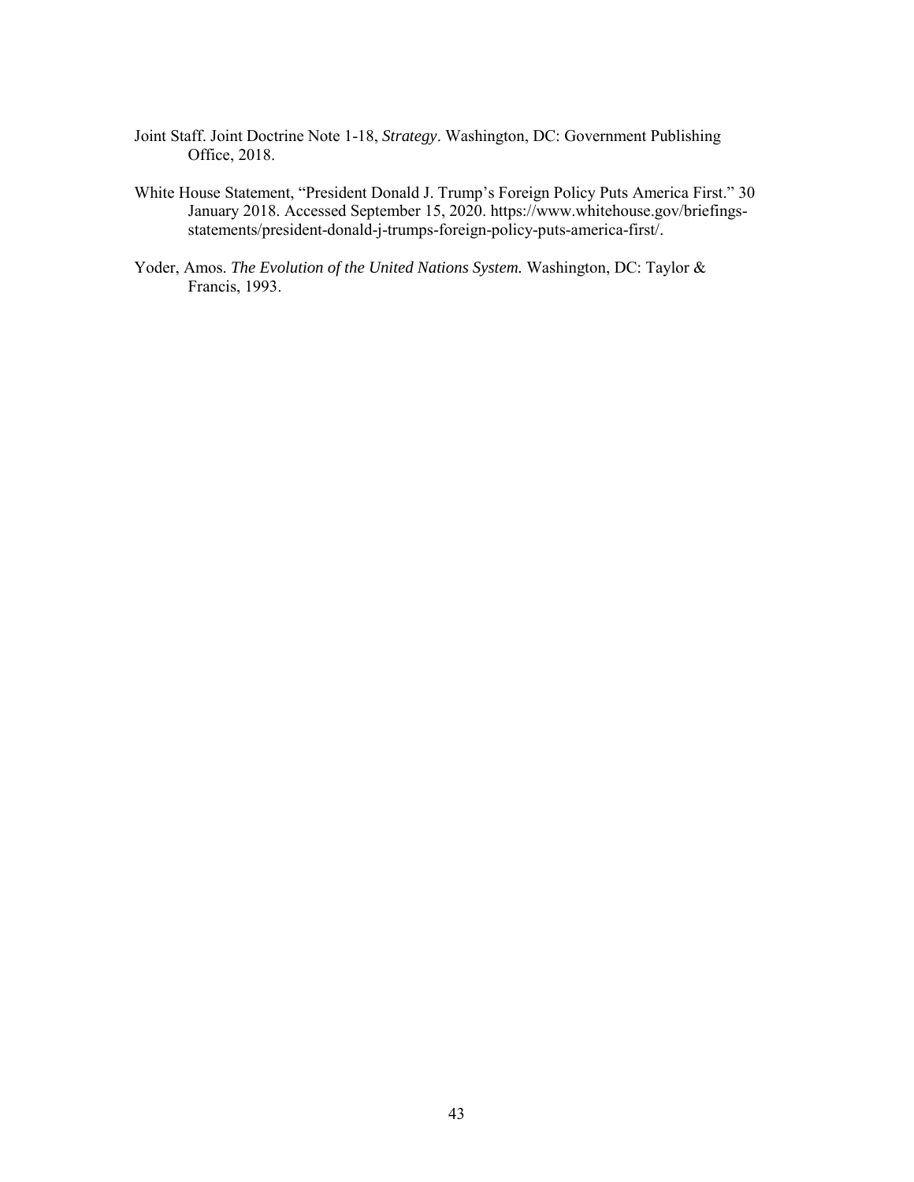Joint Staff. Joint Doctrine Note 1-18, *Strategy*. Washington, DC: Government Publishing Office, 2018.

White House Statement, "President Donald J. Trump's Foreign Policy Puts America First." 30 January 2018. Accessed September 15, 2020. https://www.whitehouse.gov/briefings-statements/president-donald-j-trumps-foreign-policy-puts-america-first/.

Yoder, Amos. *The Evolution of the United Nations System.* Washington, DC: Taylor & Francis, 1993.